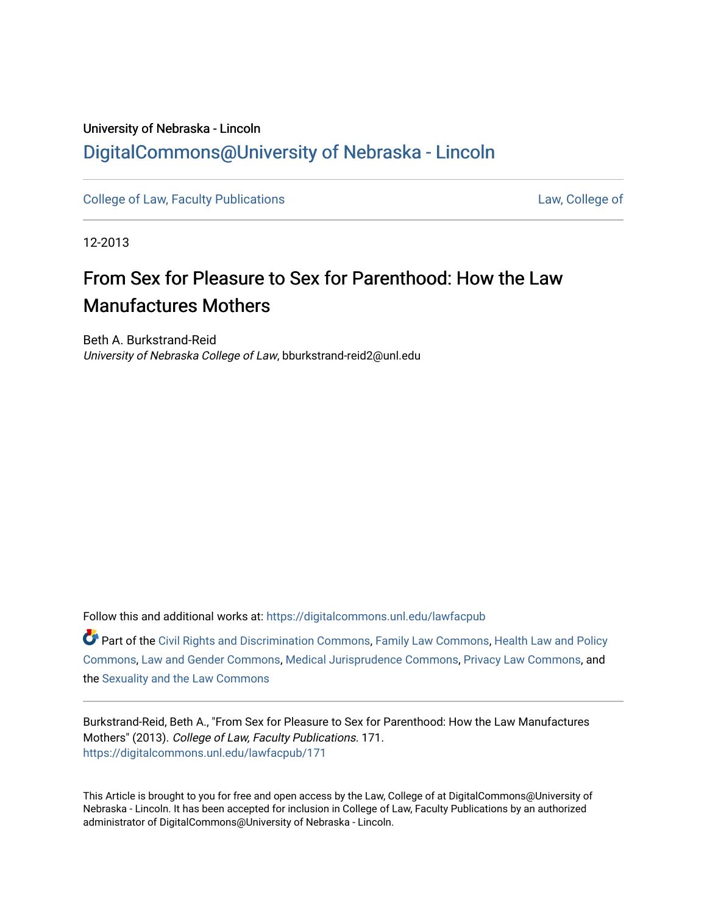University of Nebraska - Lincoln

DigitalCommons@University of Nebraska - Lincoln

College of Law, Faculty Publications | Law, College of

12-2013

# From Sex for Pleasure to Sex for Parenthood: How the Law Manufactures Mothers

Beth A. Burkstrand-Reid
*University of Nebraska College of Law*, bburkstrand-reid2@unl.edu

Follow this and additional works at: https://digitalcommons.unl.edu/lawfacpub

Part of the Civil Rights and Discrimination Commons, Family Law Commons, Health Law and Policy Commons, Law and Gender Commons, Medical Jurisprudence Commons, Privacy Law Commons, and the Sexuality and the Law Commons

Burkstrand-Reid, Beth A., "From Sex for Pleasure to Sex for Parenthood: How the Law Manufactures Mothers" (2013). *College of Law, Faculty Publications*. 171.
https://digitalcommons.unl.edu/lawfacpub/171

This Article is brought to you for free and open access by the Law, College of at DigitalCommons@University of Nebraska - Lincoln. It has been accepted for inclusion in College of Law, Faculty Publications by an authorized administrator of DigitalCommons@University of Nebraska - Lincoln.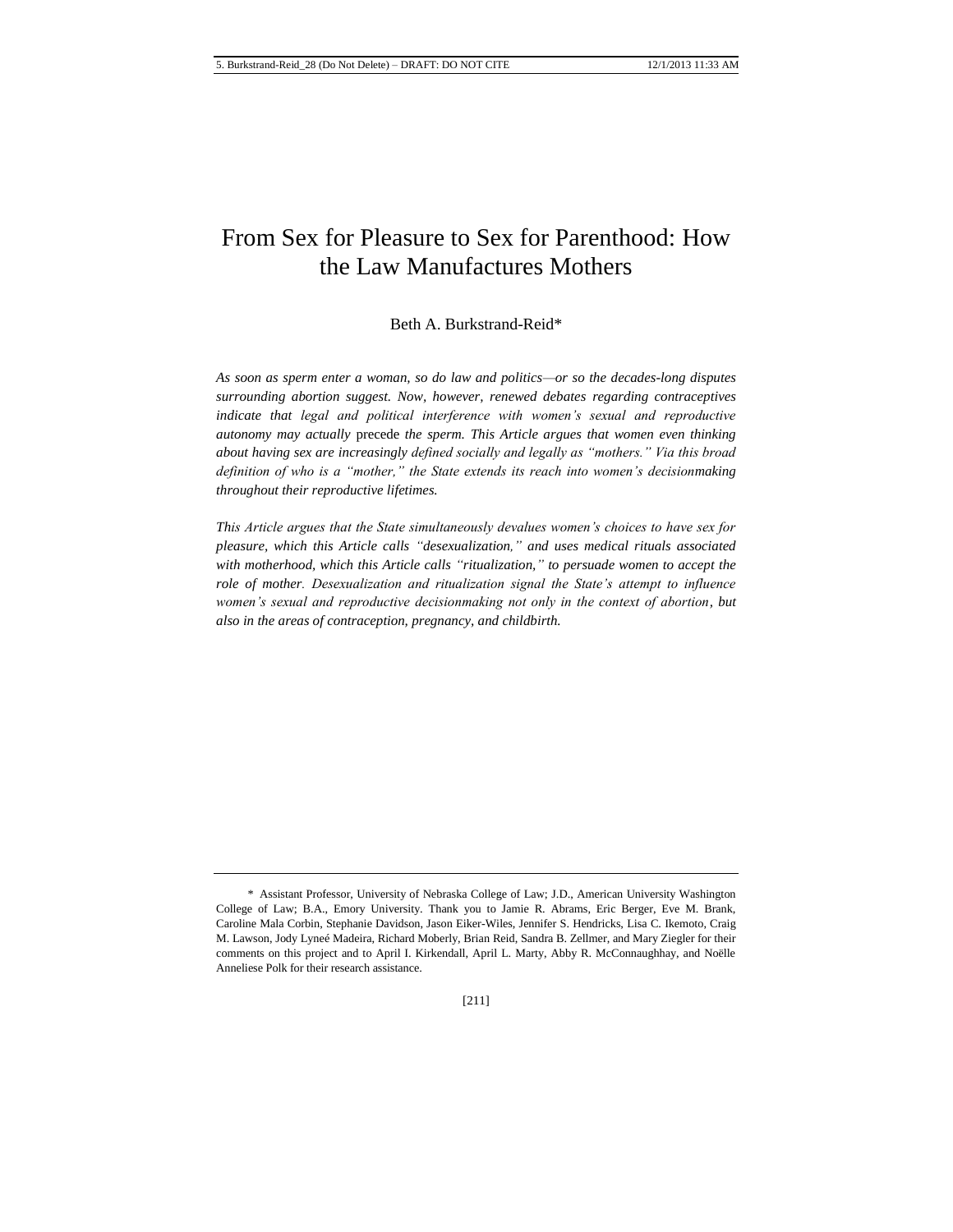# From Sex for Pleasure to Sex for Parenthood: How the Law Manufactures Mothers

Beth A. Burkstrand-Reid*

*As soon as sperm enter a woman, so do law and politics—or so the decades-long disputes surrounding abortion suggest. Now, however, renewed debates regarding contraceptives indicate that legal and political interference with women's sexual and reproductive autonomy may actually* precede *the sperm. This Article argues that women even thinking about having sex are increasingly defined socially and legally as "mothers." Via this broad definition of who is a "mother," the State extends its reach into women's decisionmaking throughout their reproductive lifetimes.*

*This Article argues that the State simultaneously devalues women's choices to have sex for pleasure, which this Article calls "desexualization," and uses medical rituals associated with motherhood, which this Article calls "ritualization," to persuade women to accept the role of mother. Desexualization and ritualization signal the State's attempt to influence women's sexual and reproductive decisionmaking not only in the context of abortion, but also in the areas of contraception, pregnancy, and childbirth.*

---

\* Assistant Professor, University of Nebraska College of Law; J.D., American University Washington College of Law; B.A., Emory University. Thank you to Jamie R. Abrams, Eric Berger, Eve M. Brank, Caroline Mala Corbin, Stephanie Davidson, Jason Eiker-Wiles, Jennifer S. Hendricks, Lisa C. Ikemoto, Craig M. Lawson, Jody Lyneé Madeira, Richard Moberly, Brian Reid, Sandra B. Zellmer, and Mary Ziegler for their comments on this project and to April I. Kirkendall, April L. Marty, Abby R. McConnaughhay, and Noëlle Anneliese Polk for their research assistance.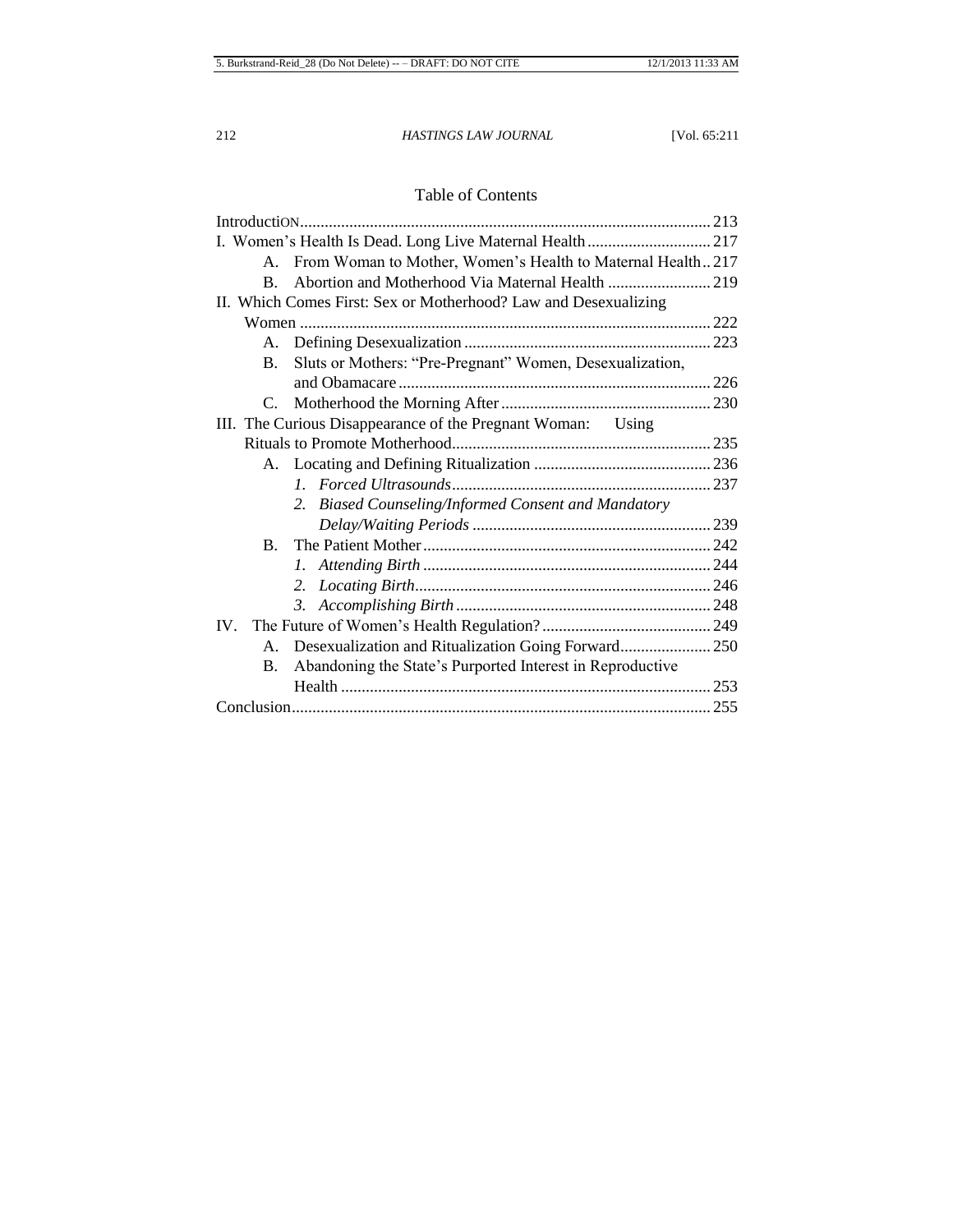## Table of Contents

Introduction .... 213

I. Women's Health Is Dead. Long Live Maternal Health .... 217

- A. From Woman to Mother, Women's Health to Maternal Health .. 217
- B. Abortion and Motherhood Via Maternal Health .... 219

II. Which Comes First: Sex or Motherhood? Law and Desexualizing Women .... 222

- A. Defining Desexualization .... 223
- B. Sluts or Mothers: "Pre-Pregnant" Women, Desexualization, and Obamacare .... 226
- C. Motherhood the Morning After .... 230

III. The Curious Disappearance of the Pregnant Woman: Using Rituals to Promote Motherhood .... 235

- A. Locating and Defining Ritualization .... 236
  1. *Forced Ultrasounds* .... 237
  2. *Biased Counseling/Informed Consent and Mandatory Delay/Waiting Periods* .... 239
- B. The Patient Mother .... 242
  1. *Attending Birth* .... 244
  2. *Locating Birth* .... 246
  3. *Accomplishing Birth* .... 248

IV. The Future of Women's Health Regulation? .... 249

- A. Desexualization and Ritualization Going Forward .... 250
- B. Abandoning the State's Purported Interest in Reproductive Health .... 253

Conclusion .... 255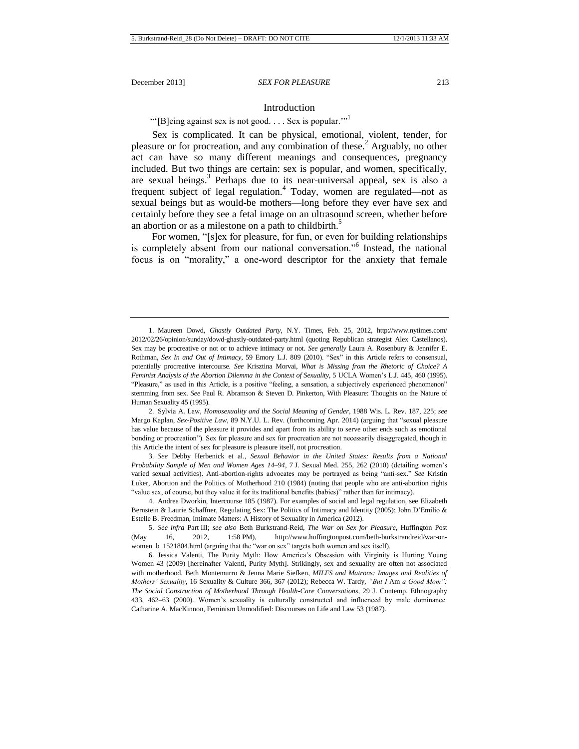## Introduction

"'[B]eing against sex is not good. . . . Sex is popular.'"[1]

Sex is complicated. It can be physical, emotional, violent, tender, for pleasure or for procreation, and any combination of these.[2] Arguably, no other act can have so many different meanings and consequences, pregnancy included. But two things are certain: sex is popular, and women, specifically, are sexual beings.[3] Perhaps due to its near-universal appeal, sex is also a frequent subject of legal regulation.[4] Today, women are regulated—not as sexual beings but as would-be mothers—long before they ever have sex and certainly before they see a fetal image on an ultrasound screen, whether before an abortion or as a milestone on a path to childbirth.[5]

For women, "[s]ex for pleasure, for fun, or even for building relationships is completely absent from our national conversation."[6] Instead, the national focus is on "morality," a one-word descriptor for the anxiety that female

---

1. Maureen Dowd, *Ghastly Outdated Party*, N.Y. Times, Feb. 25, 2012, http://www.nytimes.com/2012/02/26/opinion/sunday/dowd-ghastly-outdated-party.html (quoting Republican strategist Alex Castellanos). Sex may be procreative or not or to achieve intimacy or not. *See generally* Laura A. Rosenbury & Jennifer E. Rothman, *Sex In and Out of Intimacy*, 59 Emory L.J. 809 (2010). "Sex" in this Article refers to consensual, potentially procreative intercourse. *See* Krisztina Morvai, *What is Missing from the Rhetoric of Choice? A Feminist Analysis of the Abortion Dilemma in the Context of Sexuality*, 5 UCLA Women's L.J. 445, 460 (1995). "Pleasure," as used in this Article, is a positive "feeling, a sensation, a subjectively experienced phenomenon" stemming from sex. *See* Paul R. Abramson & Steven D. Pinkerton, With Pleasure: Thoughts on the Nature of Human Sexuality 45 (1995).

2. Sylvia A. Law, *Homosexuality and the Social Meaning of Gender*, 1988 Wis. L. Rev. 187, 225; *see* Margo Kaplan, *Sex-Positive Law*, 89 N.Y.U. L. Rev. (forthcoming Apr. 2014) (arguing that "sexual pleasure has value because of the pleasure it provides and apart from its ability to serve other ends such as emotional bonding or procreation"). Sex for pleasure and sex for procreation are not necessarily disaggregated, though in this Article the intent of sex for pleasure is pleasure itself, not procreation.

3. *See* Debby Herbenick et al., *Sexual Behavior in the United States: Results from a National Probability Sample of Men and Women Ages 14–94*, 7 J. Sexual Med. 255, 262 (2010) (detailing women's varied sexual activities). Anti-abortion-rights advocates may be portrayed as being "anti-sex." *See* Kristin Luker, Abortion and the Politics of Motherhood 210 (1984) (noting that people who are anti-abortion rights "value sex, of course, but they value it for its traditional benefits (babies)" rather than for intimacy).

4. Andrea Dworkin, Intercourse 185 (1987). For examples of social and legal regulation, see Elizabeth Bernstein & Laurie Schaffner, Regulating Sex: The Politics of Intimacy and Identity (2005); John D'Emilio & Estelle B. Freedman, Intimate Matters: A History of Sexuality in America (2012).

5. *See infra* Part III; *see also* Beth Burkstrand-Reid, *The War on Sex for Pleasure*, Huffington Post (May 16, 2012, 1:58 PM), http://www.huffingtonpost.com/beth-burkstrandreid/war-on-women_b_1521804.html (arguing that the "war on sex" targets both women and sex itself).

6. Jessica Valenti, The Purity Myth: How America's Obsession with Virginity is Hurting Young Women 43 (2009) [hereinafter Valenti, Purity Myth]. Strikingly, sex and sexuality are often not associated with motherhood. Beth Montemurro & Jenna Marie Siefken, *MILFS and Matrons: Images and Realities of Mothers' Sexuality*, 16 Sexuality & Culture 366, 367 (2012); Rebecca W. Tardy, *"But I* Am *a Good Mom": The Social Construction of Motherhood Through Health-Care Conversations*, 29 J. Contemp. Ethnography 433, 462–63 (2000). Women's sexuality is culturally constructed and influenced by male dominance. Catharine A. MacKinnon, Feminism Unmodified: Discourses on Life and Law 53 (1987).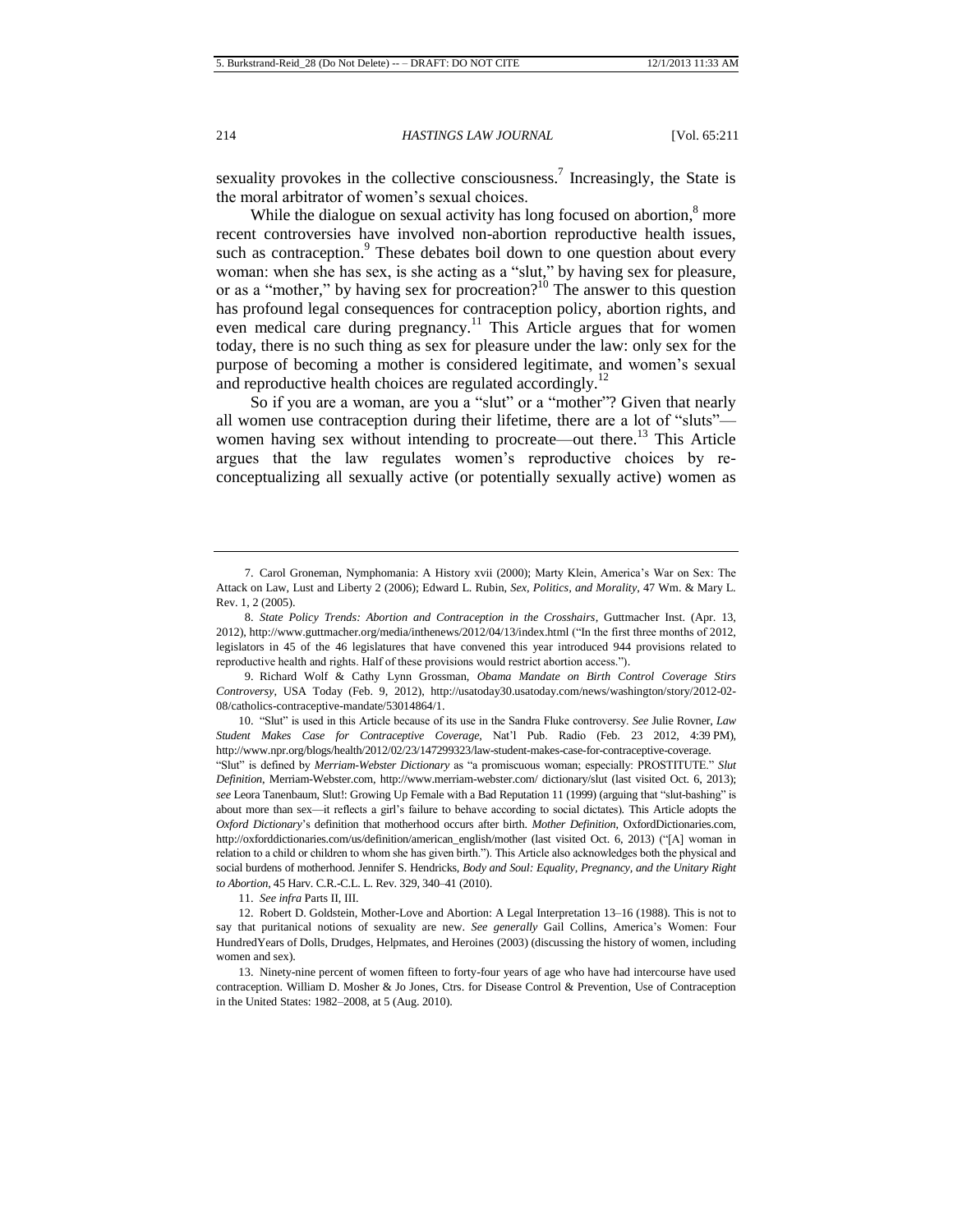sexuality provokes in the collective consciousness.[7] Increasingly, the State is the moral arbitrator of women's sexual choices.

While the dialogue on sexual activity has long focused on abortion,[8] more recent controversies have involved non-abortion reproductive health issues, such as contraception.[9] These debates boil down to one question about every woman: when she has sex, is she acting as a "slut," by having sex for pleasure, or as a "mother," by having sex for procreation?[10] The answer to this question has profound legal consequences for contraception policy, abortion rights, and even medical care during pregnancy.[11] This Article argues that for women today, there is no such thing as sex for pleasure under the law: only sex for the purpose of becoming a mother is considered legitimate, and women's sexual and reproductive health choices are regulated accordingly.[12]

So if you are a woman, are you a "slut" or a "mother"? Given that nearly all women use contraception during their lifetime, there are a lot of "sluts"—women having sex without intending to procreate—out there.[13] This Article argues that the law regulates women's reproductive choices by re-conceptualizing all sexually active (or potentially sexually active) women as

---

7. Carol Groneman, Nymphomania: A History xvii (2000); Marty Klein, America's War on Sex: The Attack on Law, Lust and Liberty 2 (2006); Edward L. Rubin, *Sex, Politics, and Morality*, 47 Wm. & Mary L. Rev. 1, 2 (2005).

8. *State Policy Trends: Abortion and Contraception in the Crosshairs*, Guttmacher Inst. (Apr. 13, 2012), http://www.guttmacher.org/media/inthenews/2012/04/13/index.html ("In the first three months of 2012, legislators in 45 of the 46 legislatures that have convened this year introduced 944 provisions related to reproductive health and rights. Half of these provisions would restrict abortion access.").

9. Richard Wolf & Cathy Lynn Grossman, *Obama Mandate on Birth Control Coverage Stirs Controversy*, USA Today (Feb. 9, 2012), http://usatoday30.usatoday.com/news/washington/story/2012-02-08/catholics-contraceptive-mandate/53014864/1.

10. "Slut" is used in this Article because of its use in the Sandra Fluke controversy. *See* Julie Rovner, *Law Student Makes Case for Contraceptive Coverage*, Nat'l Pub. Radio (Feb. 23 2012, 4:39 PM), http://www.npr.org/blogs/health/2012/02/23/147299323/law-student-makes-case-for-contraceptive-coverage. "Slut" is defined by *Merriam-Webster Dictionary* as "a promiscuous woman; especially: PROSTITUTE." *Slut Definition*, Merriam-Webster.com, http://www.merriam-webster.com/ dictionary/slut (last visited Oct. 6, 2013); *see* Leora Tanenbaum, Slut!: Growing Up Female with a Bad Reputation 11 (1999) (arguing that "slut-bashing" is about more than sex—it reflects a girl's failure to behave according to social dictates). This Article adopts the *Oxford Dictionary*'s definition that motherhood occurs after birth. *Mother Definition*, OxfordDictionaries.com, http://oxforddictionaries.com/us/definition/american_english/mother (last visited Oct. 6, 2013) ("[A] woman in relation to a child or children to whom she has given birth."). This Article also acknowledges both the physical and social burdens of motherhood. Jennifer S. Hendricks, *Body and Soul: Equality, Pregnancy, and the Unitary Right to Abortion*, 45 Harv. C.R.-C.L. L. Rev. 329, 340–41 (2010).

11. *See infra* Parts II, III.

12. Robert D. Goldstein, Mother-Love and Abortion: A Legal Interpretation 13–16 (1988). This is not to say that puritanical notions of sexuality are new. *See generally* Gail Collins, America's Women: Four HundredYears of Dolls, Drudges, Helpmates, and Heroines (2003) (discussing the history of women, including women and sex).

13. Ninety-nine percent of women fifteen to forty-four years of age who have had intercourse have used contraception. William D. Mosher & Jo Jones, Ctrs. for Disease Control & Prevention, Use of Contraception in the United States: 1982–2008, at 5 (Aug. 2010).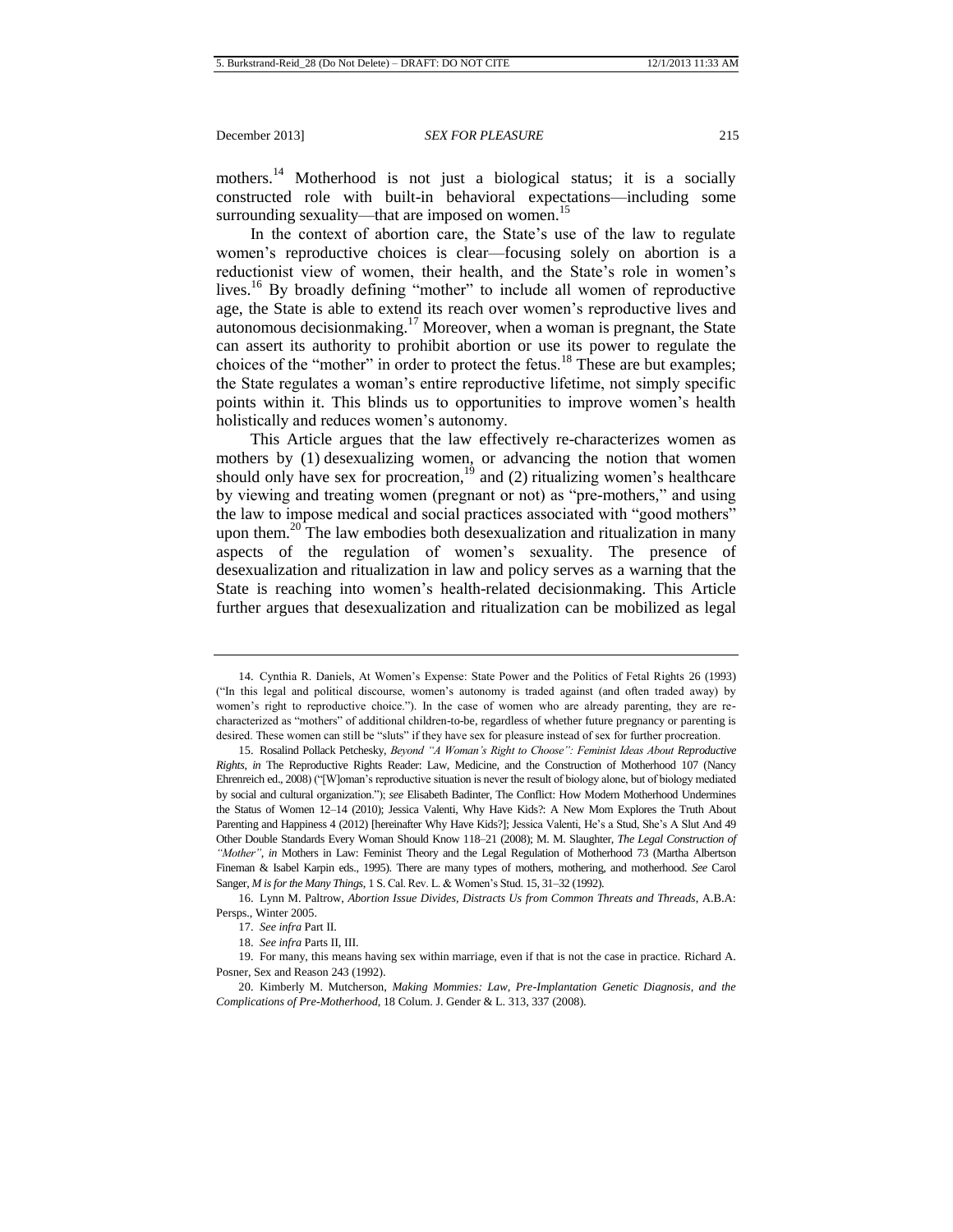mothers.[14] Motherhood is not just a biological status; it is a socially constructed role with built-in behavioral expectations—including some surrounding sexuality—that are imposed on women.[15]

In the context of abortion care, the State's use of the law to regulate women's reproductive choices is clear—focusing solely on abortion is a reductionist view of women, their health, and the State's role in women's lives.[16] By broadly defining "mother" to include all women of reproductive age, the State is able to extend its reach over women's reproductive lives and autonomous decisionmaking.[17] Moreover, when a woman is pregnant, the State can assert its authority to prohibit abortion or use its power to regulate the choices of the "mother" in order to protect the fetus.[18] These are but examples; the State regulates a woman's entire reproductive lifetime, not simply specific points within it. This blinds us to opportunities to improve women's health holistically and reduces women's autonomy.

This Article argues that the law effectively re-characterizes women as mothers by (1) desexualizing women, or advancing the notion that women should only have sex for procreation,[19] and (2) ritualizing women's healthcare by viewing and treating women (pregnant or not) as "pre-mothers," and using the law to impose medical and social practices associated with "good mothers" upon them.[20] The law embodies both desexualization and ritualization in many aspects of the regulation of women's sexuality. The presence of desexualization and ritualization in law and policy serves as a warning that the State is reaching into women's health-related decisionmaking. This Article further argues that desexualization and ritualization can be mobilized as legal

---

14. Cynthia R. Daniels, At Women's Expense: State Power and the Politics of Fetal Rights 26 (1993) ("In this legal and political discourse, women's autonomy is traded against (and often traded away) by women's right to reproductive choice."). In the case of women who are already parenting, they are re-characterized as "mothers" of additional children-to-be, regardless of whether future pregnancy or parenting is desired. These women can still be "sluts" if they have sex for pleasure instead of sex for further procreation.

15. Rosalind Pollack Petchesky, *Beyond "A Woman's Right to Choose": Feminist Ideas About Reproductive Rights*, *in* The Reproductive Rights Reader: Law, Medicine, and the Construction of Motherhood 107 (Nancy Ehrenreich ed., 2008) ("[W]oman's reproductive situation is never the result of biology alone, but of biology mediated by social and cultural organization."); *see* Elisabeth Badinter, The Conflict: How Modern Motherhood Undermines the Status of Women 12–14 (2010); Jessica Valenti, Why Have Kids?: A New Mom Explores the Truth About Parenting and Happiness 4 (2012) [hereinafter Why Have Kids?]; Jessica Valenti, He's a Stud, She's A Slut And 49 Other Double Standards Every Woman Should Know 118–21 (2008); M. M. Slaughter, *The Legal Construction of "Mother"*, *in* Mothers in Law: Feminist Theory and the Legal Regulation of Motherhood 73 (Martha Albertson Fineman & Isabel Karpin eds., 1995). There are many types of mothers, mothering, and motherhood. *See* Carol Sanger, *M is for the Many Things*, 1 S. Cal. Rev. L. & Women's Stud. 15, 31–32 (1992).

16. Lynn M. Paltrow, *Abortion Issue Divides, Distracts Us from Common Threats and Threads*, A.B.A: Persps., Winter 2005.

17. *See infra* Part II.

18. *See infra* Parts II, III.

19. For many, this means having sex within marriage, even if that is not the case in practice. Richard A. Posner, Sex and Reason 243 (1992).

20. Kimberly M. Mutcherson, *Making Mommies: Law, Pre-Implantation Genetic Diagnosis, and the Complications of Pre-Motherhood*, 18 Colum. J. Gender & L. 313, 337 (2008).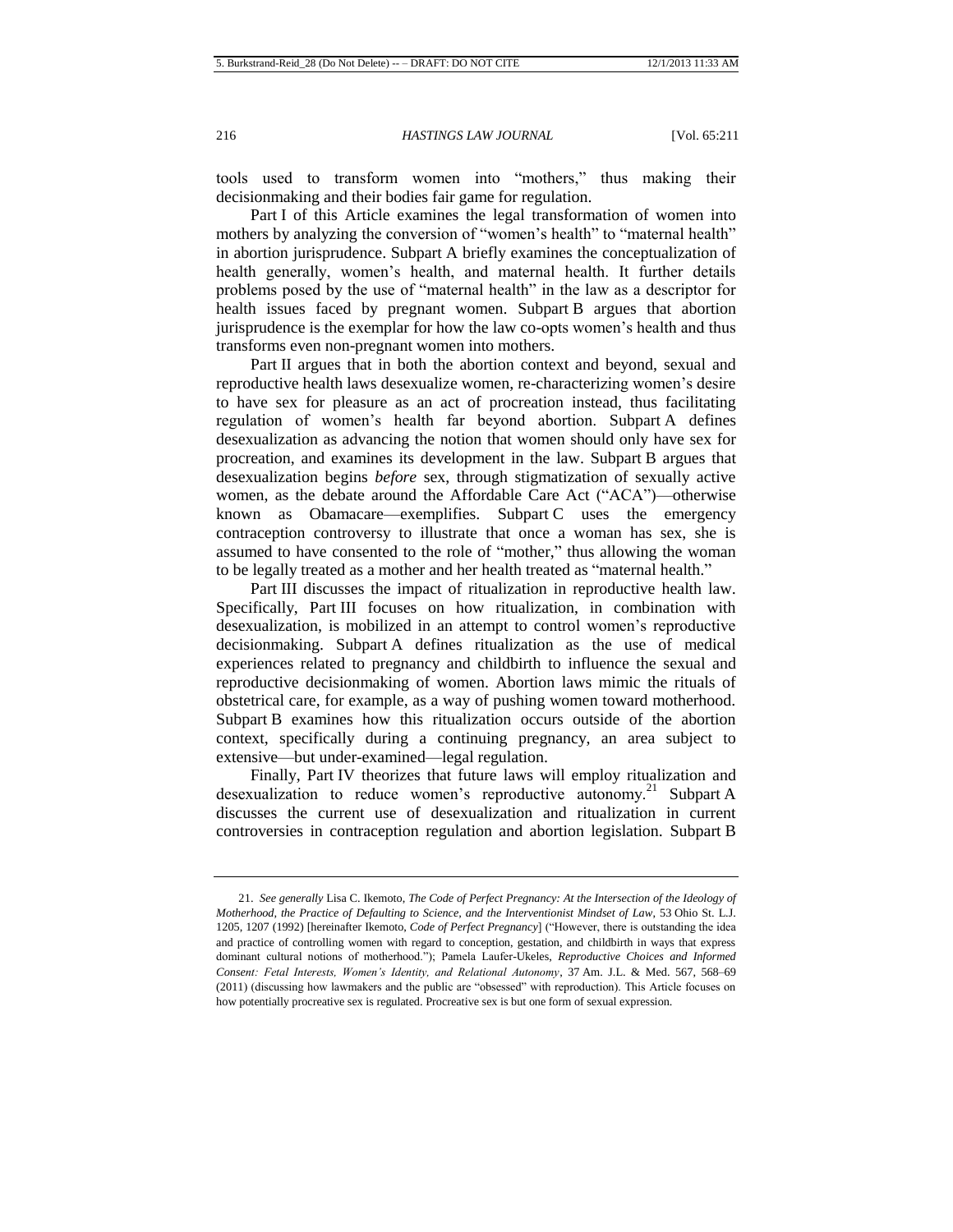tools used to transform women into "mothers," thus making their decisionmaking and their bodies fair game for regulation.

Part I of this Article examines the legal transformation of women into mothers by analyzing the conversion of "women's health" to "maternal health" in abortion jurisprudence. Subpart A briefly examines the conceptualization of health generally, women's health, and maternal health. It further details problems posed by the use of "maternal health" in the law as a descriptor for health issues faced by pregnant women. Subpart B argues that abortion jurisprudence is the exemplar for how the law co-opts women's health and thus transforms even non-pregnant women into mothers.

Part II argues that in both the abortion context and beyond, sexual and reproductive health laws desexualize women, re-characterizing women's desire to have sex for pleasure as an act of procreation instead, thus facilitating regulation of women's health far beyond abortion. Subpart A defines desexualization as advancing the notion that women should only have sex for procreation, and examines its development in the law. Subpart B argues that desexualization begins *before* sex, through stigmatization of sexually active women, as the debate around the Affordable Care Act ("ACA")—otherwise known as Obamacare—exemplifies. Subpart C uses the emergency contraception controversy to illustrate that once a woman has sex, she is assumed to have consented to the role of "mother," thus allowing the woman to be legally treated as a mother and her health treated as "maternal health."

Part III discusses the impact of ritualization in reproductive health law. Specifically, Part III focuses on how ritualization, in combination with desexualization, is mobilized in an attempt to control women's reproductive decisionmaking. Subpart A defines ritualization as the use of medical experiences related to pregnancy and childbirth to influence the sexual and reproductive decisionmaking of women. Abortion laws mimic the rituals of obstetrical care, for example, as a way of pushing women toward motherhood. Subpart B examines how this ritualization occurs outside of the abortion context, specifically during a continuing pregnancy, an area subject to extensive—but under-examined—legal regulation.

Finally, Part IV theorizes that future laws will employ ritualization and desexualization to reduce women's reproductive autonomy.[21] Subpart A discusses the current use of desexualization and ritualization in current controversies in contraception regulation and abortion legislation. Subpart B

---

21. *See generally* Lisa C. Ikemoto, *The Code of Perfect Pregnancy: At the Intersection of the Ideology of Motherhood, the Practice of Defaulting to Science, and the Interventionist Mindset of Law*, 53 Ohio St. L.J. 1205, 1207 (1992) [hereinafter Ikemoto, *Code of Perfect Pregnancy*] ("However, there is outstanding the idea and practice of controlling women with regard to conception, gestation, and childbirth in ways that express dominant cultural notions of motherhood."); Pamela Laufer-Ukeles, *Reproductive Choices and Informed Consent: Fetal Interests, Women's Identity, and Relational Autonomy*, 37 Am. J.L. & Med. 567, 568–69 (2011) (discussing how lawmakers and the public are "obsessed" with reproduction). This Article focuses on how potentially procreative sex is regulated. Procreative sex is but one form of sexual expression.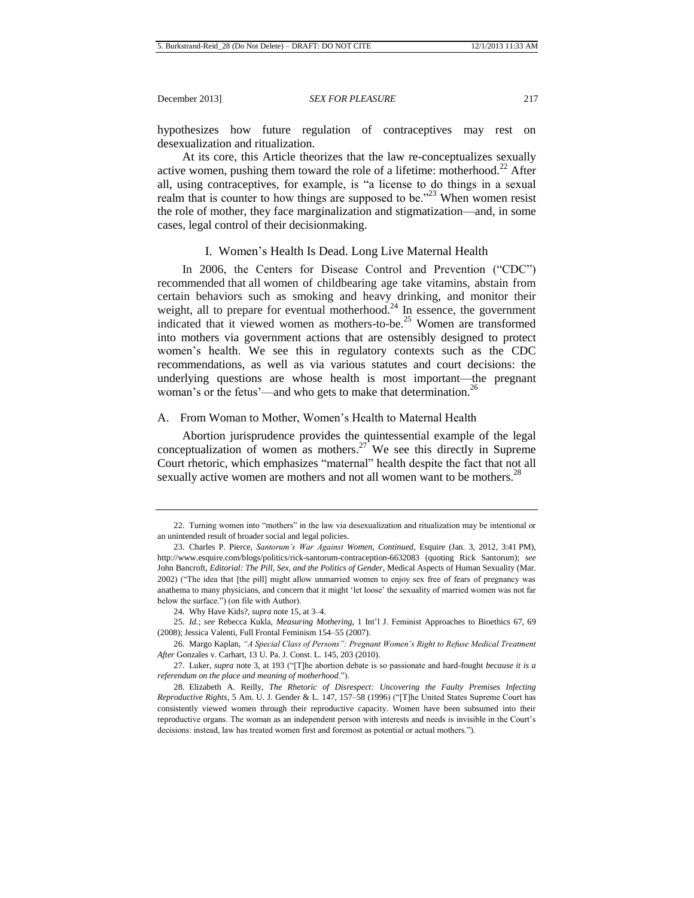hypothesizes how future regulation of contraceptives may rest on desexualization and ritualization.

At its core, this Article theorizes that the law re-conceptualizes sexually active women, pushing them toward the role of a lifetime: motherhood.[22] After all, using contraceptives, for example, is "a license to do things in a sexual realm that is counter to how things are supposed to be."[23] When women resist the role of mother, they face marginalization and stigmatization—and, in some cases, legal control of their decisionmaking.

## I. Women's Health Is Dead. Long Live Maternal Health

In 2006, the Centers for Disease Control and Prevention ("CDC") recommended that all women of childbearing age take vitamins, abstain from certain behaviors such as smoking and heavy drinking, and monitor their weight, all to prepare for eventual motherhood.[24] In essence, the government indicated that it viewed women as mothers-to-be.[25] Women are transformed into mothers via government actions that are ostensibly designed to protect women's health. We see this in regulatory contexts such as the CDC recommendations, as well as via various statutes and court decisions: the underlying questions are whose health is most important—the pregnant woman's or the fetus'—and who gets to make that determination.[26]

### A. From Woman to Mother, Women's Health to Maternal Health

Abortion jurisprudence provides the quintessential example of the legal conceptualization of women as mothers.[27] We see this directly in Supreme Court rhetoric, which emphasizes "maternal" health despite the fact that not all sexually active women are mothers and not all women want to be mothers.[28]

---

22. Turning women into "mothers" in the law via desexualization and ritualization may be intentional or an unintended result of broader social and legal policies.

23. Charles P. Pierce, *Santorum's War Against Women, Continued*, Esquire (Jan. 3, 2012, 3:41 PM), http://www.esquire.com/blogs/politics/rick-santorum-contraception-6632083 (quoting Rick Santorum); *see* John Bancroft, *Editorial: The Pill, Sex, and the Politics of Gender*, Medical Aspects of Human Sexuality (Mar. 2002) ("The idea that [the pill] might allow unmarried women to enjoy sex free of fears of pregnancy was anathema to many physicians, and concern that it might 'let loose' the sexuality of married women was not far below the surface.") (on file with Author).

24. Why Have Kids?, *supra* note 15, at 3–4.

25. *Id.*; *see* Rebecca Kukla, *Measuring Mothering*, 1 Int'l J. Feminist Approaches to Bioethics 67, 69 (2008); Jessica Valenti, Full Frontal Feminism 154–55 (2007).

26. Margo Kaplan, *"A Special Class of Persons": Pregnant Women's Right to Refuse Medical Treatment After* Gonzales v. Carhart, 13 U. Pa. J. Const. L. 145, 203 (2010).

27. Luker, *supra* note 3, at 193 ("[T]he abortion debate is so passionate and hard-fought *because it is a referendum on the place and meaning of motherhood*.").

28. Elizabeth A. Reilly, *The Rhetoric of Disrespect: Uncovering the Faulty Premises Infecting Reproductive Rights*, 5 Am. U. J. Gender & L. 147, 157–58 (1996) ("[T]he United States Supreme Court has consistently viewed women through their reproductive capacity. Women have been subsumed into their reproductive organs. The woman as an independent person with interests and needs is invisible in the Court's decisions: instead, law has treated women first and foremost as potential or actual mothers.").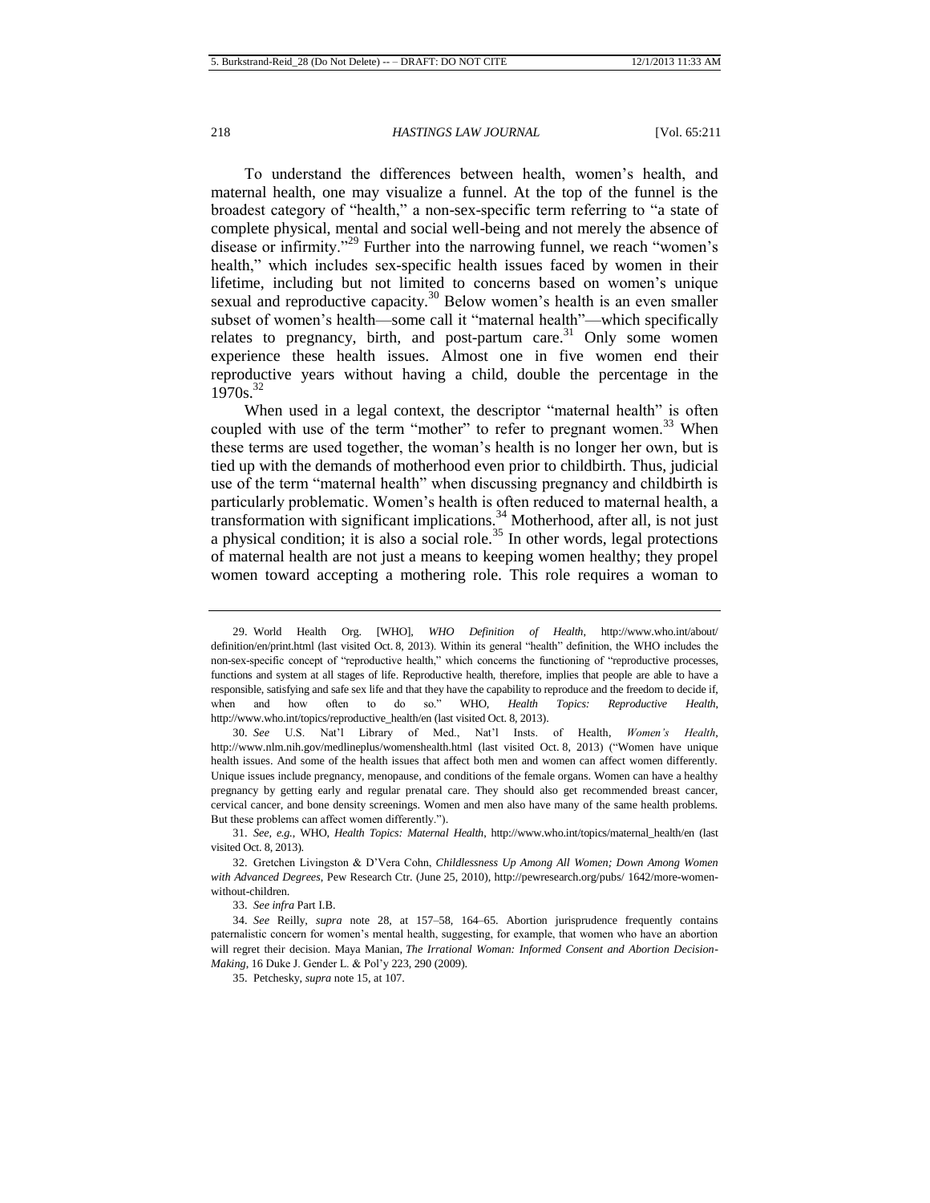To understand the differences between health, women's health, and maternal health, one may visualize a funnel. At the top of the funnel is the broadest category of "health," a non-sex-specific term referring to "a state of complete physical, mental and social well-being and not merely the absence of disease or infirmity."[29] Further into the narrowing funnel, we reach "women's health," which includes sex-specific health issues faced by women in their lifetime, including but not limited to concerns based on women's unique sexual and reproductive capacity.[30] Below women's health is an even smaller subset of women's health—some call it "maternal health"—which specifically relates to pregnancy, birth, and post-partum care.[31] Only some women experience these health issues. Almost one in five women end their reproductive years without having a child, double the percentage in the 1970s.[32]

When used in a legal context, the descriptor "maternal health" is often coupled with use of the term "mother" to refer to pregnant women.[33] When these terms are used together, the woman's health is no longer her own, but is tied up with the demands of motherhood even prior to childbirth. Thus, judicial use of the term "maternal health" when discussing pregnancy and childbirth is particularly problematic. Women's health is often reduced to maternal health, a transformation with significant implications.[34] Motherhood, after all, is not just a physical condition; it is also a social role.[35] In other words, legal protections of maternal health are not just a means to keeping women healthy; they propel women toward accepting a mothering role. This role requires a woman to

---

29. World Health Org. [WHO], *WHO Definition of Health*, http://www.who.int/about/definition/en/print.html (last visited Oct. 8, 2013). Within its general "health" definition, the WHO includes the non-sex-specific concept of "reproductive health," which concerns the functioning of "reproductive processes, functions and system at all stages of life. Reproductive health, therefore, implies that people are able to have a responsible, satisfying and safe sex life and that they have the capability to reproduce and the freedom to decide if, when and how often to do so." WHO, *Health Topics: Reproductive Health*, http://www.who.int/topics/reproductive_health/en (last visited Oct. 8, 2013).

30. *See* U.S. Nat'l Library of Med., Nat'l Insts. of Health, *Women's Health*, http://www.nlm.nih.gov/medlineplus/womenshealth.html (last visited Oct. 8, 2013) ("Women have unique health issues. And some of the health issues that affect both men and women can affect women differently. Unique issues include pregnancy, menopause, and conditions of the female organs. Women can have a healthy pregnancy by getting early and regular prenatal care. They should also get recommended breast cancer, cervical cancer, and bone density screenings. Women and men also have many of the same health problems. But these problems can affect women differently.").

31. *See, e.g.*, WHO, *Health Topics: Maternal Health*, http://www.who.int/topics/maternal_health/en (last visited Oct. 8, 2013).

32. Gretchen Livingston & D'Vera Cohn, *Childlessness Up Among All Women; Down Among Women with Advanced Degrees*, Pew Research Ctr. (June 25, 2010), http://pewresearch.org/pubs/ 1642/more-women-without-children.

33. *See infra* Part I.B.

34. *See* Reilly, *supra* note 28, at 157–58, 164–65. Abortion jurisprudence frequently contains paternalistic concern for women's mental health, suggesting, for example, that women who have an abortion will regret their decision. Maya Manian, *The Irrational Woman: Informed Consent and Abortion Decision-Making*, 16 Duke J. Gender L. & Pol'y 223, 290 (2009).

35. Petchesky, *supra* note 15, at 107.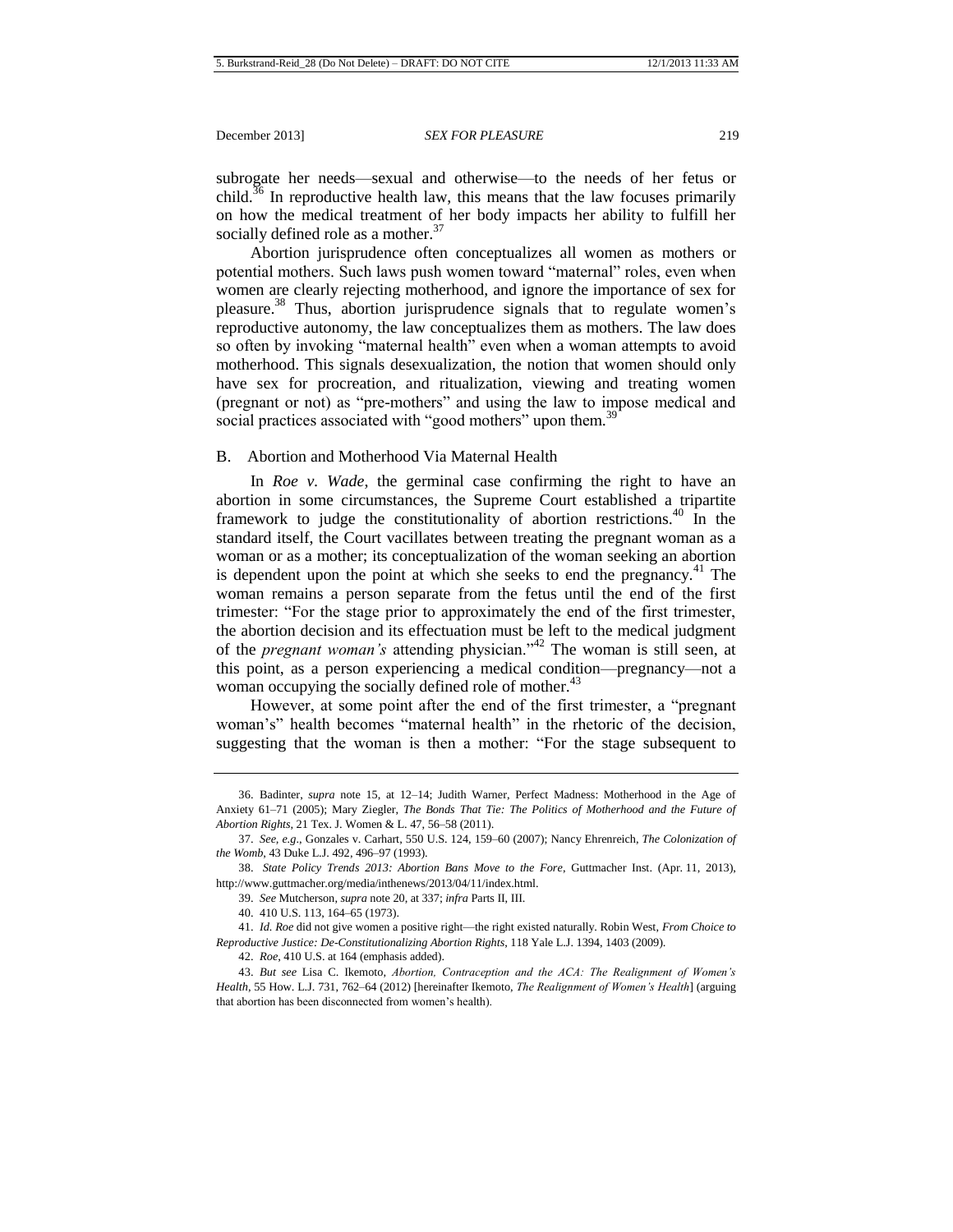subrogate her needs—sexual and otherwise—to the needs of her fetus or child.[36] In reproductive health law, this means that the law focuses primarily on how the medical treatment of her body impacts her ability to fulfill her socially defined role as a mother.[37]

Abortion jurisprudence often conceptualizes all women as mothers or potential mothers. Such laws push women toward "maternal" roles, even when women are clearly rejecting motherhood, and ignore the importance of sex for pleasure.[38] Thus, abortion jurisprudence signals that to regulate women's reproductive autonomy, the law conceptualizes them as mothers. The law does so often by invoking "maternal health" even when a woman attempts to avoid motherhood. This signals desexualization, the notion that women should only have sex for procreation, and ritualization, viewing and treating women (pregnant or not) as "pre-mothers" and using the law to impose medical and social practices associated with "good mothers" upon them.[39]

## B. Abortion and Motherhood Via Maternal Health

In *Roe v. Wade*, the germinal case confirming the right to have an abortion in some circumstances, the Supreme Court established a tripartite framework to judge the constitutionality of abortion restrictions.[40] In the standard itself, the Court vacillates between treating the pregnant woman as a woman or as a mother; its conceptualization of the woman seeking an abortion is dependent upon the point at which she seeks to end the pregnancy.[41] The woman remains a person separate from the fetus until the end of the first trimester: "For the stage prior to approximately the end of the first trimester, the abortion decision and its effectuation must be left to the medical judgment of the *pregnant woman's* attending physician."[42] The woman is still seen, at this point, as a person experiencing a medical condition—pregnancy—not a woman occupying the socially defined role of mother.[43]

However, at some point after the end of the first trimester, a "pregnant woman's" health becomes "maternal health" in the rhetoric of the decision, suggesting that the woman is then a mother: "For the stage subsequent to

---

36. Badinter, *supra* note 15, at 12–14; Judith Warner, Perfect Madness: Motherhood in the Age of Anxiety 61–71 (2005); Mary Ziegler, *The Bonds That Tie: The Politics of Motherhood and the Future of Abortion Rights*, 21 Tex. J. Women & L. 47, 56–58 (2011).

37. *See, e.g.*, Gonzales v. Carhart, 550 U.S. 124, 159–60 (2007); Nancy Ehrenreich, *The Colonization of the Womb*, 43 Duke L.J. 492, 496–97 (1993).

38. *State Policy Trends 2013: Abortion Bans Move to the Fore*, Guttmacher Inst. (Apr. 11, 2013), http://www.guttmacher.org/media/inthenews/2013/04/11/index.html.

39. *See* Mutcherson, *supra* note 20, at 337; *infra* Parts II, III.

40. 410 U.S. 113, 164–65 (1973).

41. *Id. Roe* did not give women a positive right—the right existed naturally. Robin West, *From Choice to Reproductive Justice: De-Constitutionalizing Abortion Rights*, 118 Yale L.J. 1394, 1403 (2009).

42. *Roe*, 410 U.S. at 164 (emphasis added).

43. *But see* Lisa C. Ikemoto, *Abortion, Contraception and the ACA: The Realignment of Women's Health*, 55 How. L.J. 731, 762–64 (2012) [hereinafter Ikemoto, *The Realignment of Women's Health*] (arguing that abortion has been disconnected from women's health).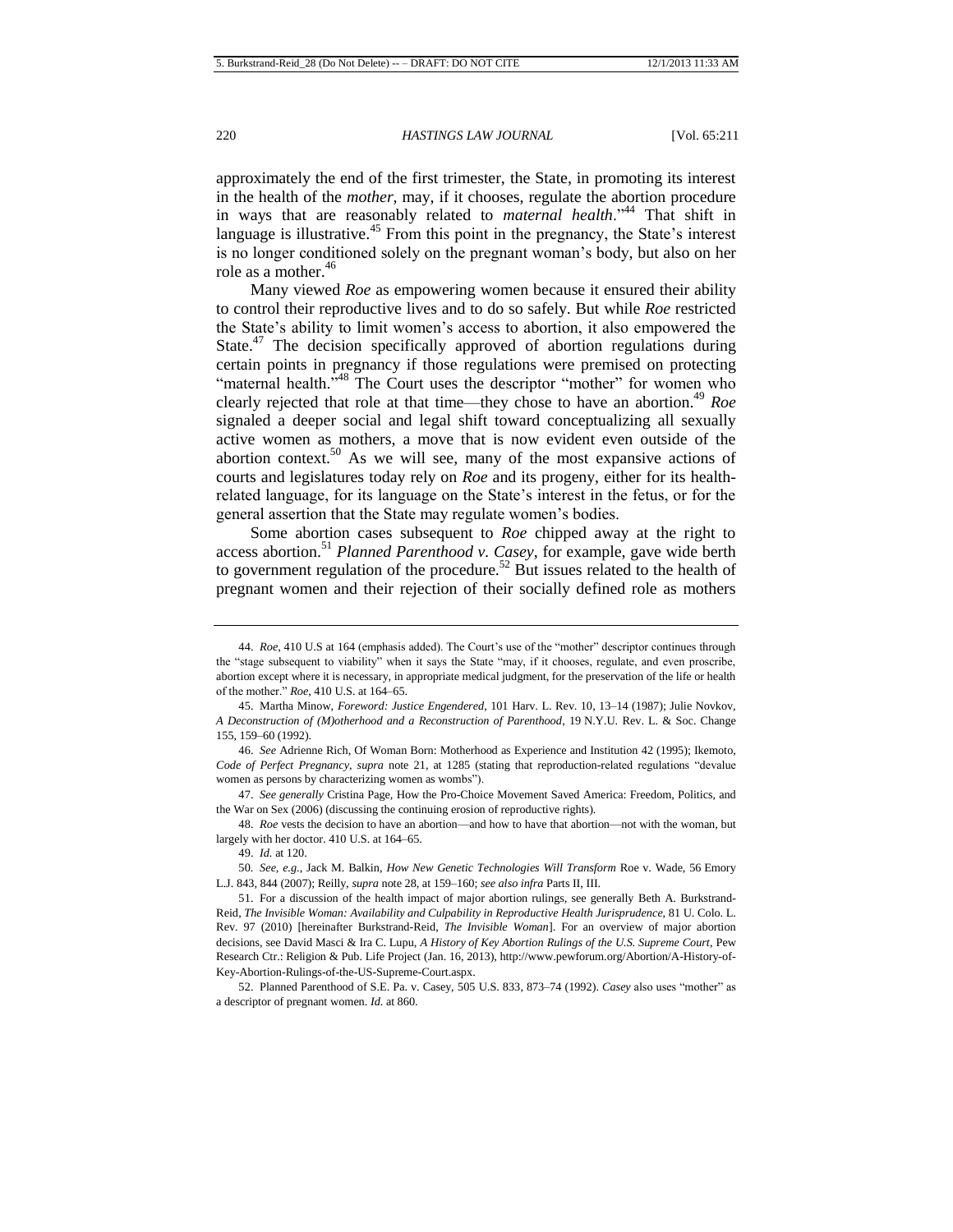approximately the end of the first trimester, the State, in promoting its interest in the health of the *mother*, may, if it chooses, regulate the abortion procedure in ways that are reasonably related to *maternal health*."[44] That shift in language is illustrative.[45] From this point in the pregnancy, the State's interest is no longer conditioned solely on the pregnant woman's body, but also on her role as a mother.[46]

Many viewed *Roe* as empowering women because it ensured their ability to control their reproductive lives and to do so safely. But while *Roe* restricted the State's ability to limit women's access to abortion, it also empowered the State.[47] The decision specifically approved of abortion regulations during certain points in pregnancy if those regulations were premised on protecting "maternal health."[48] The Court uses the descriptor "mother" for women who clearly rejected that role at that time—they chose to have an abortion.[49] *Roe* signaled a deeper social and legal shift toward conceptualizing all sexually active women as mothers, a move that is now evident even outside of the abortion context.[50] As we will see, many of the most expansive actions of courts and legislatures today rely on *Roe* and its progeny, either for its health-related language, for its language on the State's interest in the fetus, or for the general assertion that the State may regulate women's bodies.

Some abortion cases subsequent to *Roe* chipped away at the right to access abortion.[51] *Planned Parenthood v. Casey*, for example, gave wide berth to government regulation of the procedure.[52] But issues related to the health of pregnant women and their rejection of their socially defined role as mothers

---

44. *Roe*, 410 U.S at 164 (emphasis added). The Court's use of the "mother" descriptor continues through the "stage subsequent to viability" when it says the State "may, if it chooses, regulate, and even proscribe, abortion except where it is necessary, in appropriate medical judgment, for the preservation of the life or health of the mother." *Roe*, 410 U.S. at 164–65.

45. Martha Minow, *Foreword: Justice Engendered*, 101 Harv. L. Rev. 10, 13–14 (1987); Julie Novkov, *A Deconstruction of (M)otherhood and a Reconstruction of Parenthood*, 19 N.Y.U. Rev. L. & Soc. Change 155, 159–60 (1992).

46. *See* Adrienne Rich, Of Woman Born: Motherhood as Experience and Institution 42 (1995); Ikemoto, *Code of Perfect Pregnancy*, *supra* note 21, at 1285 (stating that reproduction-related regulations "devalue women as persons by characterizing women as wombs").

47. *See generally* Cristina Page, How the Pro-Choice Movement Saved America: Freedom, Politics, and the War on Sex (2006) (discussing the continuing erosion of reproductive rights).

48. *Roe* vests the decision to have an abortion—and how to have that abortion—not with the woman, but largely with her doctor. 410 U.S. at 164–65.

49. *Id.* at 120.

50. *See, e.g.*, Jack M. Balkin, *How New Genetic Technologies Will Transform* Roe v. Wade, 56 Emory L.J. 843, 844 (2007); Reilly, *supra* note 28, at 159–160; *see also infra* Parts II, III.

51. For a discussion of the health impact of major abortion rulings, see generally Beth A. Burkstrand-Reid, *The Invisible Woman: Availability and Culpability in Reproductive Health Jurisprudence*, 81 U. Colo. L. Rev. 97 (2010) [hereinafter Burkstrand-Reid, *The Invisible Woman*]. For an overview of major abortion decisions, see David Masci & Ira C. Lupu, *A History of Key Abortion Rulings of the U.S. Supreme Court*, Pew Research Ctr.: Religion & Pub. Life Project (Jan. 16, 2013), http://www.pewforum.org/Abortion/A-History-of-Key-Abortion-Rulings-of-the-US-Supreme-Court.aspx.

52. Planned Parenthood of S.E. Pa. v. Casey, 505 U.S. 833, 873–74 (1992). *Casey* also uses "mother" as a descriptor of pregnant women. *Id.* at 860.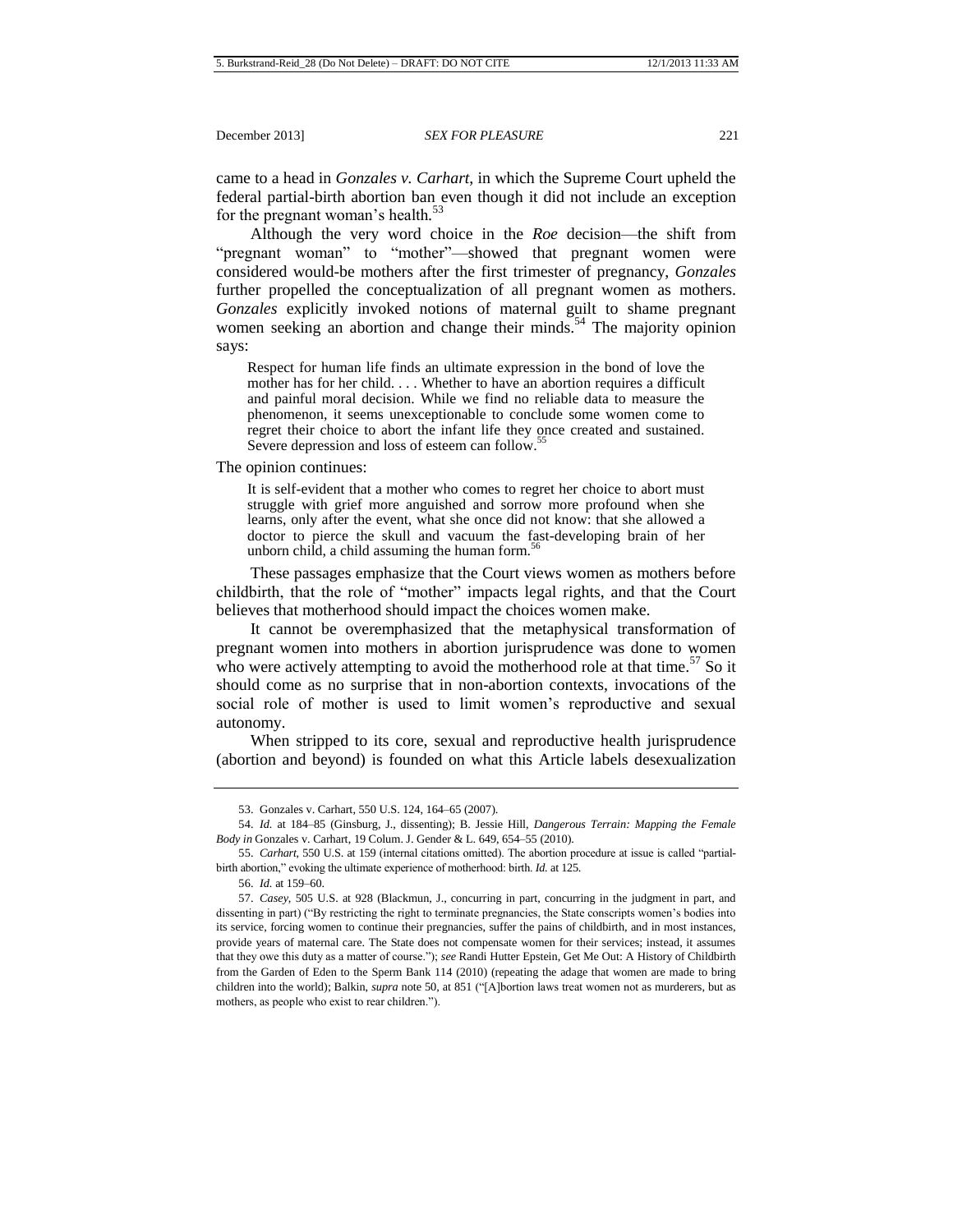came to a head in *Gonzales v. Carhart*, in which the Supreme Court upheld the federal partial-birth abortion ban even though it did not include an exception for the pregnant woman's health.[53]

Although the very word choice in the *Roe* decision—the shift from "pregnant woman" to "mother"—showed that pregnant women were considered would-be mothers after the first trimester of pregnancy, *Gonzales* further propelled the conceptualization of all pregnant women as mothers. *Gonzales* explicitly invoked notions of maternal guilt to shame pregnant women seeking an abortion and change their minds.[54] The majority opinion says:

> Respect for human life finds an ultimate expression in the bond of love the mother has for her child. . . . Whether to have an abortion requires a difficult and painful moral decision. While we find no reliable data to measure the phenomenon, it seems unexceptionable to conclude some women come to regret their choice to abort the infant life they once created and sustained. Severe depression and loss of esteem can follow.[55]

The opinion continues:

> It is self-evident that a mother who comes to regret her choice to abort must struggle with grief more anguished and sorrow more profound when she learns, only after the event, what she once did not know: that she allowed a doctor to pierce the skull and vacuum the fast-developing brain of her unborn child, a child assuming the human form.[56]

These passages emphasize that the Court views women as mothers before childbirth, that the role of "mother" impacts legal rights, and that the Court believes that motherhood should impact the choices women make.

It cannot be overemphasized that the metaphysical transformation of pregnant women into mothers in abortion jurisprudence was done to women who were actively attempting to avoid the motherhood role at that time.[57] So it should come as no surprise that in non-abortion contexts, invocations of the social role of mother is used to limit women's reproductive and sexual autonomy.

When stripped to its core, sexual and reproductive health jurisprudence (abortion and beyond) is founded on what this Article labels desexualization

---

53. Gonzales v. Carhart, 550 U.S. 124, 164–65 (2007).

54. *Id.* at 184–85 (Ginsburg, J., dissenting); B. Jessie Hill, *Dangerous Terrain: Mapping the Female Body in* Gonzales v. Carhart, 19 Colum. J. Gender & L. 649, 654–55 (2010).

55. *Carhart*, 550 U.S. at 159 (internal citations omitted). The abortion procedure at issue is called "partial-birth abortion," evoking the ultimate experience of motherhood: birth. *Id.* at 125.

56. *Id.* at 159–60.

57. *Casey*, 505 U.S. at 928 (Blackmun, J., concurring in part, concurring in the judgment in part, and dissenting in part) ("By restricting the right to terminate pregnancies, the State conscripts women's bodies into its service, forcing women to continue their pregnancies, suffer the pains of childbirth, and in most instances, provide years of maternal care. The State does not compensate women for their services; instead, it assumes that they owe this duty as a matter of course."); *see* Randi Hutter Epstein, Get Me Out: A History of Childbirth from the Garden of Eden to the Sperm Bank 114 (2010) (repeating the adage that women are made to bring children into the world); Balkin, *supra* note 50, at 851 ("[A]bortion laws treat women not as murderers, but as mothers, as people who exist to rear children.").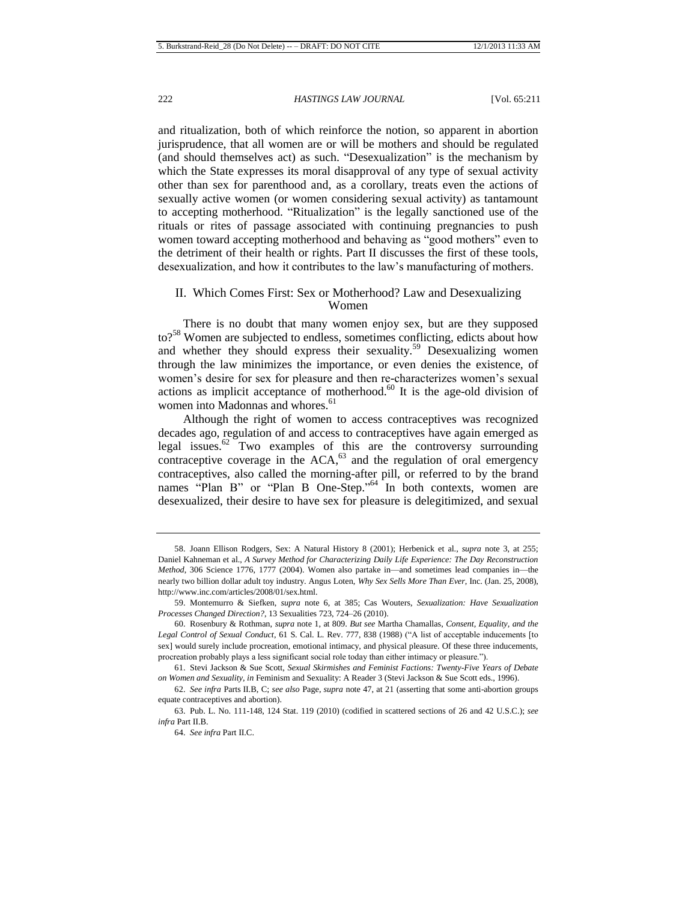and ritualization, both of which reinforce the notion, so apparent in abortion jurisprudence, that all women are or will be mothers and should be regulated (and should themselves act) as such. "Desexualization" is the mechanism by which the State expresses its moral disapproval of any type of sexual activity other than sex for parenthood and, as a corollary, treats even the actions of sexually active women (or women considering sexual activity) as tantamount to accepting motherhood. "Ritualization" is the legally sanctioned use of the rituals or rites of passage associated with continuing pregnancies to push women toward accepting motherhood and behaving as "good mothers" even to the detriment of their health or rights. Part II discusses the first of these tools, desexualization, and how it contributes to the law's manufacturing of mothers.

## II. Which Comes First: Sex or Motherhood? Law and Desexualizing Women

There is no doubt that many women enjoy sex, but are they supposed to?[58] Women are subjected to endless, sometimes conflicting, edicts about how and whether they should express their sexuality.[59] Desexualizing women through the law minimizes the importance, or even denies the existence, of women's desire for sex for pleasure and then re-characterizes women's sexual actions as implicit acceptance of motherhood.[60] It is the age-old division of women into Madonnas and whores.[61]

Although the right of women to access contraceptives was recognized decades ago, regulation of and access to contraceptives have again emerged as legal issues.[62] Two examples of this are the controversy surrounding contraceptive coverage in the ACA,[63] and the regulation of oral emergency contraceptives, also called the morning-after pill, or referred to by the brand names "Plan B" or "Plan B One-Step."[64] In both contexts, women are desexualized, their desire to have sex for pleasure is delegitimized, and sexual

---

58. Joann Ellison Rodgers, Sex: A Natural History 8 (2001); Herbenick et al., *supra* note 3, at 255; Daniel Kahneman et al., *A Survey Method for Characterizing Daily Life Experience: The Day Reconstruction Method*, 306 Science 1776, 1777 (2004). Women also partake in—and sometimes lead companies in—the nearly two billion dollar adult toy industry. Angus Loten, *Why Sex Sells More Than Ever*, Inc. (Jan. 25, 2008), http://www.inc.com/articles/2008/01/sex.html.

59. Montemurro & Siefken, *supra* note 6, at 385; Cas Wouters, *Sexualization: Have Sexualization Processes Changed Direction?*, 13 Sexualities 723, 724–26 (2010).

60. Rosenbury & Rothman, *supra* note 1, at 809. *But see* Martha Chamallas, *Consent, Equality, and the Legal Control of Sexual Conduct*, 61 S. Cal. L. Rev. 777, 838 (1988) ("A list of acceptable inducements [to sex] would surely include procreation, emotional intimacy, and physical pleasure. Of these three inducements, procreation probably plays a less significant social role today than either intimacy or pleasure.").

61. Stevi Jackson & Sue Scott, *Sexual Skirmishes and Feminist Factions: Twenty-Five Years of Debate on Women and Sexuality*, *in* Feminism and Sexuality: A Reader 3 (Stevi Jackson & Sue Scott eds., 1996).

62. *See infra* Parts II.B, C; *see also* Page, *supra* note 47, at 21 (asserting that some anti-abortion groups equate contraceptives and abortion).

63. Pub. L. No. 111-148, 124 Stat. 119 (2010) (codified in scattered sections of 26 and 42 U.S.C.); *see infra* Part II.B.

64. *See infra* Part II.C.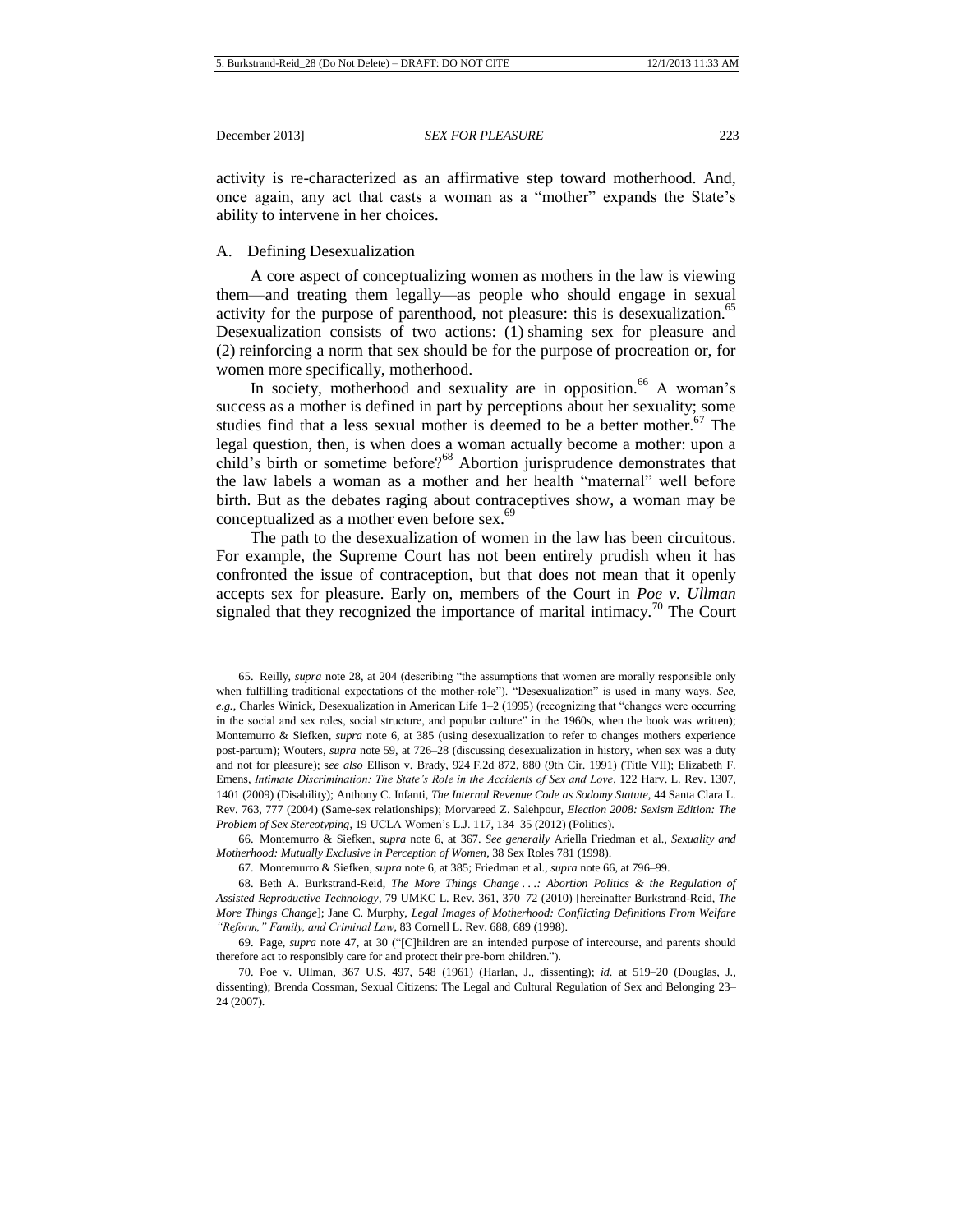activity is re-characterized as an affirmative step toward motherhood. And, once again, any act that casts a woman as a "mother" expands the State's ability to intervene in her choices.

## A. Defining Desexualization

A core aspect of conceptualizing women as mothers in the law is viewing them—and treating them legally—as people who should engage in sexual activity for the purpose of parenthood, not pleasure: this is desexualization.[65] Desexualization consists of two actions: (1) shaming sex for pleasure and (2) reinforcing a norm that sex should be for the purpose of procreation or, for women more specifically, motherhood.

In society, motherhood and sexuality are in opposition.[66] A woman's success as a mother is defined in part by perceptions about her sexuality; some studies find that a less sexual mother is deemed to be a better mother.[67] The legal question, then, is when does a woman actually become a mother: upon a child's birth or sometime before?[68] Abortion jurisprudence demonstrates that the law labels a woman as a mother and her health "maternal" well before birth. But as the debates raging about contraceptives show, a woman may be conceptualized as a mother even before sex.[69]

The path to the desexualization of women in the law has been circuitous. For example, the Supreme Court has not been entirely prudish when it has confronted the issue of contraception, but that does not mean that it openly accepts sex for pleasure. Early on, members of the Court in *Poe v. Ullman* signaled that they recognized the importance of marital intimacy.[70] The Court

---

65. Reilly, *supra* note 28, at 204 (describing "the assumptions that women are morally responsible only when fulfilling traditional expectations of the mother-role"). "Desexualization" is used in many ways. *See, e.g.*, Charles Winick, Desexualization in American Life 1–2 (1995) (recognizing that "changes were occurring in the social and sex roles, social structure, and popular culture" in the 1960s, when the book was written); Montemurro & Siefken, *supra* note 6, at 385 (using desexualization to refer to changes mothers experience post-partum); Wouters, *supra* note 59, at 726–28 (discussing desexualization in history, when sex was a duty and not for pleasure); s*ee also* Ellison v. Brady, 924 F.2d 872, 880 (9th Cir. 1991) (Title VII); Elizabeth F. Emens, *Intimate Discrimination: The State's Role in the Accidents of Sex and Love*, 122 Harv. L. Rev. 1307, 1401 (2009) (Disability); Anthony C. Infanti, *The Internal Revenue Code as Sodomy Statute*, 44 Santa Clara L. Rev. 763, 777 (2004) (Same-sex relationships); Morvareed Z. Salehpour, *Election 2008: Sexism Edition: The Problem of Sex Stereotyping*, 19 UCLA Women's L.J. 117, 134–35 (2012) (Politics).

66. Montemurro & Siefken, *supra* note 6, at 367. *See generally* Ariella Friedman et al., *Sexuality and Motherhood: Mutually Exclusive in Perception of Women*, 38 Sex Roles 781 (1998).

67. Montemurro & Siefken, *supra* note 6, at 385; Friedman et al., *supra* note 66, at 796–99.

68. Beth A. Burkstrand-Reid, *The More Things Change . . .: Abortion Politics & the Regulation of Assisted Reproductive Technology*, 79 UMKC L. Rev. 361, 370–72 (2010) [hereinafter Burkstrand-Reid, *The More Things Change*]; Jane C. Murphy, *Legal Images of Motherhood: Conflicting Definitions From Welfare "Reform," Family, and Criminal Law*, 83 Cornell L. Rev. 688, 689 (1998).

69. Page, *supra* note 47, at 30 ("[C]hildren are an intended purpose of intercourse, and parents should therefore act to responsibly care for and protect their pre-born children.").

70. Poe v. Ullman, 367 U.S. 497, 548 (1961) (Harlan, J., dissenting); *id.* at 519–20 (Douglas, J., dissenting); Brenda Cossman, Sexual Citizens: The Legal and Cultural Regulation of Sex and Belonging 23–24 (2007).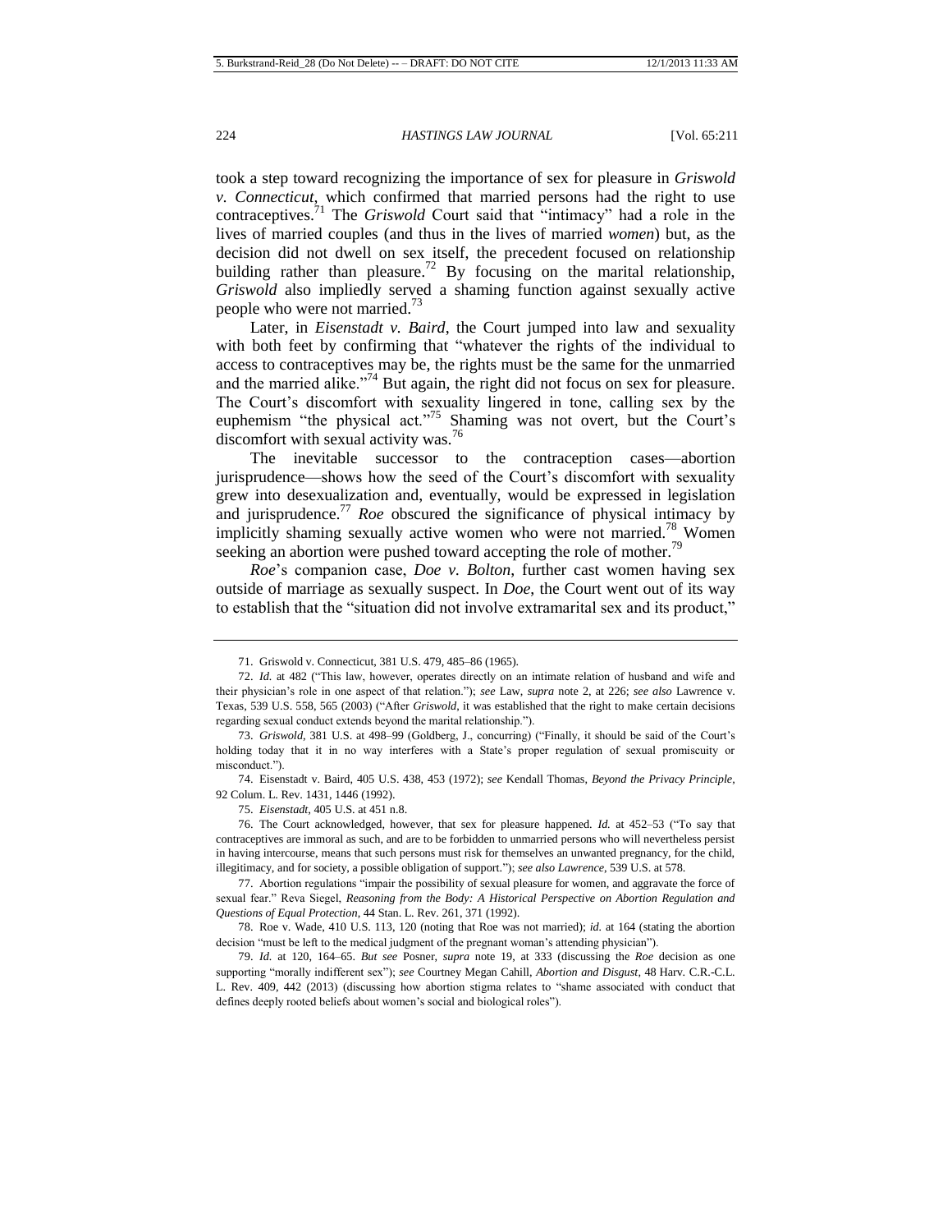took a step toward recognizing the importance of sex for pleasure in *Griswold v. Connecticut*, which confirmed that married persons had the right to use contraceptives.[71] The *Griswold* Court said that "intimacy" had a role in the lives of married couples (and thus in the lives of married *women*) but, as the decision did not dwell on sex itself, the precedent focused on relationship building rather than pleasure.[72] By focusing on the marital relationship, *Griswold* also impliedly served a shaming function against sexually active people who were not married.[73]

Later, in *Eisenstadt v. Baird*, the Court jumped into law and sexuality with both feet by confirming that "whatever the rights of the individual to access to contraceptives may be, the rights must be the same for the unmarried and the married alike."[74] But again, the right did not focus on sex for pleasure. The Court's discomfort with sexuality lingered in tone, calling sex by the euphemism "the physical act."[75] Shaming was not overt, but the Court's discomfort with sexual activity was.[76]

The inevitable successor to the contraception cases—abortion jurisprudence—shows how the seed of the Court's discomfort with sexuality grew into desexualization and, eventually, would be expressed in legislation and jurisprudence.[77] *Roe* obscured the significance of physical intimacy by implicitly shaming sexually active women who were not married.[78] Women seeking an abortion were pushed toward accepting the role of mother.[79]

*Roe*'s companion case, *Doe v. Bolton*, further cast women having sex outside of marriage as sexually suspect. In *Doe*, the Court went out of its way to establish that the "situation did not involve extramarital sex and its product,"

---

71. Griswold v. Connecticut, 381 U.S. 479, 485–86 (1965).

72. *Id.* at 482 ("This law, however, operates directly on an intimate relation of husband and wife and their physician's role in one aspect of that relation."); *see* Law, *supra* note 2, at 226; *see also* Lawrence v. Texas, 539 U.S. 558, 565 (2003) ("After *Griswold*, it was established that the right to make certain decisions regarding sexual conduct extends beyond the marital relationship.").

73. *Griswold*, 381 U.S. at 498–99 (Goldberg, J., concurring) ("Finally, it should be said of the Court's holding today that it in no way interferes with a State's proper regulation of sexual promiscuity or misconduct.").

74. Eisenstadt v. Baird, 405 U.S. 438, 453 (1972); *see* Kendall Thomas, *Beyond the Privacy Principle*, 92 Colum. L. Rev. 1431, 1446 (1992).

75. *Eisenstadt*, 405 U.S. at 451 n.8.

76. The Court acknowledged, however, that sex for pleasure happened. *Id.* at 452–53 ("To say that contraceptives are immoral as such, and are to be forbidden to unmarried persons who will nevertheless persist in having intercourse, means that such persons must risk for themselves an unwanted pregnancy, for the child, illegitimacy, and for society, a possible obligation of support."); *see also Lawrence*, 539 U.S. at 578.

77. Abortion regulations "impair the possibility of sexual pleasure for women, and aggravate the force of sexual fear." Reva Siegel, *Reasoning from the Body: A Historical Perspective on Abortion Regulation and Questions of Equal Protection*, 44 Stan. L. Rev. 261, 371 (1992).

78. Roe v. Wade, 410 U.S. 113, 120 (noting that Roe was not married); *id.* at 164 (stating the abortion decision "must be left to the medical judgment of the pregnant woman's attending physician").

79. *Id.* at 120, 164–65. *But see* Posner, *supra* note 19, at 333 (discussing the *Roe* decision as one supporting "morally indifferent sex"); *see* Courtney Megan Cahill, *Abortion and Disgust*, 48 Harv. C.R.-C.L. L. Rev. 409, 442 (2013) (discussing how abortion stigma relates to "shame associated with conduct that defines deeply rooted beliefs about women's social and biological roles").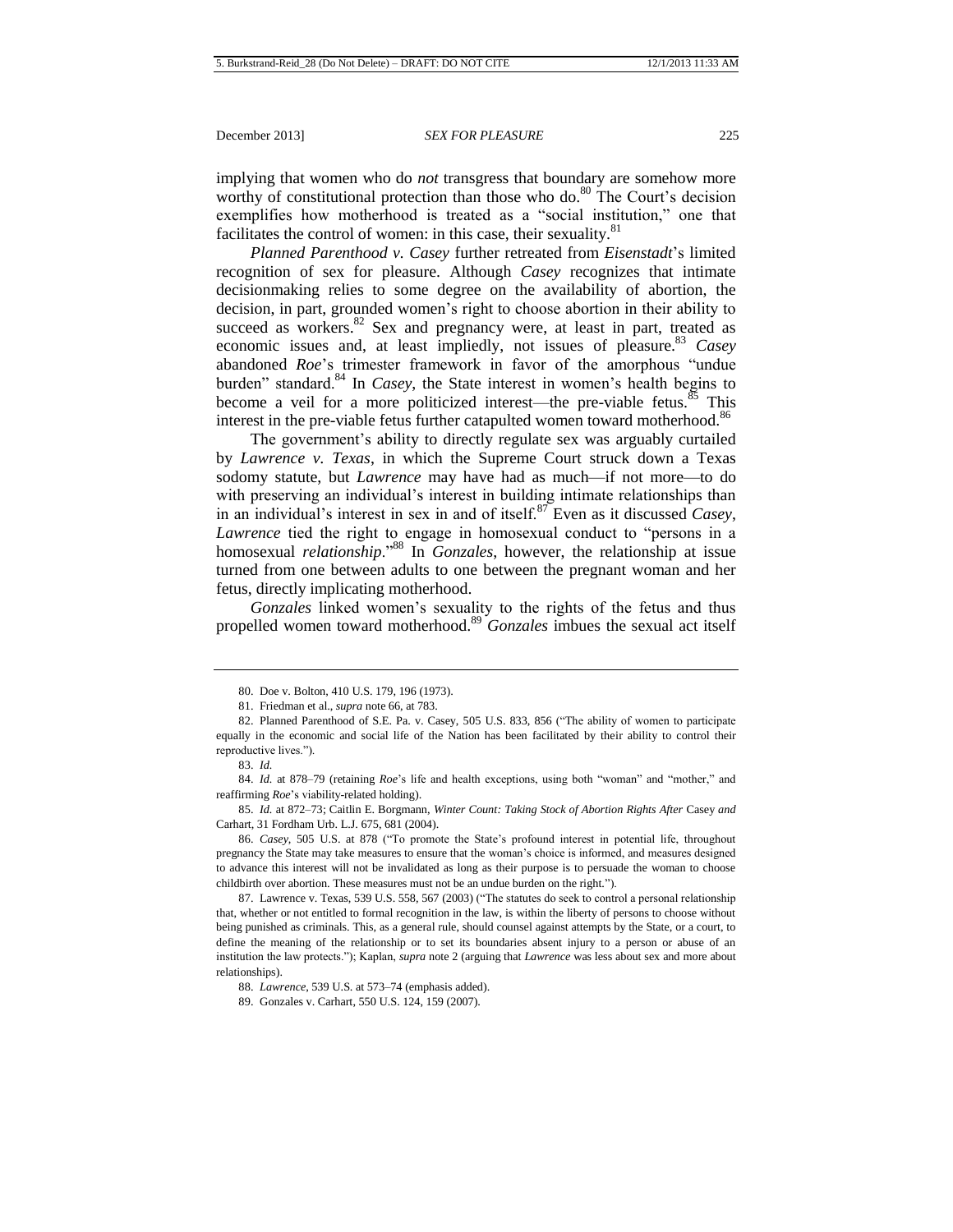implying that women who do *not* transgress that boundary are somehow more worthy of constitutional protection than those who do.[80] The Court's decision exemplifies how motherhood is treated as a "social institution," one that facilitates the control of women: in this case, their sexuality.[81]

*Planned Parenthood v. Casey* further retreated from *Eisenstadt*'s limited recognition of sex for pleasure. Although *Casey* recognizes that intimate decisionmaking relies to some degree on the availability of abortion, the decision, in part, grounded women's right to choose abortion in their ability to succeed as workers.[82] Sex and pregnancy were, at least in part, treated as economic issues and, at least impliedly, not issues of pleasure.[83] *Casey* abandoned *Roe*'s trimester framework in favor of the amorphous "undue burden" standard.[84] In *Casey*, the State interest in women's health begins to become a veil for a more politicized interest—the pre-viable fetus.[85] This interest in the pre-viable fetus further catapulted women toward motherhood.[86]

The government's ability to directly regulate sex was arguably curtailed by *Lawrence v. Texas*, in which the Supreme Court struck down a Texas sodomy statute, but *Lawrence* may have had as much—if not more—to do with preserving an individual's interest in building intimate relationships than in an individual's interest in sex in and of itself.[87] Even as it discussed *Casey*, *Lawrence* tied the right to engage in homosexual conduct to "persons in a homosexual *relationship*."[88] In *Gonzales*, however, the relationship at issue turned from one between adults to one between the pregnant woman and her fetus, directly implicating motherhood.

*Gonzales* linked women's sexuality to the rights of the fetus and thus propelled women toward motherhood.[89] *Gonzales* imbues the sexual act itself

---

80. Doe v. Bolton, 410 U.S. 179, 196 (1973).

81. Friedman et al., *supra* note 66, at 783.

82. Planned Parenthood of S.E. Pa. v. Casey, 505 U.S. 833, 856 ("The ability of women to participate equally in the economic and social life of the Nation has been facilitated by their ability to control their reproductive lives.").

83. *Id.*

84. *Id.* at 878–79 (retaining *Roe*'s life and health exceptions, using both "woman" and "mother," and reaffirming *Roe*'s viability-related holding).

85. *Id.* at 872–73; Caitlin E. Borgmann, *Winter Count: Taking Stock of Abortion Rights After* Casey *and* Carhart, 31 Fordham Urb. L.J. 675, 681 (2004).

86. *Casey*, 505 U.S. at 878 ("To promote the State's profound interest in potential life, throughout pregnancy the State may take measures to ensure that the woman's choice is informed, and measures designed to advance this interest will not be invalidated as long as their purpose is to persuade the woman to choose childbirth over abortion. These measures must not be an undue burden on the right.").

87. Lawrence v. Texas, 539 U.S. 558, 567 (2003) ("The statutes do seek to control a personal relationship that, whether or not entitled to formal recognition in the law, is within the liberty of persons to choose without being punished as criminals. This, as a general rule, should counsel against attempts by the State, or a court, to define the meaning of the relationship or to set its boundaries absent injury to a person or abuse of an institution the law protects."); Kaplan, *supra* note 2 (arguing that *Lawrence* was less about sex and more about relationships).

88. *Lawrence*, 539 U.S. at 573–74 (emphasis added).

89. Gonzales v. Carhart, 550 U.S. 124, 159 (2007).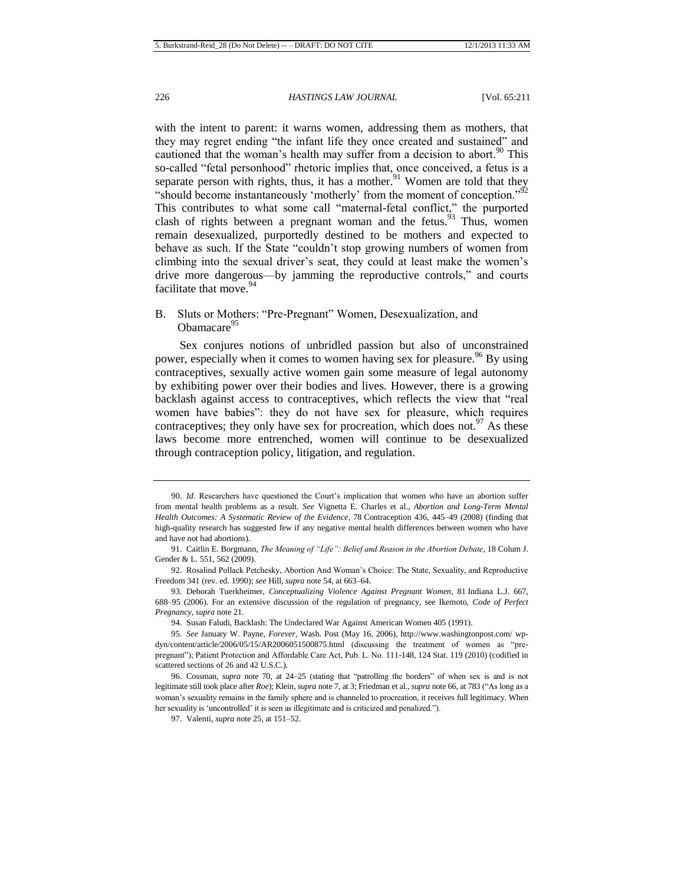with the intent to parent: it warns women, addressing them as mothers, that they may regret ending "the infant life they once created and sustained" and cautioned that the woman's health may suffer from a decision to abort.[90] This so-called "fetal personhood" rhetoric implies that, once conceived, a fetus is a separate person with rights, thus, it has a mother.[91] Women are told that they "should become instantaneously 'motherly' from the moment of conception."[92] This contributes to what some call "maternal-fetal conflict," the purported clash of rights between a pregnant woman and the fetus.[93] Thus, women remain desexualized, purportedly destined to be mothers and expected to behave as such. If the State "couldn't stop growing numbers of women from climbing into the sexual driver's seat, they could at least make the women's drive more dangerous—by jamming the reproductive controls," and courts facilitate that move.[94]

## B. Sluts or Mothers: "Pre-Pregnant" Women, Desexualization, and Obamacare[95]

Sex conjures notions of unbridled passion but also of unconstrained power, especially when it comes to women having sex for pleasure.[96] By using contraceptives, sexually active women gain some measure of legal autonomy by exhibiting power over their bodies and lives. However, there is a growing backlash against access to contraceptives, which reflects the view that "real women have babies": they do not have sex for pleasure, which requires contraceptives; they only have sex for procreation, which does not.[97] As these laws become more entrenched, women will continue to be desexualized through contraception policy, litigation, and regulation.

---

90. *Id*. Researchers have questioned the Court's implication that women who have an abortion suffer from mental health problems as a result. *See* Vignetta E. Charles et al., *Abortion and Long-Term Mental Health Outcomes: A Systematic Review of the Evidence*, 78 Contraception 436, 445–49 (2008) (finding that high-quality research has suggested few if any negative mental health differences between women who have and have not had abortions).

91. Caitlin E. Borgmann, *The Meaning of "Life": Belief and Reason in the Abortion Debate*, 18 Colum J. Gender & L. 551, 562 (2009).

92. Rosalind Pollack Petchesky, Abortion And Woman's Choice: The State, Sexuality, and Reproductive Freedom 341 (rev. ed. 1990); *see* Hill, *supra* note 54, at 663–64.

93. Deborah Tuerkheimer, *Conceptualizing Violence Against Pregnant Women*, 81 Indiana L.J. 667, 688–95 (2006). For an extensive discussion of the regulation of pregnancy, see Ikemoto, *Code of Perfect Pregnancy*, *supra* note 21.

94. Susan Faludi, Backlash: The Undeclared War Against American Women 405 (1991).

95. *See* January W. Payne, *Forever*, Wash. Post (May 16, 2006), http://www.washingtonpost.com/ wp-dyn/content/article/2006/05/15/AR2006051500875.html (discussing the treatment of women as "pre-pregnant"); Patient Protection and Affordable Care Act, Pub. L. No. 111-148, 124 Stat. 119 (2010) (codified in scattered sections of 26 and 42 U.S.C.).

96. Cossman, *supra* note 70, at 24–25 (stating that "patrolling the borders" of when sex is and is not legitimate still took place after *Roe*); Klein, *supra* note 7, at 3; Friedman et al., *supra* note 66, at 783 ("As long as a woman's sexuality remains in the family sphere and is channeled to procreation, it receives full legitimacy. When her sexuality is 'uncontrolled' it is seen as illegitimate and is criticized and penalized.").

97. Valenti, *supra* note 25, at 151–52.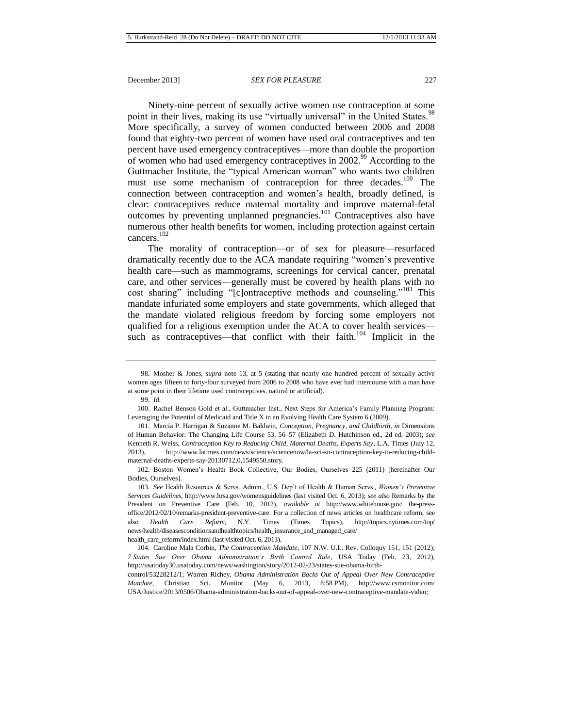Ninety-nine percent of sexually active women use contraception at some point in their lives, making its use "virtually universal" in the United States.[98] More specifically, a survey of women conducted between 2006 and 2008 found that eighty-two percent of women have used oral contraceptives and ten percent have used emergency contraceptives—more than double the proportion of women who had used emergency contraceptives in 2002.[99] According to the Guttmacher Institute, the "typical American woman" who wants two children must use some mechanism of contraception for three decades.[100] The connection between contraception and women's health, broadly defined, is clear: contraceptives reduce maternal mortality and improve maternal-fetal outcomes by preventing unplanned pregnancies.[101] Contraceptives also have numerous other health benefits for women, including protection against certain cancers.[102]

The morality of contraception—or of sex for pleasure—resurfaced dramatically recently due to the ACA mandate requiring "women's preventive health care—such as mammograms, screenings for cervical cancer, prenatal care, and other services—generally must be covered by health plans with no cost sharing" including "[c]ontraceptive methods and counseling."[103] This mandate infuriated some employers and state governments, which alleged that the mandate violated religious freedom by forcing some employers not qualified for a religious exemption under the ACA to cover health services—such as contraceptives—that conflict with their faith.[104] Implicit in the

---

98. Mosher & Jones, *supra* note 13, at 5 (stating that nearly one hundred percent of sexually active women ages fifteen to forty-four surveyed from 2006 to 2008 who have ever had intercourse with a man have at some point in their lifetime used contraceptives, natural or artificial).

99. *Id.*

100. Rachel Benson Gold et al., Guttmacher Inst., Next Steps for America's Family Planning Program: Leveraging the Potential of Medicaid and Title X in an Evolving Health Care System 6 (2009).

101. Marcia P. Harrigan & Suzanne M. Baldwin, *Conception, Pregnancy, and Childbirth*, *in* Dimensions of Human Behavior: The Changing Life Course 53, 56–57 (Elizabeth D. Hutchinson ed., 2d ed. 2003); *see* Kenneth R. Weiss, *Contraception Key to Reducing Child, Maternal Deaths, Experts Say*, L.A. Times (July 12, 2013), http://www.latimes.com/news/science/sciencenow/la-sci-sn-contraception-key-to-reducing-child-maternal-deaths-experts-say-20130712,0,1549550.story.

102. Boston Women's Health Book Collective, Our Bodies, Ourselves 225 (2011) [hereinafter Our Bodies, Ourselves].

103. *See* Health Resources & Servs. Admin., U.S. Dep't of Health & Human Servs., *Women's Preventive Services Guidelines*, http://www.hrsa.gov/womensguidelines (last visited Oct. 6, 2013); *see also* Remarks by the President on Preventive Care (Feb. 10, 2012), *available at* http://www.whitehouse.gov/ the-press-office/2012/02/10/remarks-president-preventive-care. For a collection of news articles on healthcare reform, see also *Health Care Reform*, N.Y. Times (Times Topics), http://topics.nytimes.com/top/ news/health/diseasesconditionsandhealthtopics/health_insurance_and_managed_care/ health_care_reform/index.html (last visited Oct. 6, 2013).

104. Caroline Mala Corbin, *The Contraception Mandate*, 107 N.W. U.L. Rev. Colloquy 151, 151 (2012); *7 States Sue Over Obama Administration's Birth Control Rule*, USA Today (Feb. 23, 2012), http://usatoday30.usatoday.com/news/washington/story/2012-02-23/states-sue-obama-birth-control/53228212/1; Warren Richey, *Obama Administration Backs Out of Appeal Over New Contraceptive Mandate*, Christian Sci. Monitor (May 6, 2013, 8:58 PM), http://www.csmonitor.com/ USA/Justice/2013/0506/Obama-administration-backs-out-of-appeal-over-new-contraceptive-mandate-video;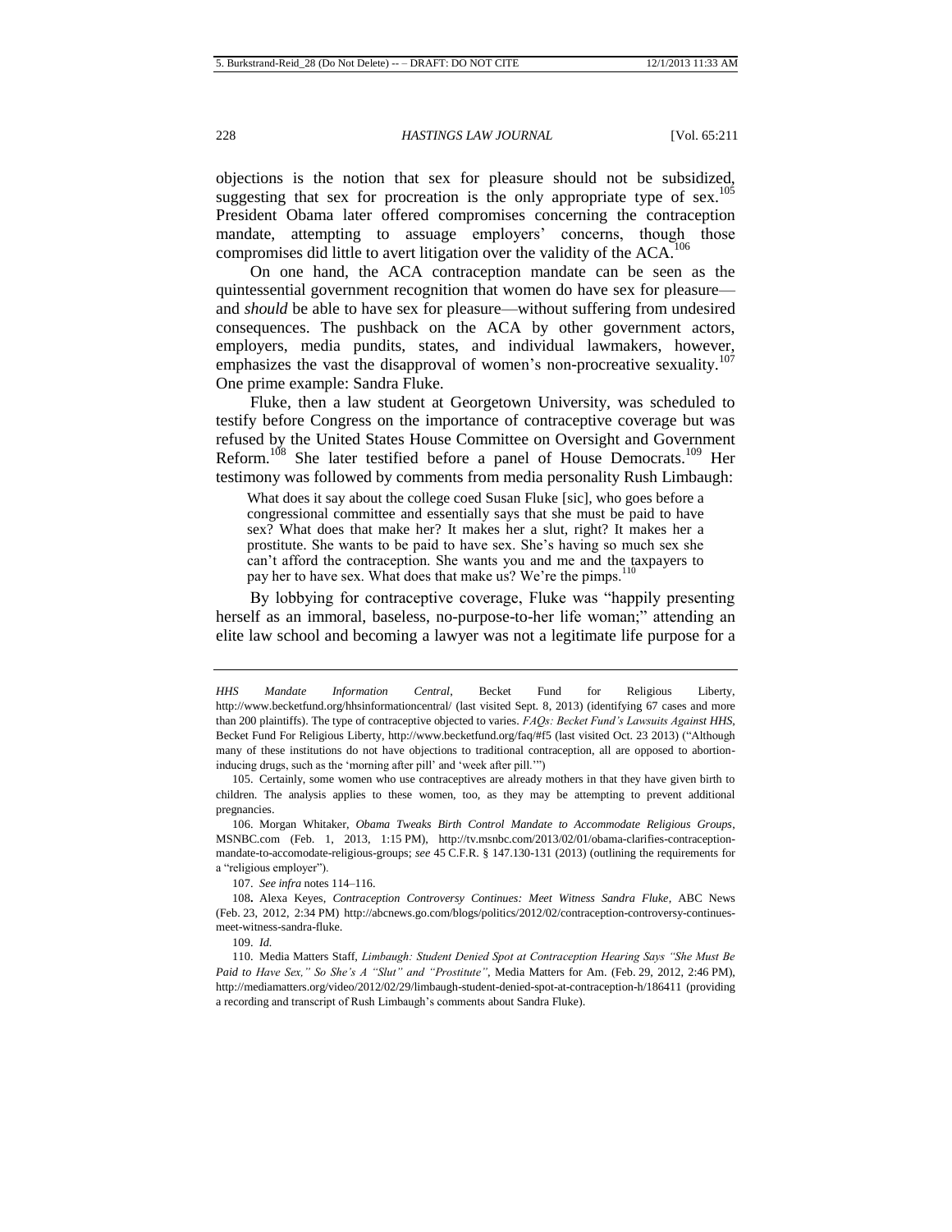objections is the notion that sex for pleasure should not be subsidized, suggesting that sex for procreation is the only appropriate type of sex.[105] President Obama later offered compromises concerning the contraception mandate, attempting to assuage employers' concerns, though those compromises did little to avert litigation over the validity of the ACA.[106]

On one hand, the ACA contraception mandate can be seen as the quintessential government recognition that women do have sex for pleasure—and *should* be able to have sex for pleasure—without suffering from undesired consequences. The pushback on the ACA by other government actors, employers, media pundits, states, and individual lawmakers, however, emphasizes the vast the disapproval of women's non-procreative sexuality.[107] One prime example: Sandra Fluke.

Fluke, then a law student at Georgetown University, was scheduled to testify before Congress on the importance of contraceptive coverage but was refused by the United States House Committee on Oversight and Government Reform.[108] She later testified before a panel of House Democrats.[109] Her testimony was followed by comments from media personality Rush Limbaugh:

> What does it say about the college coed Susan Fluke [sic], who goes before a congressional committee and essentially says that she must be paid to have sex? What does that make her? It makes her a slut, right? It makes her a prostitute. She wants to be paid to have sex. She's having so much sex she can't afford the contraception. She wants you and me and the taxpayers to pay her to have sex. What does that make us? We're the pimps.[110]

By lobbying for contraceptive coverage, Fluke was "happily presenting herself as an immoral, baseless, no-purpose-to-her life woman;" attending an elite law school and becoming a lawyer was not a legitimate life purpose for a

---

*HHS Mandate Information Central*, Becket Fund for Religious Liberty, http://www.becketfund.org/hhsinformationcentral/ (last visited Sept. 8, 2013) (identifying 67 cases and more than 200 plaintiffs). The type of contraceptive objected to varies. *FAQs: Becket Fund's Lawsuits Against HHS*, Becket Fund For Religious Liberty, http://www.becketfund.org/faq/#f5 (last visited Oct. 23 2013) ("Although many of these institutions do not have objections to traditional contraception, all are opposed to abortion-inducing drugs, such as the 'morning after pill' and 'week after pill.'")

105. Certainly, some women who use contraceptives are already mothers in that they have given birth to children. The analysis applies to these women, too, as they may be attempting to prevent additional pregnancies.

106. Morgan Whitaker, *Obama Tweaks Birth Control Mandate to Accommodate Religious Groups*, MSNBC.com (Feb. 1, 2013, 1:15 PM), http://tv.msnbc.com/2013/02/01/obama-clarifies-contraception-mandate-to-accomodate-religious-groups; *see* 45 C.F.R. § 147.130-131 (2013) (outlining the requirements for a "religious employer").

107. *See infra* notes 114–116.

108**.** Alexa Keyes, *Contraception Controversy Continues: Meet Witness Sandra Fluke*, ABC News (Feb. 23, 2012, 2:34 PM) http://abcnews.go.com/blogs/politics/2012/02/contraception-controversy-continues-meet-witness-sandra-fluke.

109. *Id.*

110. Media Matters Staff, *Limbaugh: Student Denied Spot at Contraception Hearing Says "She Must Be Paid to Have Sex," So She's A "Slut" and "Prostitute"*, Media Matters for Am. (Feb. 29, 2012, 2:46 PM), http://mediamatters.org/video/2012/02/29/limbaugh-student-denied-spot-at-contraception-h/186411 (providing a recording and transcript of Rush Limbaugh's comments about Sandra Fluke).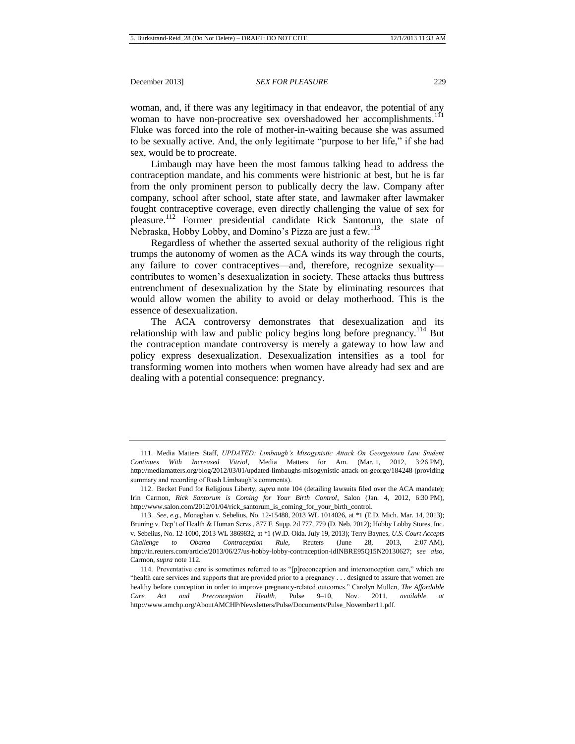woman, and, if there was any legitimacy in that endeavor, the potential of any woman to have non-procreative sex overshadowed her accomplishments.[111] Fluke was forced into the role of mother-in-waiting because she was assumed to be sexually active. And, the only legitimate "purpose to her life," if she had sex, would be to procreate.

Limbaugh may have been the most famous talking head to address the contraception mandate, and his comments were histrionic at best, but he is far from the only prominent person to publically decry the law. Company after company, school after school, state after state, and lawmaker after lawmaker fought contraceptive coverage, even directly challenging the value of sex for pleasure.[112] Former presidential candidate Rick Santorum, the state of Nebraska, Hobby Lobby, and Domino's Pizza are just a few.[113]

Regardless of whether the asserted sexual authority of the religious right trumps the autonomy of women as the ACA winds its way through the courts, any failure to cover contraceptives—and, therefore, recognize sexuality—contributes to women's desexualization in society. These attacks thus buttress entrenchment of desexualization by the State by eliminating resources that would allow women the ability to avoid or delay motherhood. This is the essence of desexualization.

The ACA controversy demonstrates that desexualization and its relationship with law and public policy begins long before pregnancy.[114] But the contraception mandate controversy is merely a gateway to how law and policy express desexualization. Desexualization intensifies as a tool for transforming women into mothers when women have already had sex and are dealing with a potential consequence: pregnancy.

---

111. Media Matters Staff, *UPDATED: Limbaugh's Misogynistic Attack On Georgetown Law Student Continues With Increased Vitriol*, Media Matters for Am. (Mar. 1, 2012, 3:26 PM), http://mediamatters.org/blog/2012/03/01/updated-limbaughs-misogynistic-attack-on-george/184248 (providing summary and recording of Rush Limbaugh's comments).

112. Becket Fund for Religious Liberty, *supra* note 104 (detailing lawsuits filed over the ACA mandate); Irin Carmon, *Rick Santorum is Coming for Your Birth Control*, Salon (Jan. 4, 2012, 6:30 PM), http://www.salon.com/2012/01/04/rick_santorum_is_coming_for_your_birth_control.

113. *See, e.g.*, Monaghan v. Sebelius, No. 12-15488, 2013 WL 1014026, at *1 (E.D. Mich. Mar. 14, 2013); Bruning v. Dep't of Health & Human Servs., 877 F. Supp. 2d 777, 779 (D. Neb. 2012); Hobby Lobby Stores, Inc. v. Sebelius, No. 12-1000, 2013 WL 3869832, at *1 (W.D. Okla. July 19, 2013); Terry Baynes, *U.S. Court Accepts Challenge to Obama Contraception Rule*, Reuters (June 28, 2013, 2:07 AM), http://in.reuters.com/article/2013/06/27/us-hobby-lobby-contraception-idINBRE95Q15N20130627; *see also*, Carmon, *supra* note 112.

114. Preventative care is sometimes referred to as "[p]reconception and interconception care," which are "health care services and supports that are provided prior to a pregnancy . . . designed to assure that women are healthy before conception in order to improve pregnancy-related outcomes." Carolyn Mullen, *The Affordable Care Act and Preconception Health*, Pulse 9–10, Nov. 2011, *available at* http://www.amchp.org/AboutAMCHP/Newsletters/Pulse/Documents/Pulse_November11.pdf.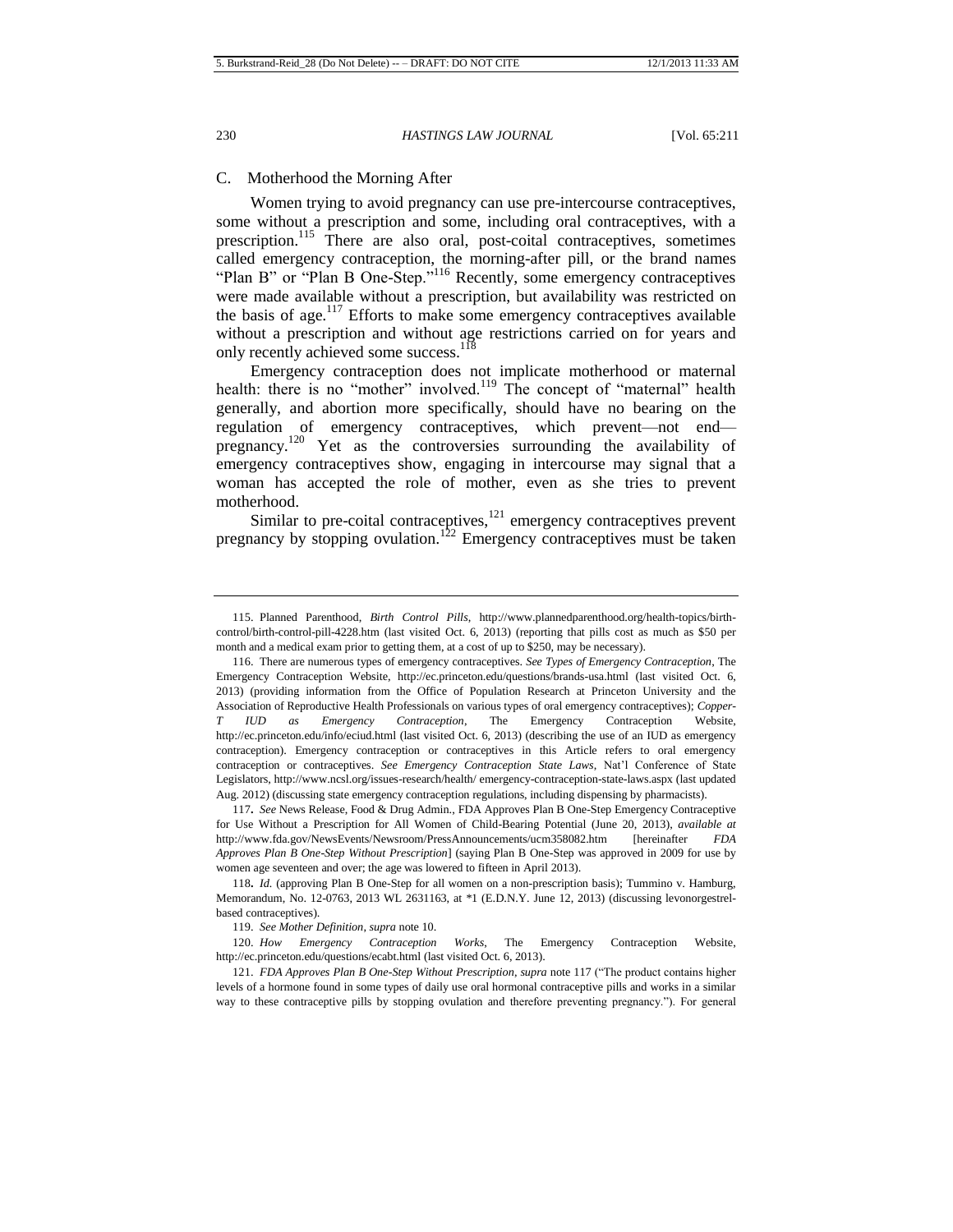### C. Motherhood the Morning After

Women trying to avoid pregnancy can use pre-intercourse contraceptives, some without a prescription and some, including oral contraceptives, with a prescription.[115] There are also oral, post-coital contraceptives, sometimes called emergency contraception, the morning-after pill, or the brand names "Plan B" or "Plan B One-Step."[116] Recently, some emergency contraceptives were made available without a prescription, but availability was restricted on the basis of age.[117] Efforts to make some emergency contraceptives available without a prescription and without age restrictions carried on for years and only recently achieved some success.[118]

Emergency contraception does not implicate motherhood or maternal health: there is no "mother" involved.[119] The concept of "maternal" health generally, and abortion more specifically, should have no bearing on the regulation of emergency contraceptives, which prevent—not end—pregnancy.[120] Yet as the controversies surrounding the availability of emergency contraceptives show, engaging in intercourse may signal that a woman has accepted the role of mother, even as she tries to prevent motherhood.

Similar to pre-coital contraceptives,[121] emergency contraceptives prevent pregnancy by stopping ovulation.[122] Emergency contraceptives must be taken

---

115. Planned Parenthood, *Birth Control Pills*, http://www.plannedparenthood.org/health-topics/birth-control/birth-control-pill-4228.htm (last visited Oct. 6, 2013) (reporting that pills cost as much as $50 per month and a medical exam prior to getting them, at a cost of up to $250, may be necessary).

116. There are numerous types of emergency contraceptives. *See Types of Emergency Contraception*, The Emergency Contraception Website, http://ec.princeton.edu/questions/brands-usa.html (last visited Oct. 6, 2013) (providing information from the Office of Population Research at Princeton University and the Association of Reproductive Health Professionals on various types of oral emergency contraceptives); *Copper-T IUD as Emergency Contraception*, The Emergency Contraception Website, http://ec.princeton.edu/info/eciud.html (last visited Oct. 6, 2013) (describing the use of an IUD as emergency contraception). Emergency contraception or contraceptives in this Article refers to oral emergency contraception or contraceptives. *See Emergency Contraception State Laws*, Nat'l Conference of State Legislators, http://www.ncsl.org/issues-research/health/ emergency-contraception-state-laws.aspx (last updated Aug. 2012) (discussing state emergency contraception regulations, including dispensing by pharmacists).

117. *See* News Release, Food & Drug Admin., FDA Approves Plan B One-Step Emergency Contraceptive for Use Without a Prescription for All Women of Child-Bearing Potential (June 20, 2013), *available at* http://www.fda.gov/NewsEvents/Newsroom/PressAnnouncements/ucm358082.htm [hereinafter *FDA Approves Plan B One-Step Without Prescription*] (saying Plan B One-Step was approved in 2009 for use by women age seventeen and over; the age was lowered to fifteen in April 2013).

118. *Id.* (approving Plan B One-Step for all women on a non-prescription basis); Tummino v. Hamburg, Memorandum, No. 12-0763, 2013 WL 2631163, at *1 (E.D.N.Y. June 12, 2013) (discussing levonorgestrel-based contraceptives).

119. *See Mother Definition*, *supra* note 10.

120. *How Emergency Contraception Works*, The Emergency Contraception Website, http://ec.princeton.edu/questions/ecabt.html (last visited Oct. 6, 2013).

121. *FDA Approves Plan B One-Step Without Prescription*, *supra* note 117 ("The product contains higher levels of a hormone found in some types of daily use oral hormonal contraceptive pills and works in a similar way to these contraceptive pills by stopping ovulation and therefore preventing pregnancy."). For general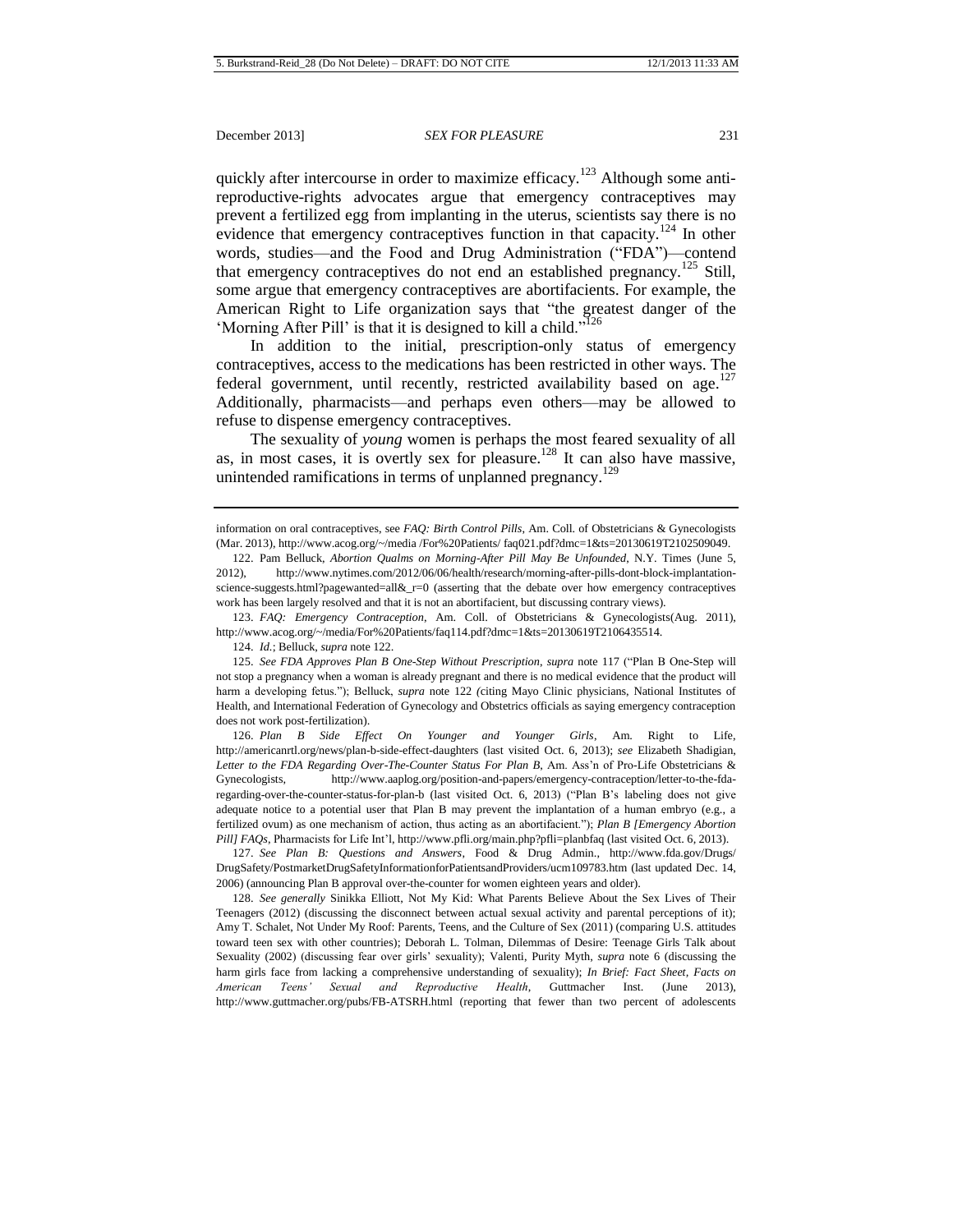quickly after intercourse in order to maximize efficacy.[123] Although some anti-reproductive-rights advocates argue that emergency contraceptives may prevent a fertilized egg from implanting in the uterus, scientists say there is no evidence that emergency contraceptives function in that capacity.[124] In other words, studies—and the Food and Drug Administration ("FDA")—contend that emergency contraceptives do not end an established pregnancy.[125] Still, some argue that emergency contraceptives are abortifacients. For example, the American Right to Life organization says that "the greatest danger of the 'Morning After Pill' is that it is designed to kill a child."[126]

In addition to the initial, prescription-only status of emergency contraceptives, access to the medications has been restricted in other ways. The federal government, until recently, restricted availability based on age.[127] Additionally, pharmacists—and perhaps even others—may be allowed to refuse to dispense emergency contraceptives.

The sexuality of *young* women is perhaps the most feared sexuality of all as, in most cases, it is overtly sex for pleasure.[128] It can also have massive, unintended ramifications in terms of unplanned pregnancy.[129]

---

information on oral contraceptives, see *FAQ: Birth Control Pills*, Am. Coll. of Obstetricians & Gynecologists (Mar. 2013), http://www.acog.org/~/media /For%20Patients/ faq021.pdf?dmc=1&ts=20130619T2102509049.

122. Pam Belluck, *Abortion Qualms on Morning-After Pill May Be Unfounded*, N.Y. Times (June 5, 2012), http://www.nytimes.com/2012/06/06/health/research/morning-after-pills-dont-block-implantation-science-suggests.html?pagewanted=all&_r=0 (asserting that the debate over how emergency contraceptives work has been largely resolved and that it is not an abortifacient, but discussing contrary views).

123. *FAQ: Emergency Contraception*, Am. Coll. of Obstetricians & Gynecologists(Aug. 2011), http://www.acog.org/~/media/For%20Patients/faq114.pdf?dmc=1&ts=20130619T2106435514.

124. *Id.*; Belluck, *supra* note 122.

125. *See FDA Approves Plan B One-Step Without Prescription*, *supra* note 117 ("Plan B One-Step will not stop a pregnancy when a woman is already pregnant and there is no medical evidence that the product will harm a developing fetus."); Belluck, *supra* note 122 *(*citing Mayo Clinic physicians, National Institutes of Health, and International Federation of Gynecology and Obstetrics officials as saying emergency contraception does not work post-fertilization).

126. *Plan B Side Effect On Younger and Younger Girls*, Am. Right to Life, http://americanrtl.org/news/plan-b-side-effect-daughters (last visited Oct. 6, 2013); *see* Elizabeth Shadigian, *Letter to the FDA Regarding Over-The-Counter Status For Plan B*, Am. Ass'n of Pro-Life Obstetricians & Gynecologists, http://www.aaplog.org/position-and-papers/emergency-contraception/letter-to-the-fda-regarding-over-the-counter-status-for-plan-b (last visited Oct. 6, 2013) ("Plan B's labeling does not give adequate notice to a potential user that Plan B may prevent the implantation of a human embryo (e.g., a fertilized ovum) as one mechanism of action, thus acting as an abortifacient."); *Plan B [Emergency Abortion Pill] FAQs*, Pharmacists for Life Int'l, http://www.pfli.org/main.php?pfli=planbfaq (last visited Oct. 6, 2013).

127. *See Plan B: Questions and Answers*, Food & Drug Admin., http://www.fda.gov/Drugs/DrugSafety/PostmarketDrugSafetyInformationforPatientsandProviders/ucm109783.htm (last updated Dec. 14, 2006) (announcing Plan B approval over-the-counter for women eighteen years and older).

128. *See generally* Sinikka Elliott, Not My Kid: What Parents Believe About the Sex Lives of Their Teenagers (2012) (discussing the disconnect between actual sexual activity and parental perceptions of it); Amy T. Schalet, Not Under My Roof: Parents, Teens, and the Culture of Sex (2011) (comparing U.S. attitudes toward teen sex with other countries); Deborah L. Tolman, Dilemmas of Desire: Teenage Girls Talk about Sexuality (2002) (discussing fear over girls' sexuality); Valenti, Purity Myth, *supra* note 6 (discussing the harm girls face from lacking a comprehensive understanding of sexuality); *In Brief: Fact Sheet, Facts on American Teens' Sexual and Reproductive Health*, Guttmacher Inst. (June 2013), http://www.guttmacher.org/pubs/FB-ATSRH.html (reporting that fewer than two percent of adolescents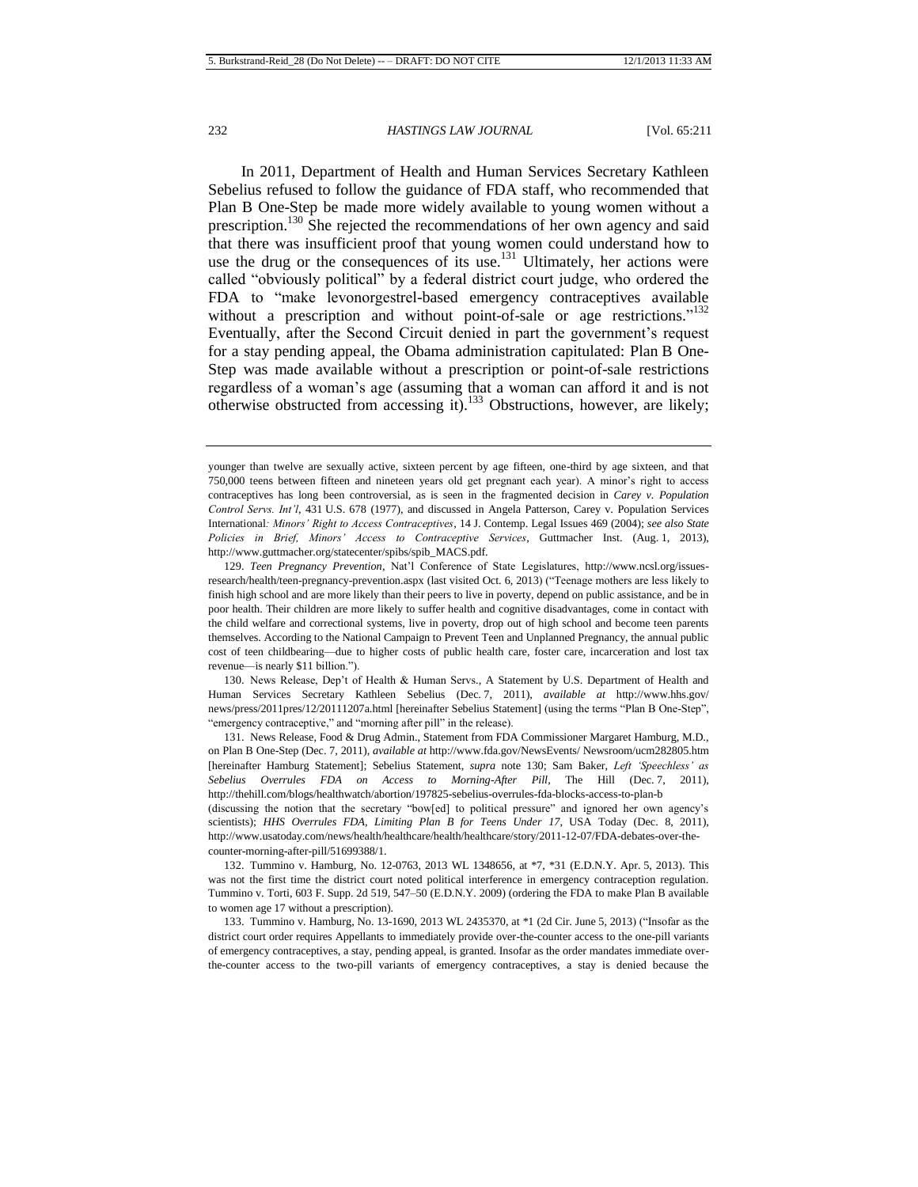In 2011, Department of Health and Human Services Secretary Kathleen Sebelius refused to follow the guidance of FDA staff, who recommended that Plan B One-Step be made more widely available to young women without a prescription.[130] She rejected the recommendations of her own agency and said that there was insufficient proof that young women could understand how to use the drug or the consequences of its use.[131] Ultimately, her actions were called "obviously political" by a federal district court judge, who ordered the FDA to "make levonorgestrel-based emergency contraceptives available without a prescription and without point-of-sale or age restrictions."[132] Eventually, after the Second Circuit denied in part the government's request for a stay pending appeal, the Obama administration capitulated: Plan B One-Step was made available without a prescription or point-of-sale restrictions regardless of a woman's age (assuming that a woman can afford it and is not otherwise obstructed from accessing it).[133] Obstructions, however, are likely;

---

younger than twelve are sexually active, sixteen percent by age fifteen, one-third by age sixteen, and that 750,000 teens between fifteen and nineteen years old get pregnant each year). A minor's right to access contraceptives has long been controversial, as is seen in the fragmented decision in *Carey v. Population Control Servs. Int'l*, 431 U.S. 678 (1977), and discussed in Angela Patterson, Carey v. Population Services International*: Minors' Right to Access Contraceptives*, 14 J. Contemp. Legal Issues 469 (2004); *see also State Policies in Brief, Minors' Access to Contraceptive Services*, Guttmacher Inst. (Aug. 1, 2013), http://www.guttmacher.org/statecenter/spibs/spib_MACS.pdf.

129. *Teen Pregnancy Prevention*, Nat'l Conference of State Legislatures, http://www.ncsl.org/issues-research/health/teen-pregnancy-prevention.aspx (last visited Oct. 6, 2013) ("Teenage mothers are less likely to finish high school and are more likely than their peers to live in poverty, depend on public assistance, and be in poor health. Their children are more likely to suffer health and cognitive disadvantages, come in contact with the child welfare and correctional systems, live in poverty, drop out of high school and become teen parents themselves. According to the National Campaign to Prevent Teen and Unplanned Pregnancy, the annual public cost of teen childbearing—due to higher costs of public health care, foster care, incarceration and lost tax revenue—is nearly $11 billion.").

130. News Release, Dep't of Health & Human Servs., A Statement by U.S. Department of Health and Human Services Secretary Kathleen Sebelius (Dec. 7, 2011), *available at* http://www.hhs.gov/news/press/2011pres/12/20111207a.html [hereinafter Sebelius Statement] (using the terms "Plan B One-Step", "emergency contraceptive," and "morning after pill" in the release).

131. News Release, Food & Drug Admin., Statement from FDA Commissioner Margaret Hamburg, M.D., on Plan B One-Step (Dec. 7, 2011), *available at* http://www.fda.gov/NewsEvents/ Newsroom/ucm282805.htm [hereinafter Hamburg Statement]; Sebelius Statement, *supra* note 130; Sam Baker, *Left 'Speechless' as Sebelius Overrules FDA on Access to Morning-After Pill*, The Hill (Dec. 7, 2011), http://thehill.com/blogs/healthwatch/abortion/197825-sebelius-overrules-fda-blocks-access-to-plan-b (discussing the notion that the secretary "bow[ed] to political pressure" and ignored her own agency's scientists); *HHS Overrules FDA, Limiting Plan B for Teens Under 17*, USA Today (Dec. 8, 2011), http://www.usatoday.com/news/health/healthcare/health/healthcare/story/2011-12-07/FDA-debates-over-the-counter-morning-after-pill/51699388/1.

132. Tummino v. Hamburg, No. 12-0763, 2013 WL 1348656, at *7, *31 (E.D.N.Y. Apr. 5, 2013). This was not the first time the district court noted political interference in emergency contraception regulation. Tummino v. Torti, 603 F. Supp. 2d 519, 547–50 (E.D.N.Y. 2009) (ordering the FDA to make Plan B available to women age 17 without a prescription).

133. Tummino v. Hamburg, No. 13-1690, 2013 WL 2435370, at *1 (2d Cir. June 5, 2013) ("Insofar as the district court order requires Appellants to immediately provide over-the-counter access to the one-pill variants of emergency contraceptives, a stay, pending appeal, is granted. Insofar as the order mandates immediate over-the-counter access to the two-pill variants of emergency contraceptives, a stay is denied because the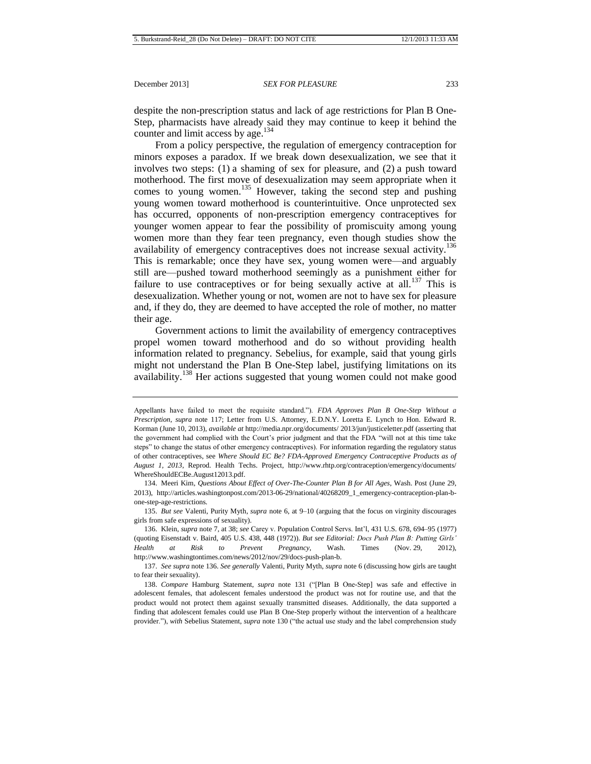despite the non-prescription status and lack of age restrictions for Plan B One-Step, pharmacists have already said they may continue to keep it behind the counter and limit access by age.[134]

From a policy perspective, the regulation of emergency contraception for minors exposes a paradox. If we break down desexualization, we see that it involves two steps: (1) a shaming of sex for pleasure, and (2) a push toward motherhood. The first move of desexualization may seem appropriate when it comes to young women.[135] However, taking the second step and pushing young women toward motherhood is counterintuitive. Once unprotected sex has occurred, opponents of non-prescription emergency contraceptives for younger women appear to fear the possibility of promiscuity among young women more than they fear teen pregnancy, even though studies show the availability of emergency contraceptives does not increase sexual activity.[136] This is remarkable; once they have sex, young women were—and arguably still are—pushed toward motherhood seemingly as a punishment either for failure to use contraceptives or for being sexually active at all.[137] This is desexualization. Whether young or not, women are not to have sex for pleasure and, if they do, they are deemed to have accepted the role of mother, no matter their age.

Government actions to limit the availability of emergency contraceptives propel women toward motherhood and do so without providing health information related to pregnancy. Sebelius, for example, said that young girls might not understand the Plan B One-Step label, justifying limitations on its availability.[138] Her actions suggested that young women could not make good

---

Appellants have failed to meet the requisite standard."). *FDA Approves Plan B One-Step Without a Prescription*, *supra* note 117; Letter from U.S. Attorney, E.D.N.Y. Loretta E. Lynch to Hon. Edward R. Korman (June 10, 2013), *available at* http://media.npr.org/documents/ 2013/jun/justiceletter.pdf (asserting that the government had complied with the Court's prior judgment and that the FDA "will not at this time take steps" to change the status of other emergency contraceptives). For information regarding the regulatory status of other contraceptives, see *Where Should EC Be? FDA-Approved Emergency Contraceptive Products as of August 1, 2013*, Reprod. Health Techs. Project, http://www.rhtp.org/contraception/emergency/documents/ WhereShouldECBe.August12013.pdf.

134. Meeri Kim, *Questions About Effect of Over-The-Counter Plan B for All Ages*, Wash. Post (June 29, 2013), http://articles.washingtonpost.com/2013-06-29/national/40268209_1_emergency-contraception-plan-b-one-step-age-restrictions.

135. *But see* Valenti, Purity Myth, *supra* note 6, at 9–10 (arguing that the focus on virginity discourages girls from safe expressions of sexuality).

136. Klein, *supra* note 7, at 38; *see* Carey v. Population Control Servs. Int'l, 431 U.S. 678, 694–95 (1977) (quoting Eisenstadt v. Baird, 405 U.S. 438, 448 (1972)). *But see Editorial: Docs Push Plan B: Putting Girls' Health at Risk to Prevent Pregnancy*, Wash. Times (Nov. 29, 2012), http://www.washingtontimes.com/news/2012/nov/29/docs-push-plan-b.

137. *See supra* note 136. *See generally* Valenti, Purity Myth, *supra* note 6 (discussing how girls are taught to fear their sexuality).

138. *Compare* Hamburg Statement, *supra* note 131 ("[Plan B One-Step] was safe and effective in adolescent females, that adolescent females understood the product was not for routine use, and that the product would not protect them against sexually transmitted diseases. Additionally, the data supported a finding that adolescent females could use Plan B One-Step properly without the intervention of a healthcare provider."), *with* Sebelius Statement, *supra* note 130 ("the actual use study and the label comprehension study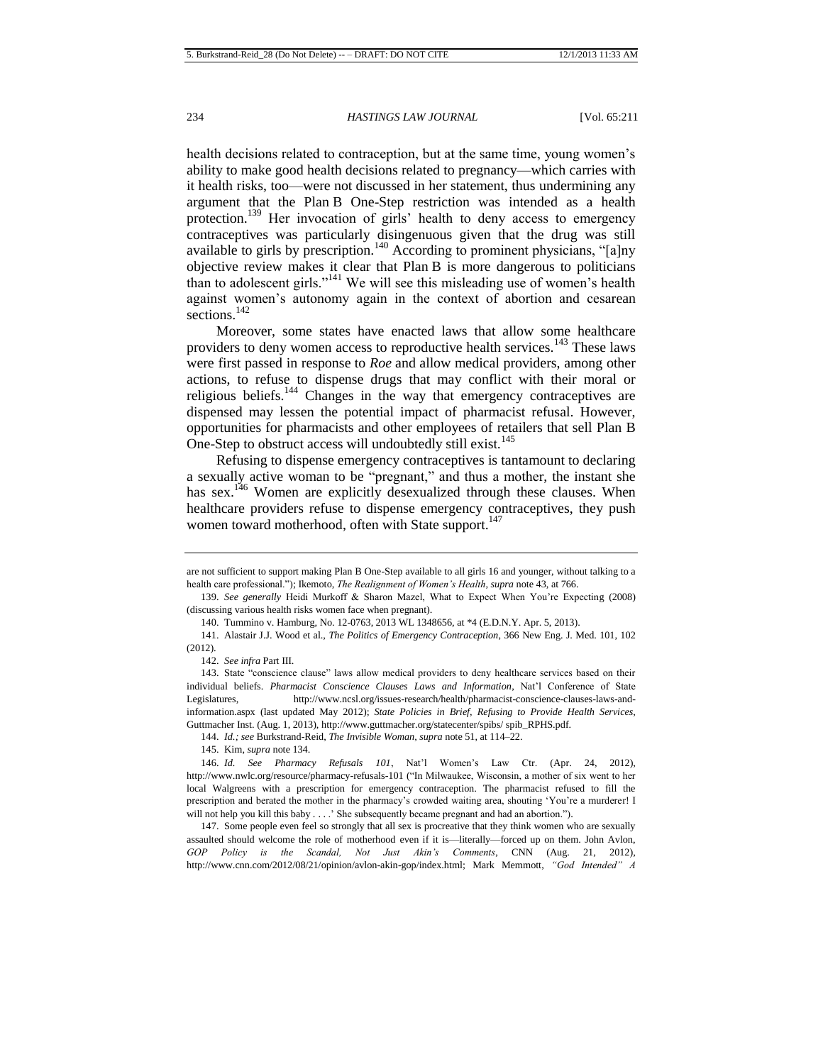health decisions related to contraception, but at the same time, young women's ability to make good health decisions related to pregnancy—which carries with it health risks, too—were not discussed in her statement, thus undermining any argument that the Plan B One-Step restriction was intended as a health protection.[139] Her invocation of girls' health to deny access to emergency contraceptives was particularly disingenuous given that the drug was still available to girls by prescription.[140] According to prominent physicians, "[a]ny objective review makes it clear that Plan B is more dangerous to politicians than to adolescent girls."[141] We will see this misleading use of women's health against women's autonomy again in the context of abortion and cesarean sections.[142]

Moreover, some states have enacted laws that allow some healthcare providers to deny women access to reproductive health services.[143] These laws were first passed in response to *Roe* and allow medical providers, among other actions, to refuse to dispense drugs that may conflict with their moral or religious beliefs.[144] Changes in the way that emergency contraceptives are dispensed may lessen the potential impact of pharmacist refusal. However, opportunities for pharmacists and other employees of retailers that sell Plan B One-Step to obstruct access will undoubtedly still exist.[145]

Refusing to dispense emergency contraceptives is tantamount to declaring a sexually active woman to be "pregnant," and thus a mother, the instant she has sex.[146] Women are explicitly desexualized through these clauses. When healthcare providers refuse to dispense emergency contraceptives, they push women toward motherhood, often with State support.[147]

---

are not sufficient to support making Plan B One-Step available to all girls 16 and younger, without talking to a health care professional."); Ikemoto, *The Realignment of Women's Health*, *supra* note 43, at 766.

139. *See generally* Heidi Murkoff & Sharon Mazel, What to Expect When You're Expecting (2008) (discussing various health risks women face when pregnant).

140. Tummino v. Hamburg, No. 12-0763, 2013 WL 1348656, at *4 (E.D.N.Y. Apr. 5, 2013).

141. Alastair J.J. Wood et al., *The Politics of Emergency Contraception*, 366 New Eng. J. Med. 101, 102 (2012).

142. *See infra* Part III.

143. State "conscience clause" laws allow medical providers to deny healthcare services based on their individual beliefs. *Pharmacist Conscience Clauses Laws and Information*, Nat'l Conference of State Legislatures, http://www.ncsl.org/issues-research/health/pharmacist-conscience-clauses-laws-and-information.aspx (last updated May 2012); *State Policies in Brief, Refusing to Provide Health Services*, Guttmacher Inst. (Aug. 1, 2013), http://www.guttmacher.org/statecenter/spibs/ spib_RPHS.pdf.

144. *Id.; see* Burkstrand-Reid, *The Invisible Woman*, *supra* note 51, at 114–22.

145. Kim, *supra* note 134.

146. *Id. See Pharmacy Refusals 101*, Nat'l Women's Law Ctr. (Apr. 24, 2012), http://www.nwlc.org/resource/pharmacy-refusals-101 ("In Milwaukee, Wisconsin, a mother of six went to her local Walgreens with a prescription for emergency contraception. The pharmacist refused to fill the prescription and berated the mother in the pharmacy's crowded waiting area, shouting 'You're a murderer! I will not help you kill this baby . . . .' She subsequently became pregnant and had an abortion.").

147. Some people even feel so strongly that all sex is procreative that they think women who are sexually assaulted should welcome the role of motherhood even if it is—literally—forced up on them. John Avlon, *GOP Policy is the Scandal, Not Just Akin's Comments*, CNN (Aug. 21, 2012), http://www.cnn.com/2012/08/21/opinion/avlon-akin-gop/index.html; Mark Memmott, *"God Intended" A*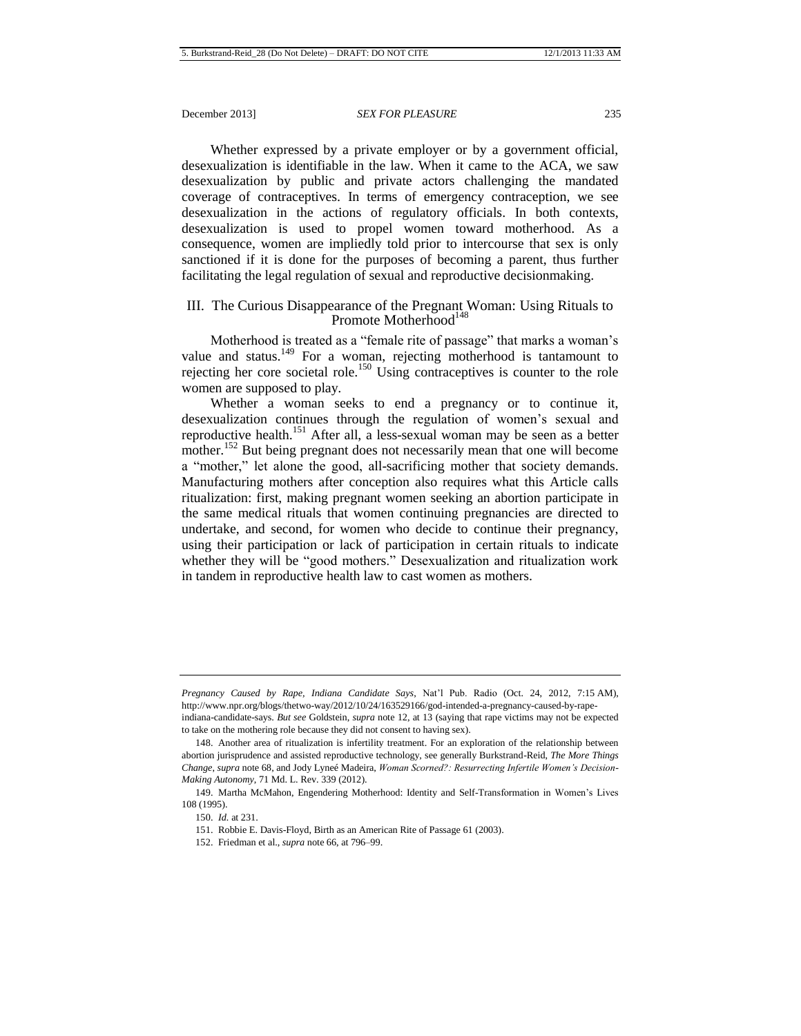Whether expressed by a private employer or by a government official, desexualization is identifiable in the law. When it came to the ACA, we saw desexualization by public and private actors challenging the mandated coverage of contraceptives. In terms of emergency contraception, we see desexualization in the actions of regulatory officials. In both contexts, desexualization is used to propel women toward motherhood. As a consequence, women are impliedly told prior to intercourse that sex is only sanctioned if it is done for the purposes of becoming a parent, thus further facilitating the legal regulation of sexual and reproductive decisionmaking.

## III. The Curious Disappearance of the Pregnant Woman: Using Rituals to Promote Motherhood[148]

Motherhood is treated as a "female rite of passage" that marks a woman's value and status.[149] For a woman, rejecting motherhood is tantamount to rejecting her core societal role.[150] Using contraceptives is counter to the role women are supposed to play.

Whether a woman seeks to end a pregnancy or to continue it, desexualization continues through the regulation of women's sexual and reproductive health.[151] After all, a less-sexual woman may be seen as a better mother.[152] But being pregnant does not necessarily mean that one will become a "mother," let alone the good, all-sacrificing mother that society demands. Manufacturing mothers after conception also requires what this Article calls ritualization: first, making pregnant women seeking an abortion participate in the same medical rituals that women continuing pregnancies are directed to undertake, and second, for women who decide to continue their pregnancy, using their participation or lack of participation in certain rituals to indicate whether they will be "good mothers." Desexualization and ritualization work in tandem in reproductive health law to cast women as mothers.

---

*Pregnancy Caused by Rape, Indiana Candidate Says*, Nat'l Pub. Radio (Oct. 24, 2012, 7:15 AM), http://www.npr.org/blogs/thetwo-way/2012/10/24/163529166/god-intended-a-pregnancy-caused-by-rape-indiana-candidate-says. *But see* Goldstein, *supra* note 12, at 13 (saying that rape victims may not be expected to take on the mothering role because they did not consent to having sex).

148. Another area of ritualization is infertility treatment. For an exploration of the relationship between abortion jurisprudence and assisted reproductive technology, see generally Burkstrand-Reid, *The More Things Change*, *supra* note 68, and Jody Lyneé Madeira, *Woman Scorned?: Resurrecting Infertile Women's Decision-Making Autonomy*, 71 Md. L. Rev. 339 (2012).

149. Martha McMahon, Engendering Motherhood: Identity and Self-Transformation in Women's Lives 108 (1995).

150. *Id.* at 231.

151. Robbie E. Davis-Floyd, Birth as an American Rite of Passage 61 (2003).

152. Friedman et al., *supra* note 66, at 796–99.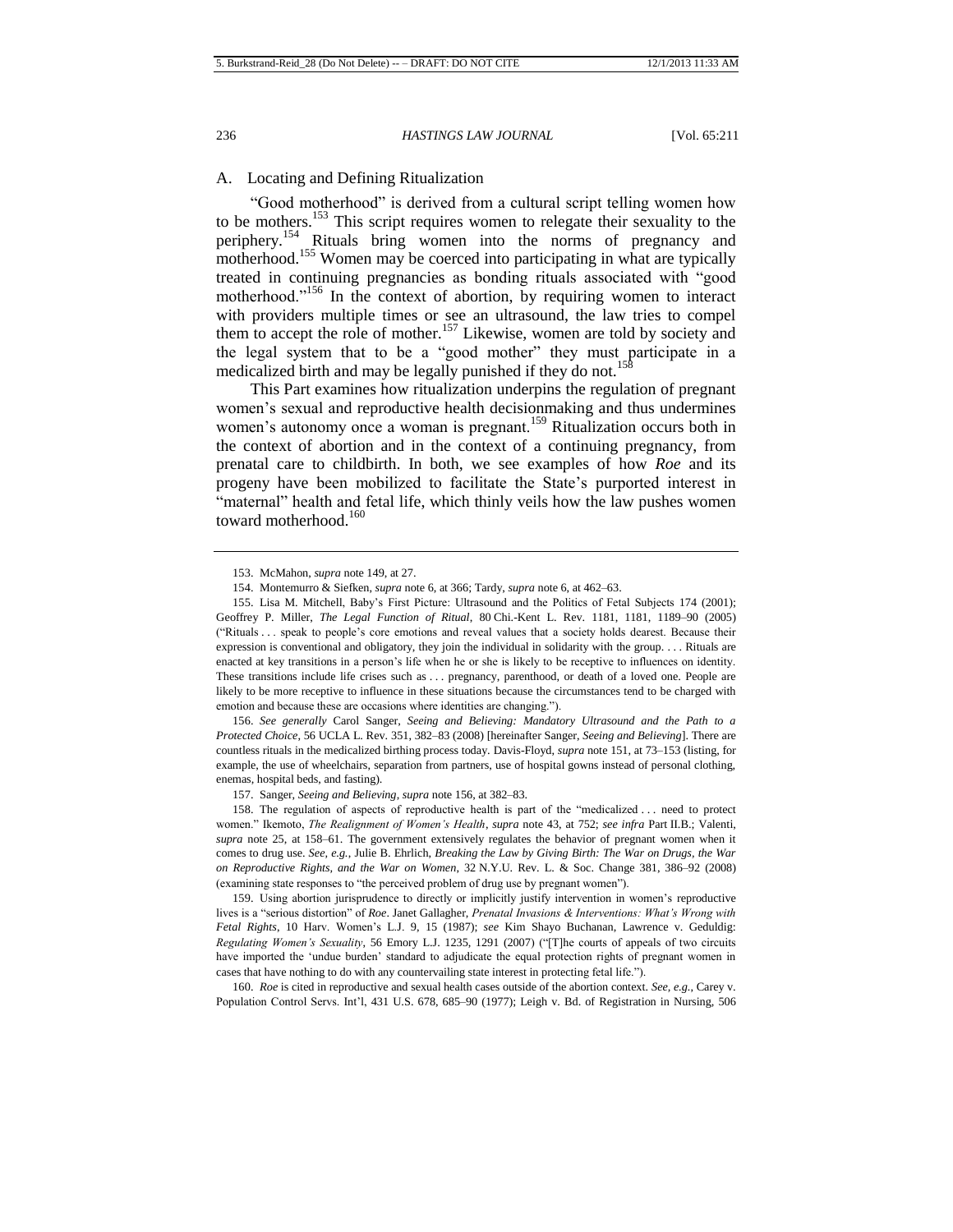## A. Locating and Defining Ritualization

"Good motherhood" is derived from a cultural script telling women how to be mothers.[153] This script requires women to relegate their sexuality to the periphery.[154] Rituals bring women into the norms of pregnancy and motherhood.[155] Women may be coerced into participating in what are typically treated in continuing pregnancies as bonding rituals associated with "good motherhood."[156] In the context of abortion, by requiring women to interact with providers multiple times or see an ultrasound, the law tries to compel them to accept the role of mother.[157] Likewise, women are told by society and the legal system that to be a "good mother" they must participate in a medicalized birth and may be legally punished if they do not.[158]

This Part examines how ritualization underpins the regulation of pregnant women's sexual and reproductive health decisionmaking and thus undermines women's autonomy once a woman is pregnant.[159] Ritualization occurs both in the context of abortion and in the context of a continuing pregnancy, from prenatal care to childbirth. In both, we see examples of how *Roe* and its progeny have been mobilized to facilitate the State's purported interest in "maternal" health and fetal life, which thinly veils how the law pushes women toward motherhood.[160]

---

153. McMahon, *supra* note 149, at 27.

154. Montemurro & Siefken, *supra* note 6, at 366; Tardy, *supra* note 6, at 462–63.

155. Lisa M. Mitchell, Baby's First Picture: Ultrasound and the Politics of Fetal Subjects 174 (2001); Geoffrey P. Miller, *The Legal Function of Ritual*, 80 Chi.-Kent L. Rev. 1181, 1181, 1189–90 (2005) ("Rituals . . . speak to people's core emotions and reveal values that a society holds dearest. Because their expression is conventional and obligatory, they join the individual in solidarity with the group. . . . Rituals are enacted at key transitions in a person's life when he or she is likely to be receptive to influences on identity. These transitions include life crises such as . . . pregnancy, parenthood, or death of a loved one. People are likely to be more receptive to influence in these situations because the circumstances tend to be charged with emotion and because these are occasions where identities are changing.").

156. *See generally* Carol Sanger, *Seeing and Believing: Mandatory Ultrasound and the Path to a Protected Choice*, 56 UCLA L. Rev. 351, 382–83 (2008) [hereinafter Sanger, *Seeing and Believing*]. There are countless rituals in the medicalized birthing process today. Davis-Floyd, *supra* note 151, at 73–153 (listing, for example, the use of wheelchairs, separation from partners, use of hospital gowns instead of personal clothing, enemas, hospital beds, and fasting).

157. Sanger, *Seeing and Believing*, *supra* note 156, at 382–83.

158. The regulation of aspects of reproductive health is part of the "medicalized . . . need to protect women." Ikemoto, *The Realignment of Women's Health*, *supra* note 43, at 752; *see infra* Part II.B.; Valenti, *supra* note 25, at 158–61. The government extensively regulates the behavior of pregnant women when it comes to drug use. *See, e.g.*, Julie B. Ehrlich, *Breaking the Law by Giving Birth: The War on Drugs, the War on Reproductive Rights, and the War on Women*, 32 N.Y.U. Rev. L. & Soc. Change 381, 386–92 (2008) (examining state responses to "the perceived problem of drug use by pregnant women").

159. Using abortion jurisprudence to directly or implicitly justify intervention in women's reproductive lives is a "serious distortion" of *Roe*. Janet Gallagher, *Prenatal Invasions & Interventions: What's Wrong with Fetal Rights*, 10 Harv. Women's L.J. 9, 15 (1987); *see* Kim Shayo Buchanan, Lawrence v. Geduldig: *Regulating Women's Sexuality*, 56 Emory L.J. 1235, 1291 (2007) ("[T]he courts of appeals of two circuits have imported the 'undue burden' standard to adjudicate the equal protection rights of pregnant women in cases that have nothing to do with any countervailing state interest in protecting fetal life.").

160. *Roe* is cited in reproductive and sexual health cases outside of the abortion context. *See, e.g.*, Carey v. Population Control Servs. Int'l, 431 U.S. 678, 685–90 (1977); Leigh v. Bd. of Registration in Nursing, 506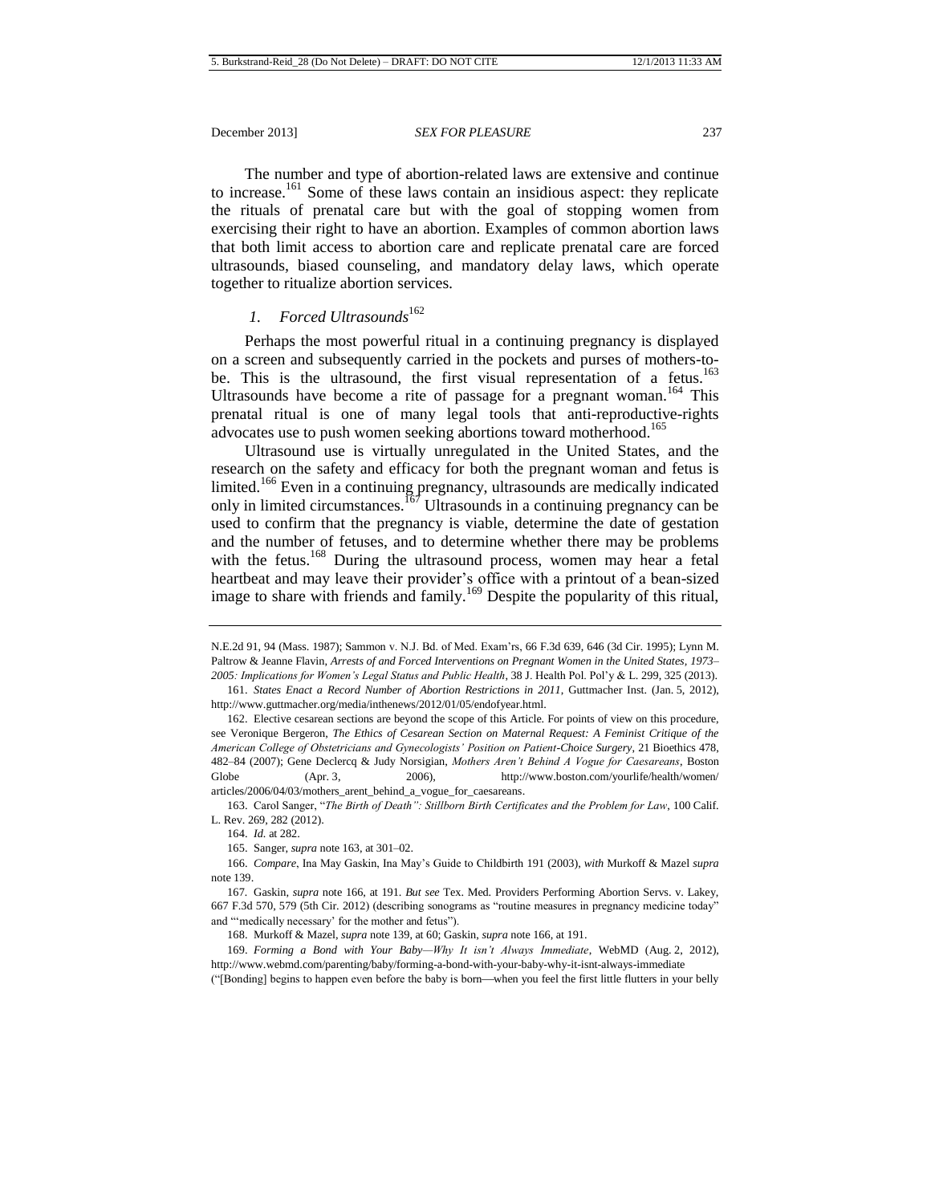The number and type of abortion-related laws are extensive and continue to increase.[161] Some of these laws contain an insidious aspect: they replicate the rituals of prenatal care but with the goal of stopping women from exercising their right to have an abortion. Examples of common abortion laws that both limit access to abortion care and replicate prenatal care are forced ultrasounds, biased counseling, and mandatory delay laws, which operate together to ritualize abortion services.

### *1. Forced Ultrasounds*[162]

Perhaps the most powerful ritual in a continuing pregnancy is displayed on a screen and subsequently carried in the pockets and purses of mothers-to-be. This is the ultrasound, the first visual representation of a fetus.[163] Ultrasounds have become a rite of passage for a pregnant woman.[164] This prenatal ritual is one of many legal tools that anti-reproductive-rights advocates use to push women seeking abortions toward motherhood.[165]

Ultrasound use is virtually unregulated in the United States, and the research on the safety and efficacy for both the pregnant woman and fetus is limited.[166] Even in a continuing pregnancy, ultrasounds are medically indicated only in limited circumstances.[167] Ultrasounds in a continuing pregnancy can be used to confirm that the pregnancy is viable, determine the date of gestation and the number of fetuses, and to determine whether there may be problems with the fetus.[168] During the ultrasound process, women may hear a fetal heartbeat and may leave their provider's office with a printout of a bean-sized image to share with friends and family.[169] Despite the popularity of this ritual,

---

N.E.2d 91, 94 (Mass. 1987); Sammon v. N.J. Bd. of Med. Exam'rs, 66 F.3d 639, 646 (3d Cir. 1995); Lynn M. Paltrow & Jeanne Flavin, *Arrests of and Forced Interventions on Pregnant Women in the United States, 1973–2005: Implications for Women's Legal Status and Public Health*, 38 J. Health Pol. Pol'y & L. 299, 325 (2013).

161. *States Enact a Record Number of Abortion Restrictions in 2011*, Guttmacher Inst. (Jan. 5, 2012), http://www.guttmacher.org/media/inthenews/2012/01/05/endofyear.html.

162. Elective cesarean sections are beyond the scope of this Article. For points of view on this procedure, see Veronique Bergeron, *The Ethics of Cesarean Section on Maternal Request: A Feminist Critique of the American College of Obstetricians and Gynecologists' Position on Patient-Choice Surgery*, 21 Bioethics 478, 482–84 (2007); Gene Declercq & Judy Norsigian, *Mothers Aren't Behind A Vogue for Caesareans*, Boston Globe (Apr. 3, 2006), http://www.boston.com/yourlife/health/women/articles/2006/04/03/mothers_arent_behind_a_vogue_for_caesareans.

163. Carol Sanger, "*The Birth of Death": Stillborn Birth Certificates and the Problem for Law*, 100 Calif. L. Rev. 269, 282 (2012).

164. *Id.* at 282.

165. Sanger, *supra* note 163, at 301–02.

166. *Compare*, Ina May Gaskin, Ina May's Guide to Childbirth 191 (2003), *with* Murkoff & Mazel *supra* note 139.

167. Gaskin, *supra* note 166, at 191. *But see* Tex. Med. Providers Performing Abortion Servs. v. Lakey, 667 F.3d 570, 579 (5th Cir. 2012) (describing sonograms as "routine measures in pregnancy medicine today" and "'medically necessary' for the mother and fetus").

168. Murkoff & Mazel, *supra* note 139, at 60; Gaskin, *supra* note 166, at 191.

169. *Forming a Bond with Your Baby—Why It isn't Always Immediate*, WebMD (Aug. 2, 2012), http://www.webmd.com/parenting/baby/forming-a-bond-with-your-baby-why-it-isnt-always-immediate ("[Bonding] begins to happen even before the baby is born—when you feel the first little flutters in your belly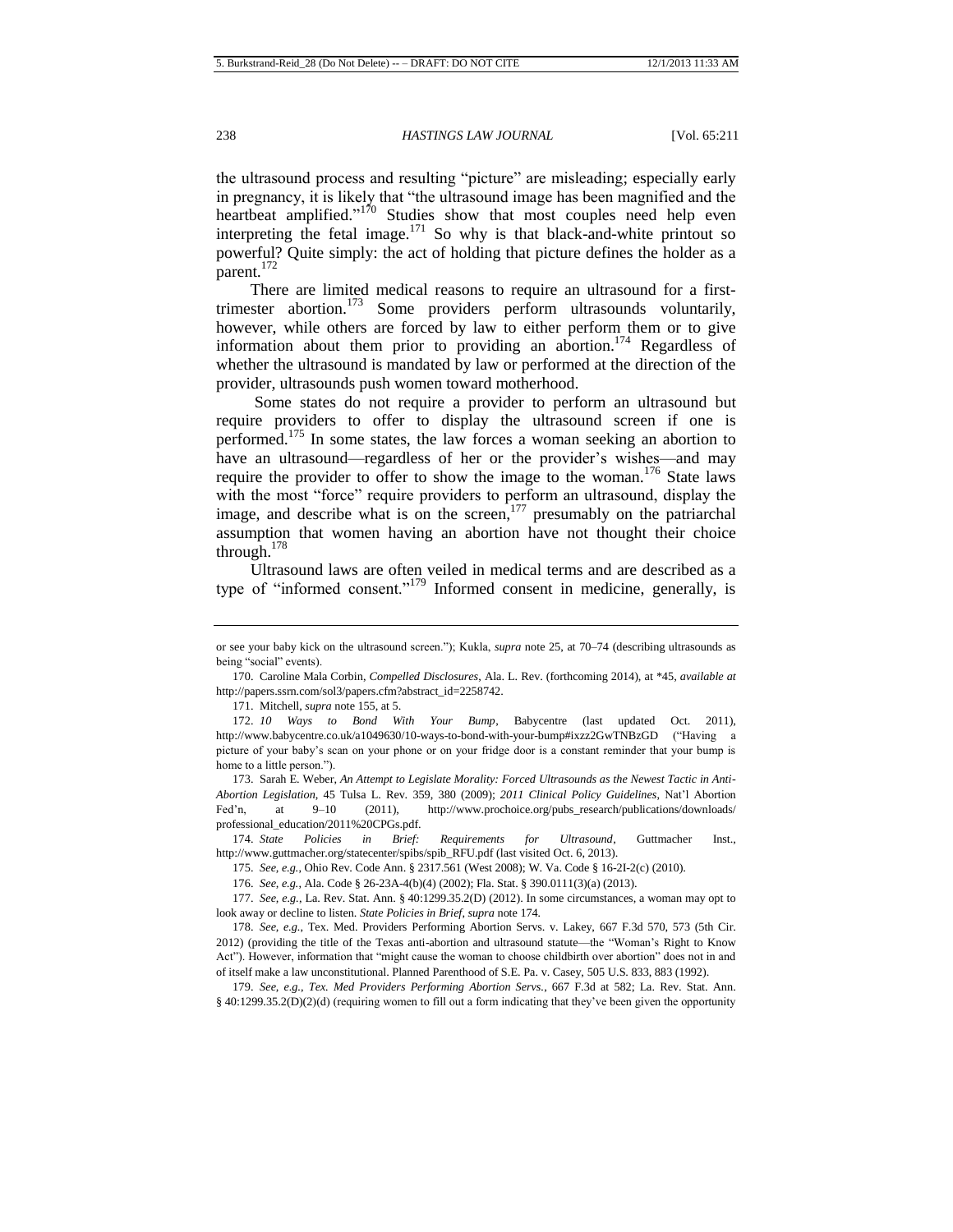the ultrasound process and resulting "picture" are misleading; especially early in pregnancy, it is likely that "the ultrasound image has been magnified and the heartbeat amplified."[170] Studies show that most couples need help even interpreting the fetal image.[171] So why is that black-and-white printout so powerful? Quite simply: the act of holding that picture defines the holder as a parent.[172]

There are limited medical reasons to require an ultrasound for a first-trimester abortion.[173] Some providers perform ultrasounds voluntarily, however, while others are forced by law to either perform them or to give information about them prior to providing an abortion.[174] Regardless of whether the ultrasound is mandated by law or performed at the direction of the provider, ultrasounds push women toward motherhood.

Some states do not require a provider to perform an ultrasound but require providers to offer to display the ultrasound screen if one is performed.[175] In some states, the law forces a woman seeking an abortion to have an ultrasound—regardless of her or the provider's wishes—and may require the provider to offer to show the image to the woman.[176] State laws with the most "force" require providers to perform an ultrasound, display the image, and describe what is on the screen,[177] presumably on the patriarchal assumption that women having an abortion have not thought their choice through.[178]

Ultrasound laws are often veiled in medical terms and are described as a type of "informed consent."[179] Informed consent in medicine, generally, is

---

or see your baby kick on the ultrasound screen."); Kukla, *supra* note 25, at 70–74 (describing ultrasounds as being "social" events).

170. Caroline Mala Corbin, *Compelled Disclosures*, Ala. L. Rev. (forthcoming 2014), at *45, *available at* http://papers.ssrn.com/sol3/papers.cfm?abstract_id=2258742.

171. Mitchell, *supra* note 155, at 5.

172. *10 Ways to Bond With Your Bump*, Babycentre (last updated Oct. 2011), http://www.babycentre.co.uk/a1049630/10-ways-to-bond-with-your-bump#ixzz2GwTNBzGD ("Having a picture of your baby's scan on your phone or on your fridge door is a constant reminder that your bump is home to a little person.").

173. Sarah E. Weber, *An Attempt to Legislate Morality: Forced Ultrasounds as the Newest Tactic in Anti-Abortion Legislation*, 45 Tulsa L. Rev. 359, 380 (2009); *2011 Clinical Policy Guidelines*, Nat'l Abortion Fed'n, at 9–10 (2011), http://www.prochoice.org/pubs_research/publications/downloads/professional_education/2011%20CPGs.pdf.

174. *State Policies in Brief: Requirements for Ultrasound*, Guttmacher Inst., http://www.guttmacher.org/statecenter/spibs/spib_RFU.pdf (last visited Oct. 6, 2013).

175. *See, e.g.*, Ohio Rev. Code Ann. § 2317.561 (West 2008); W. Va. Code § 16-2I-2(c) (2010).

176. *See, e.g.*, Ala. Code § 26-23A-4(b)(4) (2002); Fla. Stat. § 390.0111(3)(a) (2013).

177. *See, e.g.*, La. Rev. Stat. Ann. § 40:1299.35.2(D) (2012). In some circumstances, a woman may opt to look away or decline to listen. *State Policies in Brief*, *supra* note 174.

178. *See, e.g.*, Tex. Med. Providers Performing Abortion Servs. v. Lakey, 667 F.3d 570, 573 (5th Cir. 2012) (providing the title of the Texas anti-abortion and ultrasound statute—the "Woman's Right to Know Act"). However, information that "might cause the woman to choose childbirth over abortion" does not in and of itself make a law unconstitutional. Planned Parenthood of S.E. Pa. v. Casey, 505 U.S. 833, 883 (1992).

179. *See, e.g.*, *Tex. Med Providers Performing Abortion Servs.*, 667 F.3d at 582; La. Rev. Stat. Ann. § 40:1299.35.2(D)(2)(d) (requiring women to fill out a form indicating that they've been given the opportunity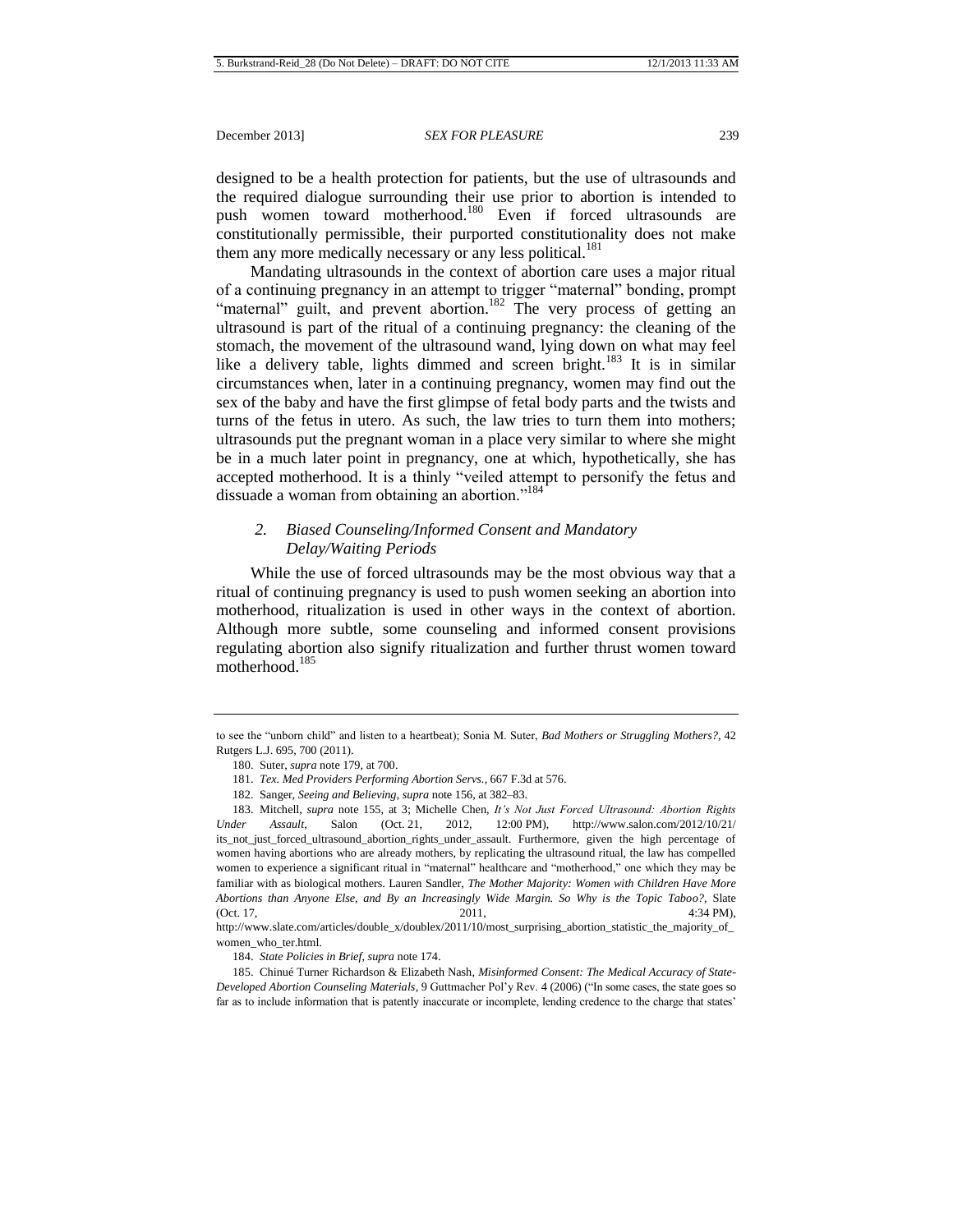designed to be a health protection for patients, but the use of ultrasounds and the required dialogue surrounding their use prior to abortion is intended to push women toward motherhood.[180] Even if forced ultrasounds are constitutionally permissible, their purported constitutionality does not make them any more medically necessary or any less political.[181]

Mandating ultrasounds in the context of abortion care uses a major ritual of a continuing pregnancy in an attempt to trigger "maternal" bonding, prompt "maternal" guilt, and prevent abortion.[182] The very process of getting an ultrasound is part of the ritual of a continuing pregnancy: the cleaning of the stomach, the movement of the ultrasound wand, lying down on what may feel like a delivery table, lights dimmed and screen bright.[183] It is in similar circumstances when, later in a continuing pregnancy, women may find out the sex of the baby and have the first glimpse of fetal body parts and the twists and turns of the fetus in utero. As such, the law tries to turn them into mothers; ultrasounds put the pregnant woman in a place very similar to where she might be in a much later point in pregnancy, one at which, hypothetically, she has accepted motherhood. It is a thinly "veiled attempt to personify the fetus and dissuade a woman from obtaining an abortion."[184]

### *2. Biased Counseling/Informed Consent and Mandatory Delay/Waiting Periods*

While the use of forced ultrasounds may be the most obvious way that a ritual of continuing pregnancy is used to push women seeking an abortion into motherhood, ritualization is used in other ways in the context of abortion. Although more subtle, some counseling and informed consent provisions regulating abortion also signify ritualization and further thrust women toward motherhood.[185]

---

to see the "unborn child" and listen to a heartbeat); Sonia M. Suter, *Bad Mothers or Struggling Mothers?*, 42 Rutgers L.J. 695, 700 (2011).

180. Suter, *supra* note 179, at 700.

181. *Tex. Med Providers Performing Abortion Servs.*, 667 F.3d at 576.

182. Sanger, *Seeing and Believing*, *supra* note 156, at 382–83.

183. Mitchell, *supra* note 155, at 3; Michelle Chen, *It's Not Just Forced Ultrasound: Abortion Rights Under Assault*, Salon (Oct. 21, 2012, 12:00 PM), http://www.salon.com/2012/10/21/its_not_just_forced_ultrasound_abortion_rights_under_assault. Furthermore, given the high percentage of women having abortions who are already mothers, by replicating the ultrasound ritual, the law has compelled women to experience a significant ritual in "maternal" healthcare and "motherhood," one which they may be familiar with as biological mothers. Lauren Sandler, *The Mother Majority: Women with Children Have More Abortions than Anyone Else, and By an Increasingly Wide Margin. So Why is the Topic Taboo?*, Slate (Oct. 17, 2011, 4:34 PM), http://www.slate.com/articles/double_x/doublex/2011/10/most_surprising_abortion_statistic_the_majority_of_women_who_ter.html.

184. *State Policies in Brief*, *supra* note 174.

185. Chinué Turner Richardson & Elizabeth Nash, *Misinformed Consent: The Medical Accuracy of State-Developed Abortion Counseling Materials*, 9 Guttmacher Pol'y Rev. 4 (2006) ("In some cases, the state goes so far as to include information that is patently inaccurate or incomplete, lending credence to the charge that states'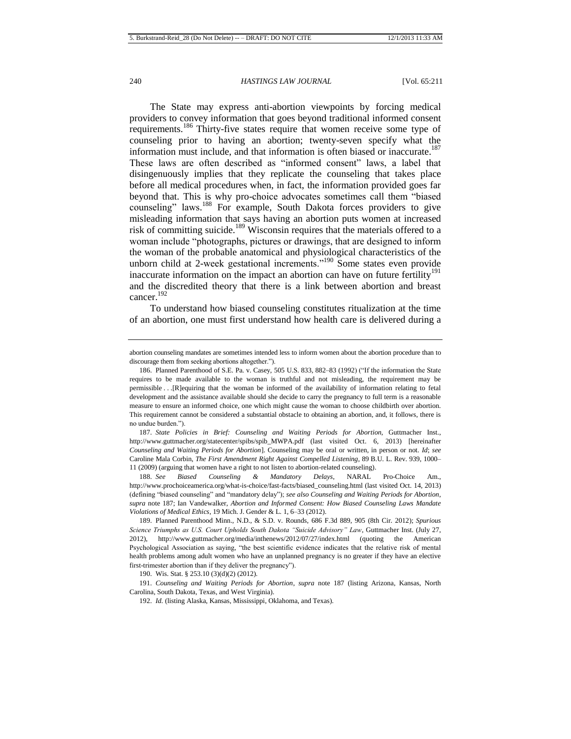The State may express anti-abortion viewpoints by forcing medical providers to convey information that goes beyond traditional informed consent requirements.[186] Thirty-five states require that women receive some type of counseling prior to having an abortion; twenty-seven specify what the information must include, and that information is often biased or inaccurate.[187] These laws are often described as "informed consent" laws, a label that disingenuously implies that they replicate the counseling that takes place before all medical procedures when, in fact, the information provided goes far beyond that. This is why pro-choice advocates sometimes call them "biased counseling" laws.[188] For example, South Dakota forces providers to give misleading information that says having an abortion puts women at increased risk of committing suicide.[189] Wisconsin requires that the materials offered to a woman include "photographs, pictures or drawings, that are designed to inform the woman of the probable anatomical and physiological characteristics of the unborn child at 2-week gestational increments."[190] Some states even provide inaccurate information on the impact an abortion can have on future fertility[191] and the discredited theory that there is a link between abortion and breast cancer.[192]

To understand how biased counseling constitutes ritualization at the time of an abortion, one must first understand how health care is delivered during a

---

abortion counseling mandates are sometimes intended less to inform women about the abortion procedure than to discourage them from seeking abortions altogether.").

186. Planned Parenthood of S.E. Pa. v. Casey, 505 U.S. 833, 882–83 (1992) ("If the information the State requires to be made available to the woman is truthful and not misleading, the requirement may be permissible . . .[R]equiring that the woman be informed of the availability of information relating to fetal development and the assistance available should she decide to carry the pregnancy to full term is a reasonable measure to ensure an informed choice, one which might cause the woman to choose childbirth over abortion. This requirement cannot be considered a substantial obstacle to obtaining an abortion, and, it follows, there is no undue burden.").

187. *State Policies in Brief: Counseling and Waiting Periods for Abortion*, Guttmacher Inst., http://www.guttmacher.org/statecenter/spibs/spib_MWPA.pdf (last visited Oct. 6, 2013) [hereinafter *Counseling and Waiting Periods for Abortion*]. Counseling may be oral or written, in person or not. *Id*; *see* Caroline Mala Corbin, *The First Amendment Right Against Compelled Listening*, 89 B.U. L. Rev. 939, 1000–11 (2009) (arguing that women have a right to not listen to abortion-related counseling).

188. *See Biased Counseling & Mandatory Delays*, NARAL Pro-Choice Am., http://www.prochoiceamerica.org/what-is-choice/fast-facts/biased_counseling.html (last visited Oct. 14, 2013) (defining "biased counseling" and "mandatory delay"); *see also Counseling and Waiting Periods for Abortion*, *supra* note 187; Ian Vandewalker, *Abortion and Informed Consent: How Biased Counseling Laws Mandate Violations of Medical Ethics*, 19 Mich. J. Gender & L. 1, 6–33 (2012).

189. Planned Parenthood Minn., N.D., & S.D. v. Rounds, 686 F.3d 889, 905 (8th Cir. 2012); *Spurious Science Triumphs as U.S. Court Upholds South Dakota "Suicide Advisory" Law*, Guttmacher Inst. (July 27, 2012), http://www.guttmacher.org/media/inthenews/2012/07/27/index.html (quoting the American Psychological Association as saying, "the best scientific evidence indicates that the relative risk of mental health problems among adult women who have an unplanned pregnancy is no greater if they have an elective first-trimester abortion than if they deliver the pregnancy").

190. Wis. Stat. § 253.10 (3)(d)(2) (2012).

191. *Counseling and Waiting Periods for Abortion*, *supra* note 187 (listing Arizona, Kansas, North Carolina, South Dakota, Texas, and West Virginia).

192. *Id.* (listing Alaska, Kansas, Mississippi, Oklahoma, and Texas).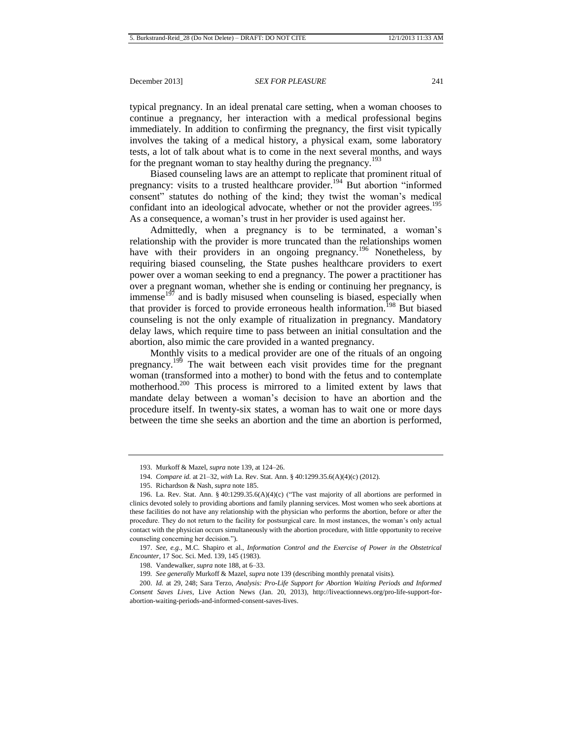typical pregnancy. In an ideal prenatal care setting, when a woman chooses to continue a pregnancy, her interaction with a medical professional begins immediately. In addition to confirming the pregnancy, the first visit typically involves the taking of a medical history, a physical exam, some laboratory tests, a lot of talk about what is to come in the next several months, and ways for the pregnant woman to stay healthy during the pregnancy.[193]

Biased counseling laws are an attempt to replicate that prominent ritual of pregnancy: visits to a trusted healthcare provider.[194] But abortion "informed consent" statutes do nothing of the kind; they twist the woman's medical confidant into an ideological advocate, whether or not the provider agrees.[195] As a consequence, a woman's trust in her provider is used against her.

Admittedly, when a pregnancy is to be terminated, a woman's relationship with the provider is more truncated than the relationships women have with their providers in an ongoing pregnancy.[196] Nonetheless, by requiring biased counseling, the State pushes healthcare providers to exert power over a woman seeking to end a pregnancy. The power a practitioner has over a pregnant woman, whether she is ending or continuing her pregnancy, is immense[197] and is badly misused when counseling is biased, especially when that provider is forced to provide erroneous health information.[198] But biased counseling is not the only example of ritualization in pregnancy. Mandatory delay laws, which require time to pass between an initial consultation and the abortion, also mimic the care provided in a wanted pregnancy.

Monthly visits to a medical provider are one of the rituals of an ongoing pregnancy.[199] The wait between each visit provides time for the pregnant woman (transformed into a mother) to bond with the fetus and to contemplate motherhood.[200] This process is mirrored to a limited extent by laws that mandate delay between a woman's decision to have an abortion and the procedure itself. In twenty-six states, a woman has to wait one or more days between the time she seeks an abortion and the time an abortion is performed,

---

193. Murkoff & Mazel, *supra* note 139, at 124–26.

194. *Compare id.* at 21–32, *with* La. Rev. Stat. Ann. § 40:1299.35.6(A)(4)(c) (2012).

195. Richardson & Nash, *supra* note 185.

196. La. Rev. Stat. Ann. § 40:1299.35.6(A)(4)(c) ("The vast majority of all abortions are performed in clinics devoted solely to providing abortions and family planning services. Most women who seek abortions at these facilities do not have any relationship with the physician who performs the abortion, before or after the procedure. They do not return to the facility for postsurgical care. In most instances, the woman's only actual contact with the physician occurs simultaneously with the abortion procedure, with little opportunity to receive counseling concerning her decision.").

197. *See, e.g.*, M.C. Shapiro et al., *Information Control and the Exercise of Power in the Obstetrical Encounter*, 17 Soc. Sci. Med. 139, 145 (1983).

198. Vandewalker, *supra* note 188, at 6–33.

199. *See generally* Murkoff & Mazel, *supra* note 139 (describing monthly prenatal visits).

200. *Id.* at 29, 248; Sara Terzo, *Analysis: Pro-Life Support for Abortion Waiting Periods and Informed Consent Saves Lives*, Live Action News (Jan. 20, 2013), http://liveactionnews.org/pro-life-support-for-abortion-waiting-periods-and-informed-consent-saves-lives.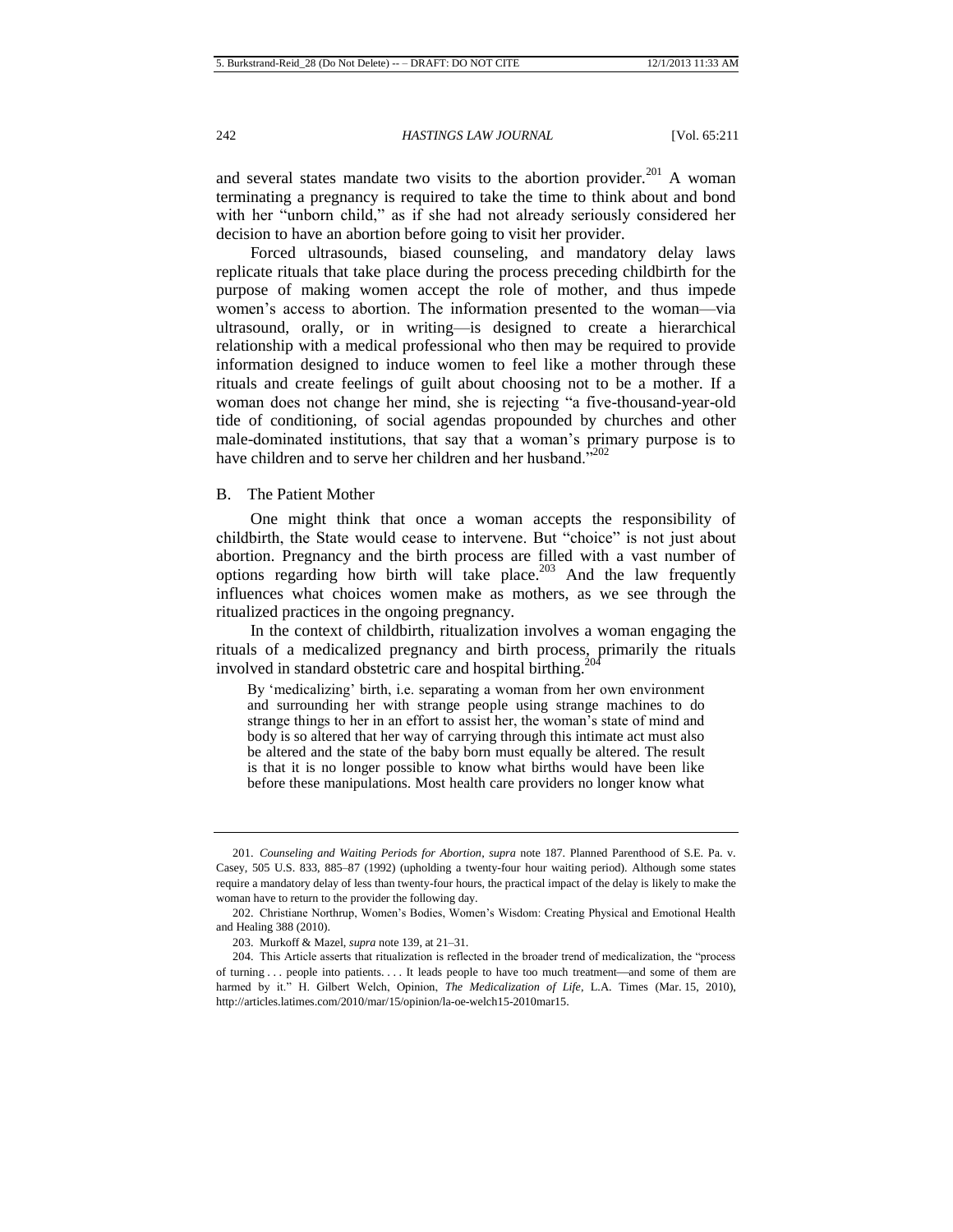and several states mandate two visits to the abortion provider.[201] A woman terminating a pregnancy is required to take the time to think about and bond with her "unborn child," as if she had not already seriously considered her decision to have an abortion before going to visit her provider.

Forced ultrasounds, biased counseling, and mandatory delay laws replicate rituals that take place during the process preceding childbirth for the purpose of making women accept the role of mother, and thus impede women's access to abortion. The information presented to the woman—via ultrasound, orally, or in writing—is designed to create a hierarchical relationship with a medical professional who then may be required to provide information designed to induce women to feel like a mother through these rituals and create feelings of guilt about choosing not to be a mother. If a woman does not change her mind, she is rejecting "a five-thousand-year-old tide of conditioning, of social agendas propounded by churches and other male-dominated institutions, that say that a woman's primary purpose is to have children and to serve her children and her husband."[202]

## B. The Patient Mother

One might think that once a woman accepts the responsibility of childbirth, the State would cease to intervene. But "choice" is not just about abortion. Pregnancy and the birth process are filled with a vast number of options regarding how birth will take place.[203] And the law frequently influences what choices women make as mothers, as we see through the ritualized practices in the ongoing pregnancy.

In the context of childbirth, ritualization involves a woman engaging the rituals of a medicalized pregnancy and birth process, primarily the rituals involved in standard obstetric care and hospital birthing.[204]

> By 'medicalizing' birth, i.e. separating a woman from her own environment and surrounding her with strange people using strange machines to do strange things to her in an effort to assist her, the woman's state of mind and body is so altered that her way of carrying through this intimate act must also be altered and the state of the baby born must equally be altered. The result is that it is no longer possible to know what births would have been like before these manipulations. Most health care providers no longer know what

---

201. *Counseling and Waiting Periods for Abortion*, *supra* note 187. Planned Parenthood of S.E. Pa. v. Casey, 505 U.S. 833, 885–87 (1992) (upholding a twenty-four hour waiting period). Although some states require a mandatory delay of less than twenty-four hours, the practical impact of the delay is likely to make the woman have to return to the provider the following day.

202. Christiane Northrup, Women's Bodies, Women's Wisdom: Creating Physical and Emotional Health and Healing 388 (2010).

203. Murkoff & Mazel, *supra* note 139, at 21–31.

204. This Article asserts that ritualization is reflected in the broader trend of medicalization, the "process of turning . . . people into patients. . . . It leads people to have too much treatment—and some of them are harmed by it." H. Gilbert Welch, Opinion, *The Medicalization of Life*, L.A. Times (Mar. 15, 2010), http://articles.latimes.com/2010/mar/15/opinion/la-oe-welch15-2010mar15.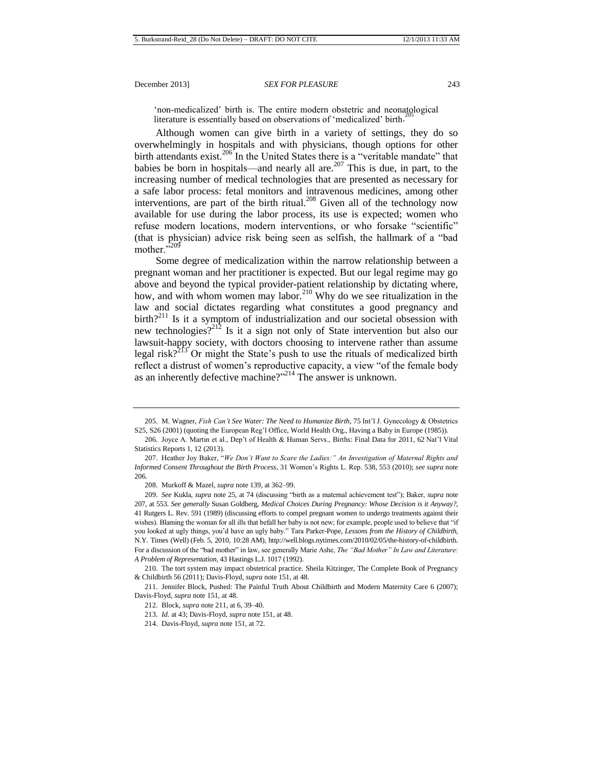'non-medicalized' birth is. The entire modern obstetric and neonatological literature is essentially based on observations of 'medicalized' birth.[205]

Although women can give birth in a variety of settings, they do so overwhelmingly in hospitals and with physicians, though options for other birth attendants exist.[206] In the United States there is a "veritable mandate" that babies be born in hospitals—and nearly all are.[207] This is due, in part, to the increasing number of medical technologies that are presented as necessary for a safe labor process: fetal monitors and intravenous medicines, among other interventions, are part of the birth ritual.[208] Given all of the technology now available for use during the labor process, its use is expected; women who refuse modern locations, modern interventions, or who forsake "scientific" (that is physician) advice risk being seen as selfish, the hallmark of a "bad mother."[209]

Some degree of medicalization within the narrow relationship between a pregnant woman and her practitioner is expected. But our legal regime may go above and beyond the typical provider-patient relationship by dictating where, how, and with whom women may labor.[210] Why do we see ritualization in the law and social dictates regarding what constitutes a good pregnancy and birth?[211] Is it a symptom of industrialization and our societal obsession with new technologies?[212] Is it a sign not only of State intervention but also our lawsuit-happy society, with doctors choosing to intervene rather than assume legal risk?[213] Or might the State's push to use the rituals of medicalized birth reflect a distrust of women's reproductive capacity, a view "of the female body as an inherently defective machine?"[214] The answer is unknown.

---

205. M. Wagner, *Fish Can't See Water: The Need to Humanize Birth*, 75 Int'l J. Gynecology & Obstetrics S25, S26 (2001) (quoting the European Reg'l Office, World Health Org., Having a Baby in Europe (1985)).

206. Joyce A. Martin et al., Dep't of Health & Human Servs., Births: Final Data for 2011, 62 Nat'l Vital Statistics Reports 1, 12 (2013).

207. Heather Joy Baker, "*We Don't Want to Scare the Ladies:" An Investigation of Maternal Rights and Informed Consent Throughout the Birth Process*, 31 Women's Rights L. Rep. 538, 553 (2010); *see supra* note 206.

208. Murkoff & Mazel, *supra* note 139, at 362–99.

209. *See* Kukla, *supra* note 25, at 74 (discussing "birth as a maternal achievement test"); Baker, *supra* note 207, at 553. *See generally* Susan Goldberg, *Medical Choices During Pregnancy: Whose Decision is it Anyway?*, 41 Rutgers L. Rev. 591 (1989) (discussing efforts to compel pregnant women to undergo treatments against their wishes). Blaming the woman for all ills that befall her baby is not new; for example, people used to believe that "if you looked at ugly things, you'd have an ugly baby." Tara Parker-Pope, *Lessons from the History of Childbirth*, N.Y. Times (Well) (Feb. 5, 2010, 10:28 AM), http://well.blogs.nytimes.com/2010/02/05/the-history-of-childbirth. For a discussion of the "bad mother" in law, see generally Marie Ashe, *The "Bad Mother" In Law and Literature: A Problem of Representation*, 43 Hastings L.J. 1017 (1992).

210. The tort system may impact obstetrical practice. Sheila Kitzinger, The Complete Book of Pregnancy & Childbirth 56 (2011); Davis-Floyd, *supra* note 151, at 48.

211. Jennifer Block, Pushed: The Painful Truth About Childbirth and Modern Maternity Care 6 (2007); Davis-Floyd, *supra* note 151, at 48.

212. Block, *supra* note 211, at 6, 39–40.

213. *Id.* at 43; Davis-Floyd, *supra* note 151, at 48.

214. Davis-Floyd, *supra* note 151, at 72.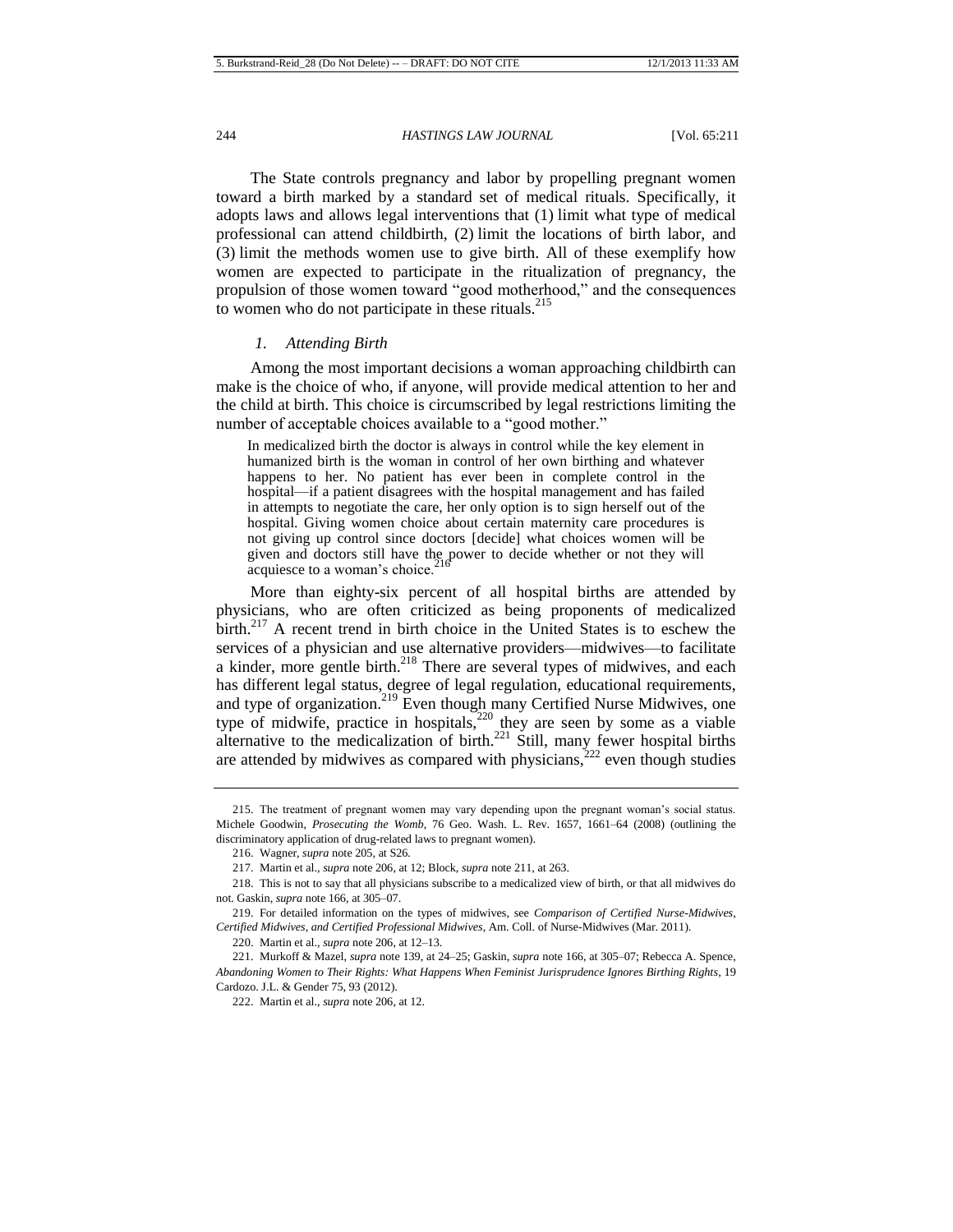The State controls pregnancy and labor by propelling pregnant women toward a birth marked by a standard set of medical rituals. Specifically, it adopts laws and allows legal interventions that (1) limit what type of medical professional can attend childbirth, (2) limit the locations of birth labor, and (3) limit the methods women use to give birth. All of these exemplify how women are expected to participate in the ritualization of pregnancy, the propulsion of those women toward "good motherhood," and the consequences to women who do not participate in these rituals.[215]

### *1. Attending Birth*

Among the most important decisions a woman approaching childbirth can make is the choice of who, if anyone, will provide medical attention to her and the child at birth. This choice is circumscribed by legal restrictions limiting the number of acceptable choices available to a "good mother."

> In medicalized birth the doctor is always in control while the key element in humanized birth is the woman in control of her own birthing and whatever happens to her. No patient has ever been in complete control in the hospital—if a patient disagrees with the hospital management and has failed in attempts to negotiate the care, her only option is to sign herself out of the hospital. Giving women choice about certain maternity care procedures is not giving up control since doctors [decide] what choices women will be given and doctors still have the power to decide whether or not they will acquiesce to a woman's choice.[216]

More than eighty-six percent of all hospital births are attended by physicians, who are often criticized as being proponents of medicalized birth.[217] A recent trend in birth choice in the United States is to eschew the services of a physician and use alternative providers—midwives—to facilitate a kinder, more gentle birth.[218] There are several types of midwives, and each has different legal status, degree of legal regulation, educational requirements, and type of organization.[219] Even though many Certified Nurse Midwives, one type of midwife, practice in hospitals,[220] they are seen by some as a viable alternative to the medicalization of birth.[221] Still, many fewer hospital births are attended by midwives as compared with physicians,[222] even though studies

---

215. The treatment of pregnant women may vary depending upon the pregnant woman's social status. Michele Goodwin, *Prosecuting the Womb*, 76 Geo. Wash. L. Rev. 1657, 1661–64 (2008) (outlining the discriminatory application of drug-related laws to pregnant women).

216. Wagner, *supra* note 205, at S26.

217. Martin et al., *supra* note 206, at 12; Block, *supra* note 211, at 263.

218. This is not to say that all physicians subscribe to a medicalized view of birth, or that all midwives do not. Gaskin, *supra* note 166, at 305–07.

219. For detailed information on the types of midwives, see *Comparison of Certified Nurse-Midwives, Certified Midwives, and Certified Professional Midwives*, Am. Coll. of Nurse-Midwives (Mar. 2011).

220. Martin et al., *supra* note 206, at 12–13.

221. Murkoff & Mazel, *supra* note 139, at 24–25; Gaskin, *supra* note 166, at 305–07; Rebecca A. Spence, *Abandoning Women to Their Rights: What Happens When Feminist Jurisprudence Ignores Birthing Rights*, 19 Cardozo. J.L. & Gender 75, 93 (2012).

222. Martin et al., *supra* note 206, at 12.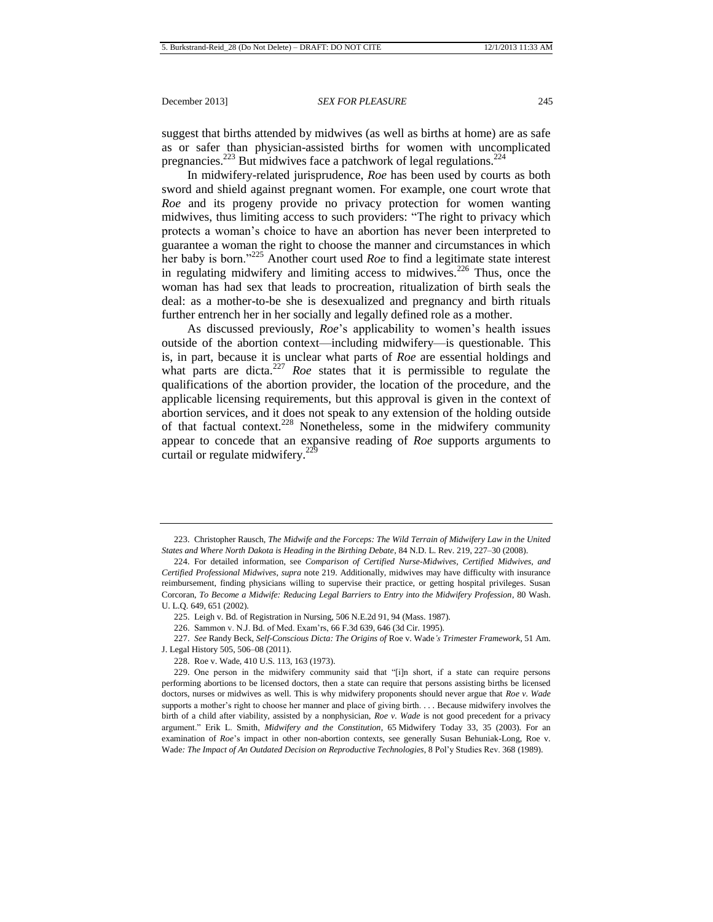suggest that births attended by midwives (as well as births at home) are as safe as or safer than physician-assisted births for women with uncomplicated pregnancies.[223] But midwives face a patchwork of legal regulations.[224]

In midwifery-related jurisprudence, *Roe* has been used by courts as both sword and shield against pregnant women. For example, one court wrote that *Roe* and its progeny provide no privacy protection for women wanting midwives, thus limiting access to such providers: "The right to privacy which protects a woman's choice to have an abortion has never been interpreted to guarantee a woman the right to choose the manner and circumstances in which her baby is born."[225] Another court used *Roe* to find a legitimate state interest in regulating midwifery and limiting access to midwives.[226] Thus, once the woman has had sex that leads to procreation, ritualization of birth seals the deal: as a mother-to-be she is desexualized and pregnancy and birth rituals further entrench her in her socially and legally defined role as a mother.

As discussed previously, *Roe*'s applicability to women's health issues outside of the abortion context—including midwifery—is questionable. This is, in part, because it is unclear what parts of *Roe* are essential holdings and what parts are dicta.[227] *Roe* states that it is permissible to regulate the qualifications of the abortion provider, the location of the procedure, and the applicable licensing requirements, but this approval is given in the context of abortion services, and it does not speak to any extension of the holding outside of that factual context.[228] Nonetheless, some in the midwifery community appear to concede that an expansive reading of *Roe* supports arguments to curtail or regulate midwifery.[229]

---

223. Christopher Rausch, *The Midwife and the Forceps: The Wild Terrain of Midwifery Law in the United States and Where North Dakota is Heading in the Birthing Debate*, 84 N.D. L. Rev. 219, 227–30 (2008).

224. For detailed information, see *Comparison of Certified Nurse-Midwives, Certified Midwives, and Certified Professional Midwives*, *supra* note 219. Additionally, midwives may have difficulty with insurance reimbursement, finding physicians willing to supervise their practice, or getting hospital privileges. Susan Corcoran, *To Become a Midwife: Reducing Legal Barriers to Entry into the Midwifery Profession*, 80 Wash. U. L.Q. 649, 651 (2002).

225. Leigh v. Bd. of Registration in Nursing, 506 N.E.2d 91, 94 (Mass. 1987).

226. Sammon v. N.J. Bd. of Med. Exam'rs, 66 F.3d 639, 646 (3d Cir. 1995).

227. *See* Randy Beck, *Self-Conscious Dicta: The Origins of* Roe v. Wade*'s Trimester Framework*, 51 Am. J. Legal History 505, 506–08 (2011).

228. Roe v. Wade, 410 U.S. 113, 163 (1973).

229. One person in the midwifery community said that "[i]n short, if a state can require persons performing abortions to be licensed doctors, then a state can require that persons assisting births be licensed doctors, nurses or midwives as well. This is why midwifery proponents should never argue that *Roe v. Wade* supports a mother's right to choose her manner and place of giving birth. . . . Because midwifery involves the birth of a child after viability, assisted by a nonphysician, *Roe v. Wade* is not good precedent for a privacy argument." Erik L. Smith, *Midwifery and the Constitution*, 65 Midwifery Today 33, 35 (2003). For an examination of *Roe*'s impact in other non-abortion contexts, see generally Susan Behuniak-Long, Roe v. Wade*: The Impact of An Outdated Decision on Reproductive Technologies*, 8 Pol'y Studies Rev. 368 (1989).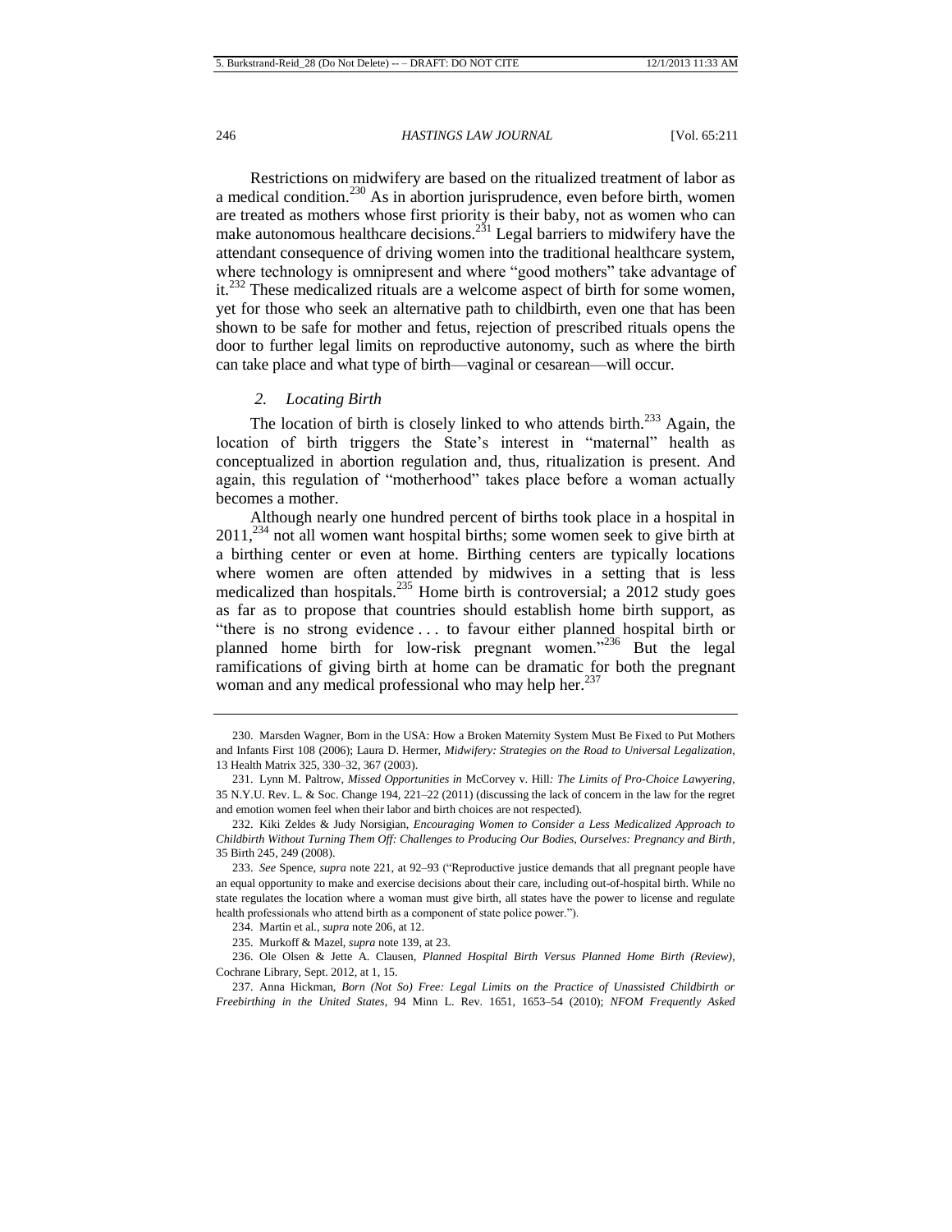Restrictions on midwifery are based on the ritualized treatment of labor as a medical condition.[230] As in abortion jurisprudence, even before birth, women are treated as mothers whose first priority is their baby, not as women who can make autonomous healthcare decisions.[231] Legal barriers to midwifery have the attendant consequence of driving women into the traditional healthcare system, where technology is omnipresent and where "good mothers" take advantage of it.[232] These medicalized rituals are a welcome aspect of birth for some women, yet for those who seek an alternative path to childbirth, even one that has been shown to be safe for mother and fetus, rejection of prescribed rituals opens the door to further legal limits on reproductive autonomy, such as where the birth can take place and what type of birth—vaginal or cesarean—will occur.

### *2. Locating Birth*

The location of birth is closely linked to who attends birth.[233] Again, the location of birth triggers the State's interest in "maternal" health as conceptualized in abortion regulation and, thus, ritualization is present. And again, this regulation of "motherhood" takes place before a woman actually becomes a mother.

Although nearly one hundred percent of births took place in a hospital in 2011,[234] not all women want hospital births; some women seek to give birth at a birthing center or even at home. Birthing centers are typically locations where women are often attended by midwives in a setting that is less medicalized than hospitals.[235] Home birth is controversial; a 2012 study goes as far as to propose that countries should establish home birth support, as "there is no strong evidence . . . to favour either planned hospital birth or planned home birth for low-risk pregnant women."[236] But the legal ramifications of giving birth at home can be dramatic for both the pregnant woman and any medical professional who may help her.[237]

---

230. Marsden Wagner, Born in the USA: How a Broken Maternity System Must Be Fixed to Put Mothers and Infants First 108 (2006); Laura D. Hermer, *Midwifery: Strategies on the Road to Universal Legalization*, 13 Health Matrix 325, 330–32, 367 (2003).

231. Lynn M. Paltrow, *Missed Opportunities in* McCorvey v. Hill*: The Limits of Pro-Choice Lawyering*, 35 N.Y.U. Rev. L. & Soc. Change 194, 221–22 (2011) (discussing the lack of concern in the law for the regret and emotion women feel when their labor and birth choices are not respected).

232. Kiki Zeldes & Judy Norsigian, *Encouraging Women to Consider a Less Medicalized Approach to Childbirth Without Turning Them Off: Challenges to Producing Our Bodies, Ourselves: Pregnancy and Birth*, 35 Birth 245, 249 (2008).

233. *See* Spence, *supra* note 221, at 92–93 ("Reproductive justice demands that all pregnant people have an equal opportunity to make and exercise decisions about their care, including out-of-hospital birth. While no state regulates the location where a woman must give birth, all states have the power to license and regulate health professionals who attend birth as a component of state police power.").

234. Martin et al., *supra* note 206, at 12.

235. Murkoff & Mazel, *supra* note 139, at 23.

236. Ole Olsen & Jette A. Clausen, *Planned Hospital Birth Versus Planned Home Birth (Review)*, Cochrane Library, Sept. 2012, at 1, 15.

237. Anna Hickman, *Born (Not So) Free: Legal Limits on the Practice of Unassisted Childbirth or Freebirthing in the United States*, 94 Minn L. Rev. 1651, 1653–54 (2010); *NFOM Frequently Asked*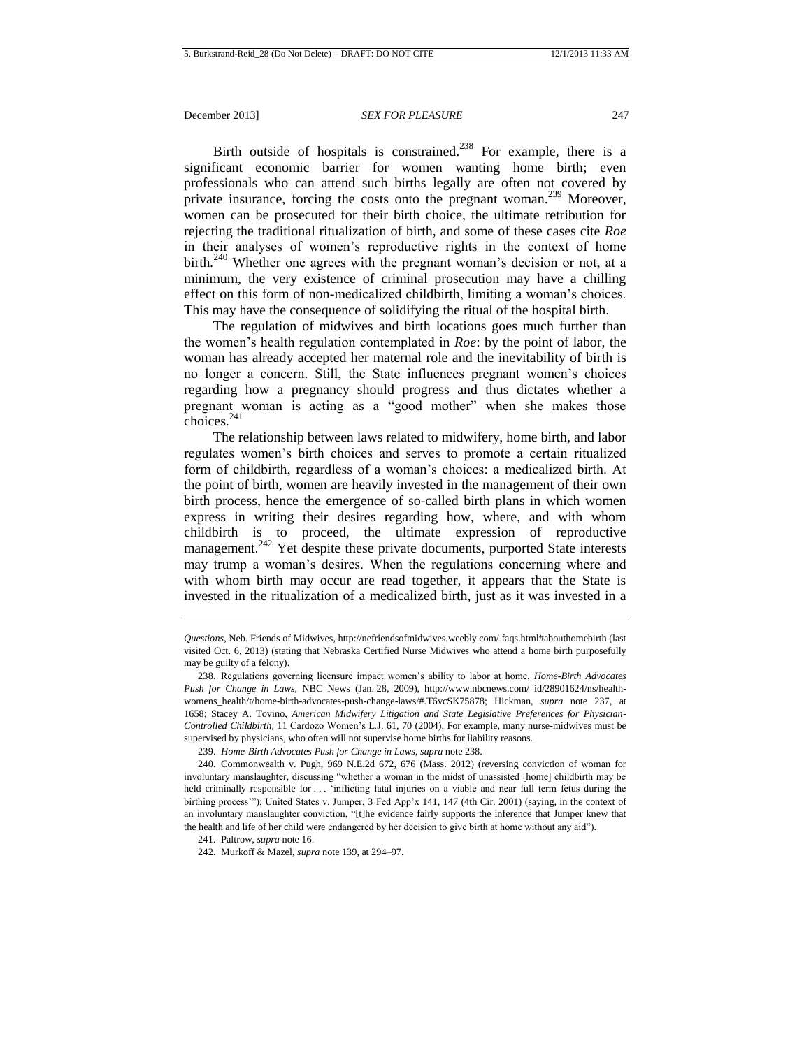Birth outside of hospitals is constrained.[238] For example, there is a significant economic barrier for women wanting home birth; even professionals who can attend such births legally are often not covered by private insurance, forcing the costs onto the pregnant woman.[239] Moreover, women can be prosecuted for their birth choice, the ultimate retribution for rejecting the traditional ritualization of birth, and some of these cases cite *Roe* in their analyses of women's reproductive rights in the context of home birth.[240] Whether one agrees with the pregnant woman's decision or not, at a minimum, the very existence of criminal prosecution may have a chilling effect on this form of non-medicalized childbirth, limiting a woman's choices. This may have the consequence of solidifying the ritual of the hospital birth.

The regulation of midwives and birth locations goes much further than the women's health regulation contemplated in *Roe*: by the point of labor, the woman has already accepted her maternal role and the inevitability of birth is no longer a concern. Still, the State influences pregnant women's choices regarding how a pregnancy should progress and thus dictates whether a pregnant woman is acting as a "good mother" when she makes those choices.[241]

The relationship between laws related to midwifery, home birth, and labor regulates women's birth choices and serves to promote a certain ritualized form of childbirth, regardless of a woman's choices: a medicalized birth. At the point of birth, women are heavily invested in the management of their own birth process, hence the emergence of so-called birth plans in which women express in writing their desires regarding how, where, and with whom childbirth is to proceed, the ultimate expression of reproductive management.[242] Yet despite these private documents, purported State interests may trump a woman's desires. When the regulations concerning where and with whom birth may occur are read together, it appears that the State is invested in the ritualization of a medicalized birth, just as it was invested in a

---

*Questions*, Neb. Friends of Midwives, http://nefriendsofmidwives.weebly.com/ faqs.html#abouthomebirth (last visited Oct. 6, 2013) (stating that Nebraska Certified Nurse Midwives who attend a home birth purposefully may be guilty of a felony).

238. Regulations governing licensure impact women's ability to labor at home. *Home-Birth Advocates Push for Change in Laws*, NBC News (Jan. 28, 2009), http://www.nbcnews.com/ id/28901624/ns/health-womens_health/t/home-birth-advocates-push-change-laws/#.T6vcSK75878; Hickman, *supra* note 237, at 1658; Stacey A. Tovino, *American Midwifery Litigation and State Legislative Preferences for Physician-Controlled Childbirth*, 11 Cardozo Women's L.J. 61, 70 (2004). For example, many nurse-midwives must be supervised by physicians, who often will not supervise home births for liability reasons.

239. *Home-Birth Advocates Push for Change in Laws*, *supra* note 238.

240. Commonwealth v. Pugh, 969 N.E.2d 672, 676 (Mass. 2012) (reversing conviction of woman for involuntary manslaughter, discussing "whether a woman in the midst of unassisted [home] childbirth may be held criminally responsible for . . . 'inflicting fatal injuries on a viable and near full term fetus during the birthing process'"); United States v. Jumper, 3 Fed App'x 141, 147 (4th Cir. 2001) (saying, in the context of an involuntary manslaughter conviction, "[t]he evidence fairly supports the inference that Jumper knew that the health and life of her child were endangered by her decision to give birth at home without any aid").

241. Paltrow, *supra* note 16.

242. Murkoff & Mazel, *supra* note 139, at 294–97.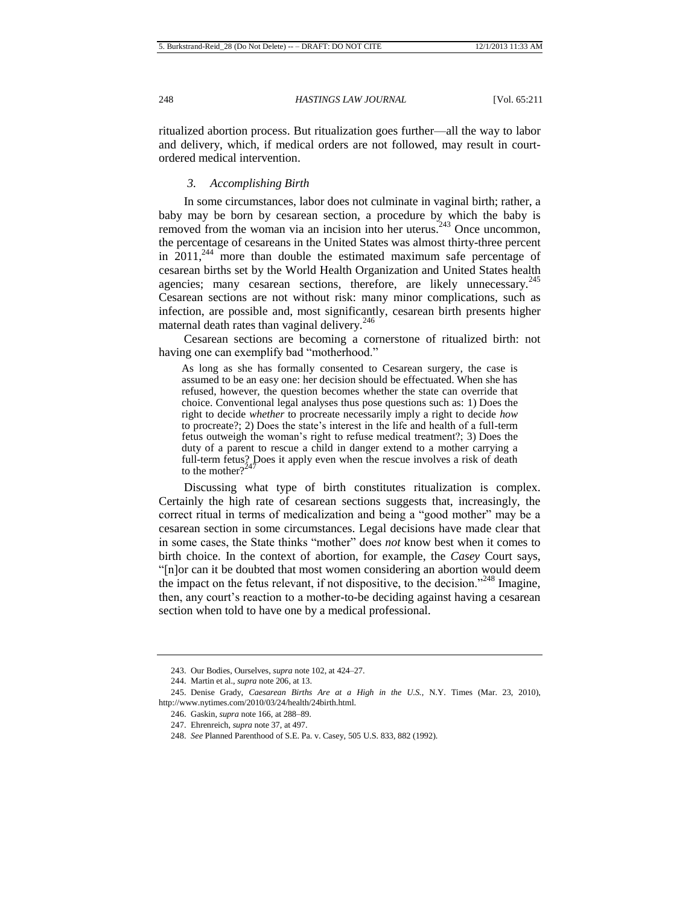ritualized abortion process. But ritualization goes further—all the way to labor and delivery, which, if medical orders are not followed, may result in court-ordered medical intervention.

### *3. Accomplishing Birth*

In some circumstances, labor does not culminate in vaginal birth; rather, a baby may be born by cesarean section, a procedure by which the baby is removed from the woman via an incision into her uterus.[243] Once uncommon, the percentage of cesareans in the United States was almost thirty-three percent in 2011,[244] more than double the estimated maximum safe percentage of cesarean births set by the World Health Organization and United States health agencies; many cesarean sections, therefore, are likely unnecessary.[245] Cesarean sections are not without risk: many minor complications, such as infection, are possible and, most significantly, cesarean birth presents higher maternal death rates than vaginal delivery.[246]

Cesarean sections are becoming a cornerstone of ritualized birth: not having one can exemplify bad "motherhood."

> As long as she has formally consented to Cesarean surgery, the case is assumed to be an easy one: her decision should be effectuated. When she has refused, however, the question becomes whether the state can override that choice. Conventional legal analyses thus pose questions such as: 1) Does the right to decide *whether* to procreate necessarily imply a right to decide *how* to procreate?; 2) Does the state's interest in the life and health of a full-term fetus outweigh the woman's right to refuse medical treatment?; 3) Does the duty of a parent to rescue a child in danger extend to a mother carrying a full-term fetus? Does it apply even when the rescue involves a risk of death to the mother?[247]

Discussing what type of birth constitutes ritualization is complex. Certainly the high rate of cesarean sections suggests that, increasingly, the correct ritual in terms of medicalization and being a "good mother" may be a cesarean section in some circumstances. Legal decisions have made clear that in some cases, the State thinks "mother" does *not* know best when it comes to birth choice. In the context of abortion, for example, the *Casey* Court says, "[n]or can it be doubted that most women considering an abortion would deem the impact on the fetus relevant, if not dispositive, to the decision."[248] Imagine, then, any court's reaction to a mother-to-be deciding against having a cesarean section when told to have one by a medical professional.

---

243. Our Bodies, Ourselves, *supra* note 102, at 424–27.

244. Martin et al., *supra* note 206, at 13.

245. Denise Grady, *Caesarean Births Are at a High in the U.S.*, N.Y. Times (Mar. 23, 2010), http://www.nytimes.com/2010/03/24/health/24birth.html.

246. Gaskin, *supra* note 166, at 288–89.

247. Ehrenreich, *supra* note 37, at 497.

248. *See* Planned Parenthood of S.E. Pa. v. Casey, 505 U.S. 833, 882 (1992).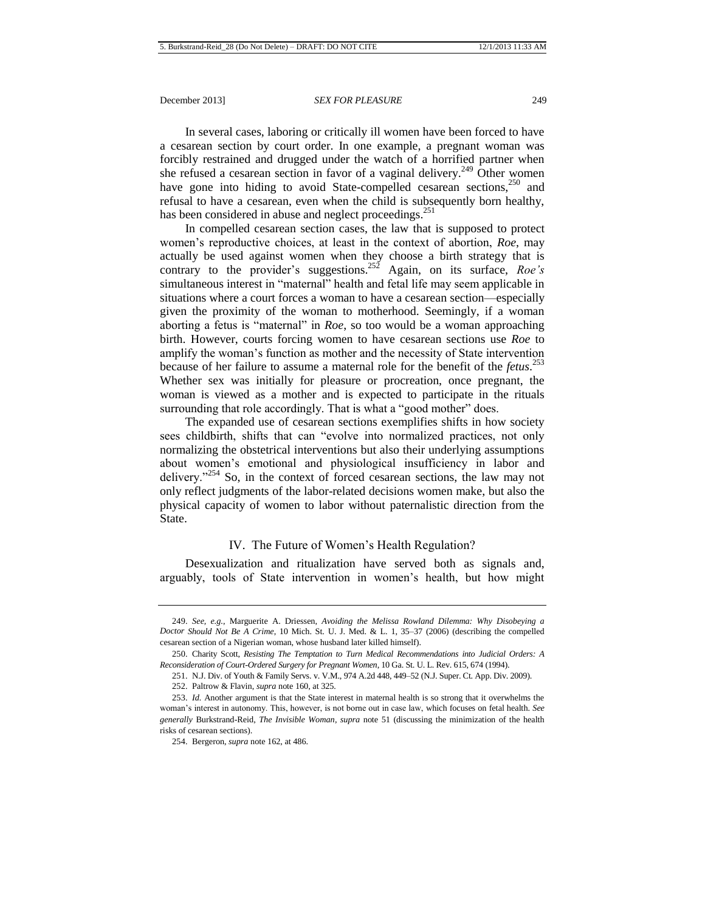In several cases, laboring or critically ill women have been forced to have a cesarean section by court order. In one example, a pregnant woman was forcibly restrained and drugged under the watch of a horrified partner when she refused a cesarean section in favor of a vaginal delivery.[249] Other women have gone into hiding to avoid State-compelled cesarean sections,[250] and refusal to have a cesarean, even when the child is subsequently born healthy, has been considered in abuse and neglect proceedings.[251]

In compelled cesarean section cases, the law that is supposed to protect women's reproductive choices, at least in the context of abortion, *Roe*, may actually be used against women when they choose a birth strategy that is contrary to the provider's suggestions.[252] Again, on its surface, *Roe's* simultaneous interest in "maternal" health and fetal life may seem applicable in situations where a court forces a woman to have a cesarean section—especially given the proximity of the woman to motherhood. Seemingly, if a woman aborting a fetus is "maternal" in *Roe*, so too would be a woman approaching birth. However, courts forcing women to have cesarean sections use *Roe* to amplify the woman's function as mother and the necessity of State intervention because of her failure to assume a maternal role for the benefit of the *fetus*.[253] Whether sex was initially for pleasure or procreation, once pregnant, the woman is viewed as a mother and is expected to participate in the rituals surrounding that role accordingly. That is what a "good mother" does.

The expanded use of cesarean sections exemplifies shifts in how society sees childbirth, shifts that can "evolve into normalized practices, not only normalizing the obstetrical interventions but also their underlying assumptions about women's emotional and physiological insufficiency in labor and delivery."[254] So, in the context of forced cesarean sections, the law may not only reflect judgments of the labor-related decisions women make, but also the physical capacity of women to labor without paternalistic direction from the State.

## IV. The Future of Women's Health Regulation?

Desexualization and ritualization have served both as signals and, arguably, tools of State intervention in women's health, but how might

---

249. *See, e.g.*, Marguerite A. Driessen, *Avoiding the Melissa Rowland Dilemma: Why Disobeying a Doctor Should Not Be A Crime*, 10 Mich. St. U. J. Med. & L. 1, 35–37 (2006) (describing the compelled cesarean section of a Nigerian woman, whose husband later killed himself).

250. Charity Scott, *Resisting The Temptation to Turn Medical Recommendations into Judicial Orders: A Reconsideration of Court-Ordered Surgery for Pregnant Women*, 10 Ga. St. U. L. Rev. 615, 674 (1994).

251. N.J. Div. of Youth & Family Servs. v. V.M., 974 A.2d 448, 449–52 (N.J. Super. Ct. App. Div. 2009).

252. Paltrow & Flavin, *supra* note 160, at 325.

253. *Id.* Another argument is that the State interest in maternal health is so strong that it overwhelms the woman's interest in autonomy. This, however, is not borne out in case law, which focuses on fetal health. *See generally* Burkstrand-Reid, *The Invisible Woman*, *supra* note 51 (discussing the minimization of the health risks of cesarean sections).

254. Bergeron, *supra* note 162, at 486.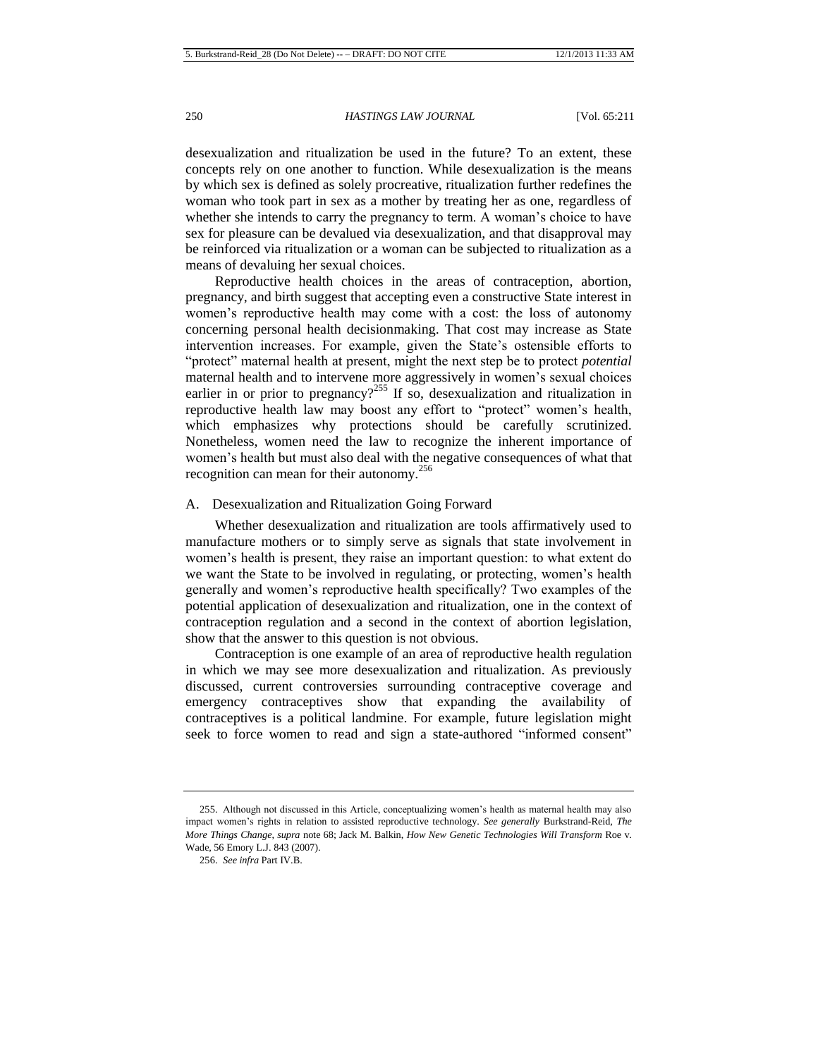desexualization and ritualization be used in the future? To an extent, these concepts rely on one another to function. While desexualization is the means by which sex is defined as solely procreative, ritualization further redefines the woman who took part in sex as a mother by treating her as one, regardless of whether she intends to carry the pregnancy to term. A woman's choice to have sex for pleasure can be devalued via desexualization, and that disapproval may be reinforced via ritualization or a woman can be subjected to ritualization as a means of devaluing her sexual choices.

Reproductive health choices in the areas of contraception, abortion, pregnancy, and birth suggest that accepting even a constructive State interest in women's reproductive health may come with a cost: the loss of autonomy concerning personal health decisionmaking. That cost may increase as State intervention increases. For example, given the State's ostensible efforts to "protect" maternal health at present, might the next step be to protect *potential* maternal health and to intervene more aggressively in women's sexual choices earlier in or prior to pregnancy?[255] If so, desexualization and ritualization in reproductive health law may boost any effort to "protect" women's health, which emphasizes why protections should be carefully scrutinized. Nonetheless, women need the law to recognize the inherent importance of women's health but must also deal with the negative consequences of what that recognition can mean for their autonomy.[256]

## A. Desexualization and Ritualization Going Forward

Whether desexualization and ritualization are tools affirmatively used to manufacture mothers or to simply serve as signals that state involvement in women's health is present, they raise an important question: to what extent do we want the State to be involved in regulating, or protecting, women's health generally and women's reproductive health specifically? Two examples of the potential application of desexualization and ritualization, one in the context of contraception regulation and a second in the context of abortion legislation, show that the answer to this question is not obvious.

Contraception is one example of an area of reproductive health regulation in which we may see more desexualization and ritualization. As previously discussed, current controversies surrounding contraceptive coverage and emergency contraceptives show that expanding the availability of contraceptives is a political landmine. For example, future legislation might seek to force women to read and sign a state-authored "informed consent"

---

255. Although not discussed in this Article, conceptualizing women's health as maternal health may also impact women's rights in relation to assisted reproductive technology. *See generally* Burkstrand-Reid, *The More Things Change*, *supra* note 68; Jack M. Balkin, *How New Genetic Technologies Will Transform* Roe v. Wade, 56 Emory L.J. 843 (2007).

256. *See infra* Part IV.B.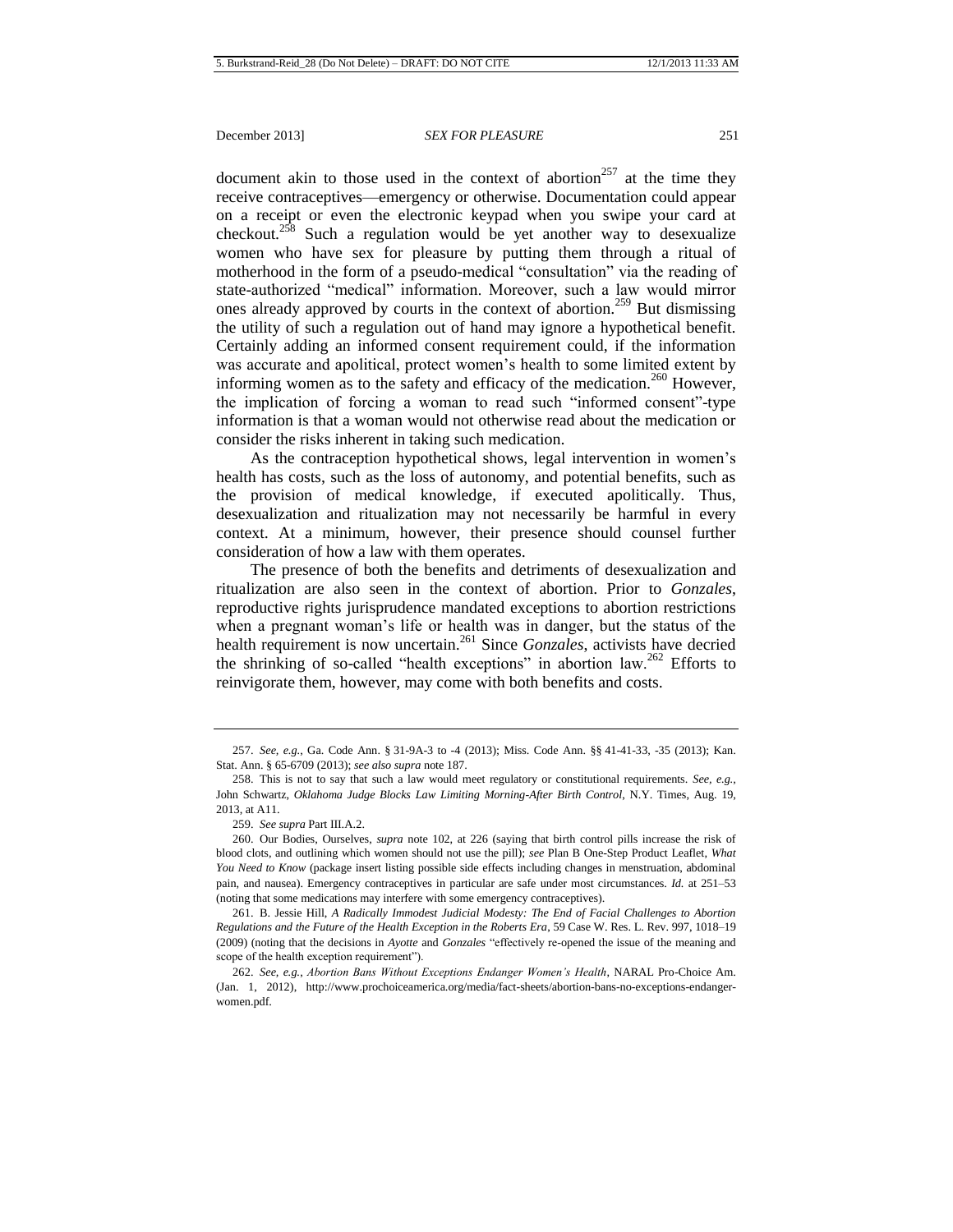document akin to those used in the context of abortion[257] at the time they receive contraceptives—emergency or otherwise. Documentation could appear on a receipt or even the electronic keypad when you swipe your card at checkout.[258] Such a regulation would be yet another way to desexualize women who have sex for pleasure by putting them through a ritual of motherhood in the form of a pseudo-medical "consultation" via the reading of state-authorized "medical" information. Moreover, such a law would mirror ones already approved by courts in the context of abortion.[259] But dismissing the utility of such a regulation out of hand may ignore a hypothetical benefit. Certainly adding an informed consent requirement could, if the information was accurate and apolitical, protect women's health to some limited extent by informing women as to the safety and efficacy of the medication.[260] However, the implication of forcing a woman to read such "informed consent"-type information is that a woman would not otherwise read about the medication or consider the risks inherent in taking such medication.

As the contraception hypothetical shows, legal intervention in women's health has costs, such as the loss of autonomy, and potential benefits, such as the provision of medical knowledge, if executed apolitically. Thus, desexualization and ritualization may not necessarily be harmful in every context. At a minimum, however, their presence should counsel further consideration of how a law with them operates.

The presence of both the benefits and detriments of desexualization and ritualization are also seen in the context of abortion. Prior to *Gonzales*, reproductive rights jurisprudence mandated exceptions to abortion restrictions when a pregnant woman's life or health was in danger, but the status of the health requirement is now uncertain.[261] Since *Gonzales*, activists have decried the shrinking of so-called "health exceptions" in abortion law.[262] Efforts to reinvigorate them, however, may come with both benefits and costs.

---

257. *See, e.g.*, Ga. Code Ann. § 31-9A-3 to -4 (2013); Miss. Code Ann. §§ 41-41-33, -35 (2013); Kan. Stat. Ann. § 65-6709 (2013); *see also supra* note 187.

258. This is not to say that such a law would meet regulatory or constitutional requirements. *See, e.g.*, John Schwartz, *Oklahoma Judge Blocks Law Limiting Morning-After Birth Control*, N.Y. Times, Aug. 19, 2013, at A11.

259. *See supra* Part III.A.2.

260. Our Bodies, Ourselves, *supra* note 102, at 226 (saying that birth control pills increase the risk of blood clots, and outlining which women should not use the pill); *see* Plan B One-Step Product Leaflet, *What You Need to Know* (package insert listing possible side effects including changes in menstruation, abdominal pain, and nausea). Emergency contraceptives in particular are safe under most circumstances. *Id.* at 251–53 (noting that some medications may interfere with some emergency contraceptives).

261. B. Jessie Hill, *A Radically Immodest Judicial Modesty: The End of Facial Challenges to Abortion Regulations and the Future of the Health Exception in the Roberts Era*, 59 Case W. Res. L. Rev. 997, 1018–19 (2009) (noting that the decisions in *Ayotte* and *Gonzales* "effectively re-opened the issue of the meaning and scope of the health exception requirement").

262. *See, e.g.*, *Abortion Bans Without Exceptions Endanger Women's Health*, NARAL Pro-Choice Am. (Jan. 1, 2012), http://www.prochoiceamerica.org/media/fact-sheets/abortion-bans-no-exceptions-endanger-women.pdf.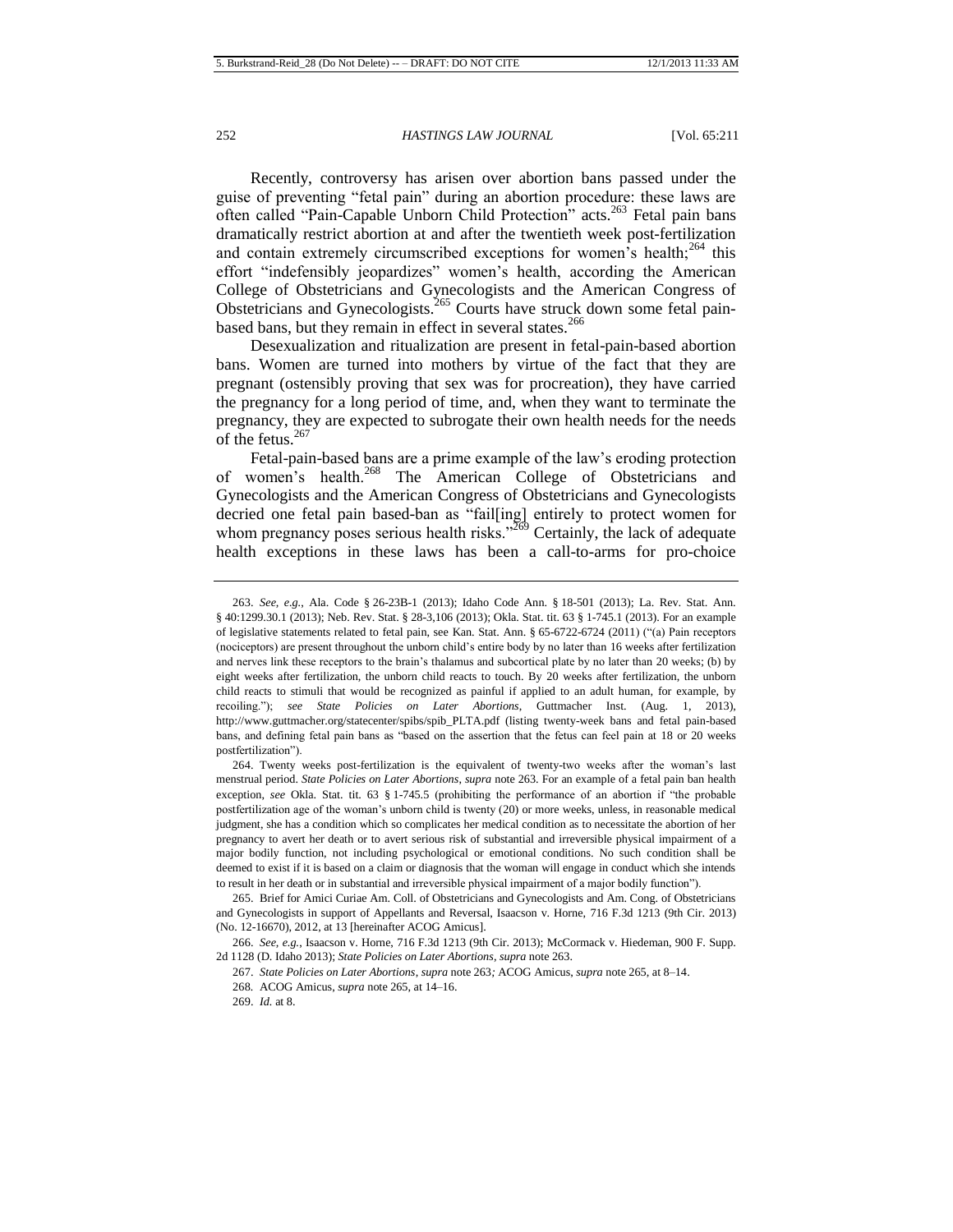Recently, controversy has arisen over abortion bans passed under the guise of preventing "fetal pain" during an abortion procedure: these laws are often called "Pain-Capable Unborn Child Protection" acts.[263] Fetal pain bans dramatically restrict abortion at and after the twentieth week post-fertilization and contain extremely circumscribed exceptions for women's health;[264] this effort "indefensibly jeopardizes" women's health, according the American College of Obstetricians and Gynecologists and the American Congress of Obstetricians and Gynecologists.[265] Courts have struck down some fetal pain-based bans, but they remain in effect in several states.[266]

Desexualization and ritualization are present in fetal-pain-based abortion bans. Women are turned into mothers by virtue of the fact that they are pregnant (ostensibly proving that sex was for procreation), they have carried the pregnancy for a long period of time, and, when they want to terminate the pregnancy, they are expected to subrogate their own health needs for the needs of the fetus.[267]

Fetal-pain-based bans are a prime example of the law's eroding protection of women's health.[268] The American College of Obstetricians and Gynecologists and the American Congress of Obstetricians and Gynecologists decried one fetal pain based-ban as "fail[ing] entirely to protect women for whom pregnancy poses serious health risks."[269] Certainly, the lack of adequate health exceptions in these laws has been a call-to-arms for pro-choice

---

263. *See, e.g.*, Ala. Code § 26-23B-1 (2013); Idaho Code Ann. § 18-501 (2013); La. Rev. Stat. Ann. § 40:1299.30.1 (2013); Neb. Rev. Stat. § 28-3,106 (2013); Okla. Stat. tit. 63 § 1-745.1 (2013). For an example of legislative statements related to fetal pain, see Kan. Stat. Ann. § 65-6722-6724 (2011) ("(a) Pain receptors (nociceptors) are present throughout the unborn child's entire body by no later than 16 weeks after fertilization and nerves link these receptors to the brain's thalamus and subcortical plate by no later than 20 weeks; (b) by eight weeks after fertilization, the unborn child reacts to touch. By 20 weeks after fertilization, the unborn child reacts to stimuli that would be recognized as painful if applied to an adult human, for example, by recoiling."); *see State Policies on Later Abortions*, Guttmacher Inst. (Aug. 1, 2013), http://www.guttmacher.org/statecenter/spibs/spib_PLTA.pdf (listing twenty-week bans and fetal pain-based bans, and defining fetal pain bans as "based on the assertion that the fetus can feel pain at 18 or 20 weeks postfertilization").

264. Twenty weeks post-fertilization is the equivalent of twenty-two weeks after the woman's last menstrual period. *State Policies on Later Abortions*, *supra* note 263. For an example of a fetal pain ban health exception, *see* Okla. Stat. tit. 63 § 1-745.5 (prohibiting the performance of an abortion if "the probable postfertilization age of the woman's unborn child is twenty (20) or more weeks, unless, in reasonable medical judgment, she has a condition which so complicates her medical condition as to necessitate the abortion of her pregnancy to avert her death or to avert serious risk of substantial and irreversible physical impairment of a major bodily function, not including psychological or emotional conditions. No such condition shall be deemed to exist if it is based on a claim or diagnosis that the woman will engage in conduct which she intends to result in her death or in substantial and irreversible physical impairment of a major bodily function").

265. Brief for Amici Curiae Am. Coll. of Obstetricians and Gynecologists and Am. Cong. of Obstetricians and Gynecologists in support of Appellants and Reversal, Isaacson v. Horne, 716 F.3d 1213 (9th Cir. 2013) (No. 12-16670), 2012, at 13 [hereinafter ACOG Amicus].

266. *See, e.g.*, Isaacson v. Horne, 716 F.3d 1213 (9th Cir. 2013); McCormack v. Hiedeman, 900 F. Supp. 2d 1128 (D. Idaho 2013); *State Policies on Later Abortions*, *supra* note 263.

267. *State Policies on Later Abortions*, *supra* note 263*;* ACOG Amicus, *supra* note 265, at 8–14.

268. ACOG Amicus, *supra* note 265, at 14–16.

269. *Id.* at 8.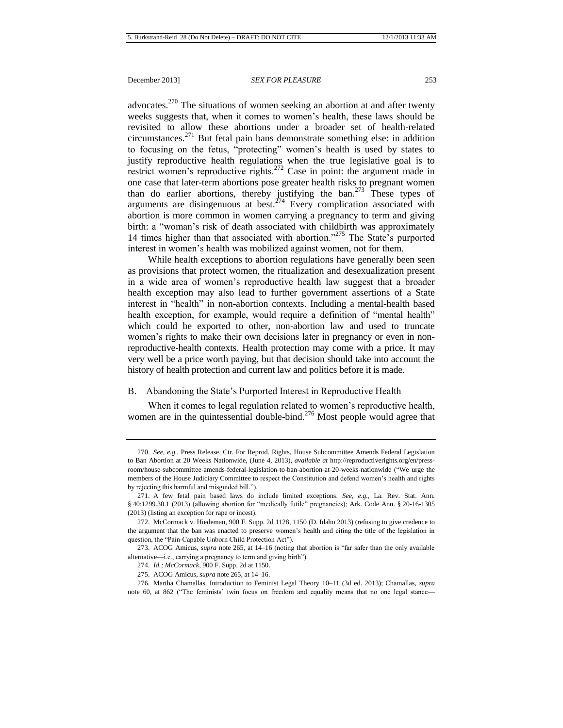advocates.[270] The situations of women seeking an abortion at and after twenty weeks suggests that, when it comes to women's health, these laws should be revisited to allow these abortions under a broader set of health-related circumstances.[271] But fetal pain bans demonstrate something else: in addition to focusing on the fetus, "protecting" women's health is used by states to justify reproductive health regulations when the true legislative goal is to restrict women's reproductive rights.[272] Case in point: the argument made in one case that later-term abortions pose greater health risks to pregnant women than do earlier abortions, thereby justifying the ban.[273] These types of arguments are disingenuous at best.[274] Every complication associated with abortion is more common in women carrying a pregnancy to term and giving birth: a "woman's risk of death associated with childbirth was approximately 14 times higher than that associated with abortion."[275] The State's purported interest in women's health was mobilized against women, not for them.

While health exceptions to abortion regulations have generally been seen as provisions that protect women, the ritualization and desexualization present in a wide area of women's reproductive health law suggest that a broader health exception may also lead to further government assertions of a State interest in "health" in non-abortion contexts. Including a mental-health based health exception, for example, would require a definition of "mental health" which could be exported to other, non-abortion law and used to truncate women's rights to make their own decisions later in pregnancy or even in non-reproductive-health contexts. Health protection may come with a price. It may very well be a price worth paying, but that decision should take into account the history of health protection and current law and politics before it is made.

## B. Abandoning the State's Purported Interest in Reproductive Health

When it comes to legal regulation related to women's reproductive health, women are in the quintessential double-bind.[276] Most people would agree that

---

270. *See, e.g.*, Press Release, Ctr. For Reprod. Rights, House Subcommittee Amends Federal Legislation to Ban Abortion at 20 Weeks Nationwide, (June 4, 2013), *available at* http://reproductiverights.org/en/press-room/house-subcommittee-amends-federal-legislation-to-ban-abortion-at-20-weeks-nationwide ("We urge the members of the House Judiciary Committee to respect the Constitution and defend women's health and rights by rejecting this harmful and misguided bill.").

271. A few fetal pain based laws do include limited exceptions. *See, e.g.*, La. Rev. Stat. Ann. § 40:1299.30.1 (2013) (allowing abortion for "medically futile" pregnancies); Ark. Code Ann. § 20-16-1305 (2013) (listing an exception for rape or incest).

272. McCormack v. Hiedeman, 900 F. Supp. 2d 1128, 1150 (D. Idaho 2013) (refusing to give credence to the argument that the ban was enacted to preserve women's health and citing the title of the legislation in question, the "Pain-Capable Unborn Child Protection Act").

273. ACOG Amicus, *supra* note 265, at 14–16 (noting that abortion is "far safer than the only available alternative—i.e., carrying a pregnancy to term and giving birth").

274. *Id.; McCormack*, 900 F. Supp. 2d at 1150.

275. ACOG Amicus, *supra* note 265, at 14–16.

276. Martha Chamallas, Introduction to Feminist Legal Theory 10–11 (3d ed. 2013); Chamallas, *supra* note 60, at 862 ("The feminists' twin focus on freedom and equality means that no one legal stance—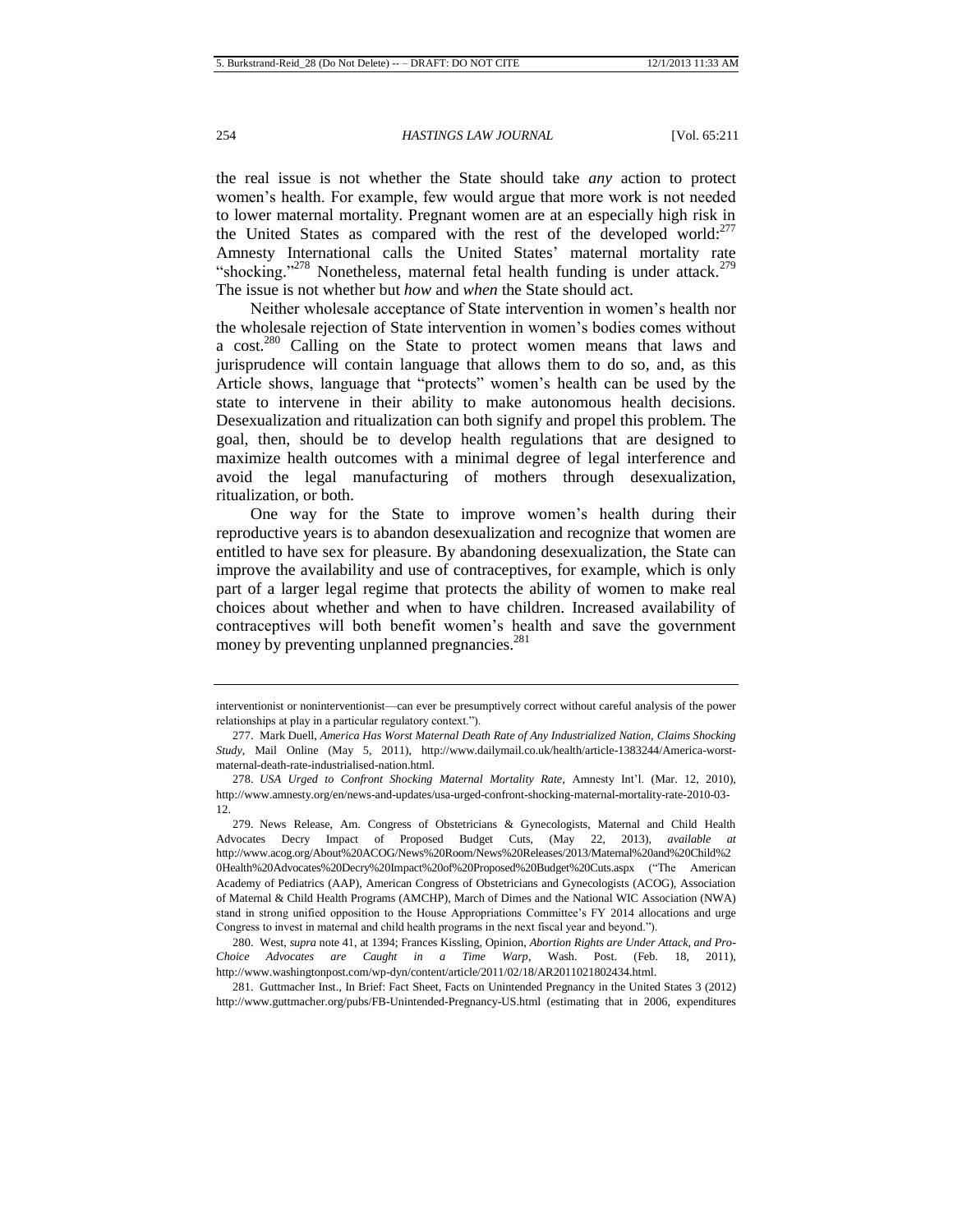the real issue is not whether the State should take *any* action to protect women's health. For example, few would argue that more work is not needed to lower maternal mortality. Pregnant women are at an especially high risk in the United States as compared with the rest of the developed world:[277] Amnesty International calls the United States' maternal mortality rate "shocking."[278] Nonetheless, maternal fetal health funding is under attack.[279] The issue is not whether but *how* and *when* the State should act.

Neither wholesale acceptance of State intervention in women's health nor the wholesale rejection of State intervention in women's bodies comes without a cost.[280] Calling on the State to protect women means that laws and jurisprudence will contain language that allows them to do so, and, as this Article shows, language that "protects" women's health can be used by the state to intervene in their ability to make autonomous health decisions. Desexualization and ritualization can both signify and propel this problem. The goal, then, should be to develop health regulations that are designed to maximize health outcomes with a minimal degree of legal interference and avoid the legal manufacturing of mothers through desexualization, ritualization, or both.

One way for the State to improve women's health during their reproductive years is to abandon desexualization and recognize that women are entitled to have sex for pleasure. By abandoning desexualization, the State can improve the availability and use of contraceptives, for example, which is only part of a larger legal regime that protects the ability of women to make real choices about whether and when to have children. Increased availability of contraceptives will both benefit women's health and save the government money by preventing unplanned pregnancies.[281]

---

interventionist or noninterventionist—can ever be presumptively correct without careful analysis of the power relationships at play in a particular regulatory context.").

277. Mark Duell, *America Has Worst Maternal Death Rate of Any Industrialized Nation, Claims Shocking Study*, Mail Online (May 5, 2011), http://www.dailymail.co.uk/health/article-1383244/America-worst-maternal-death-rate-industrialised-nation.html.

278. *USA Urged to Confront Shocking Maternal Mortality Rate*, Amnesty Int'l. (Mar. 12, 2010), http://www.amnesty.org/en/news-and-updates/usa-urged-confront-shocking-maternal-mortality-rate-2010-03-12.

279. News Release, Am. Congress of Obstetricians & Gynecologists, Maternal and Child Health Advocates Decry Impact of Proposed Budget Cuts, (May 22, 2013), *available at* http://www.acog.org/About%20ACOG/News%20Room/News%20Releases/2013/Maternal%20and%20Child%20Health%20Advocates%20Decry%20Impact%20of%20Proposed%20Budget%20Cuts.aspx ("The American Academy of Pediatrics (AAP), American Congress of Obstetricians and Gynecologists (ACOG), Association of Maternal & Child Health Programs (AMCHP), March of Dimes and the National WIC Association (NWA) stand in strong unified opposition to the House Appropriations Committee's FY 2014 allocations and urge Congress to invest in maternal and child health programs in the next fiscal year and beyond.").

280. West, *supra* note 41, at 1394; Frances Kissling, Opinion, *Abortion Rights are Under Attack, and Pro-Choice Advocates are Caught in a Time Warp*, Wash. Post. (Feb. 18, 2011), http://www.washingtonpost.com/wp-dyn/content/article/2011/02/18/AR2011021802434.html.

281. Guttmacher Inst., In Brief: Fact Sheet, Facts on Unintended Pregnancy in the United States 3 (2012) http://www.guttmacher.org/pubs/FB-Unintended-Pregnancy-US.html (estimating that in 2006, expenditures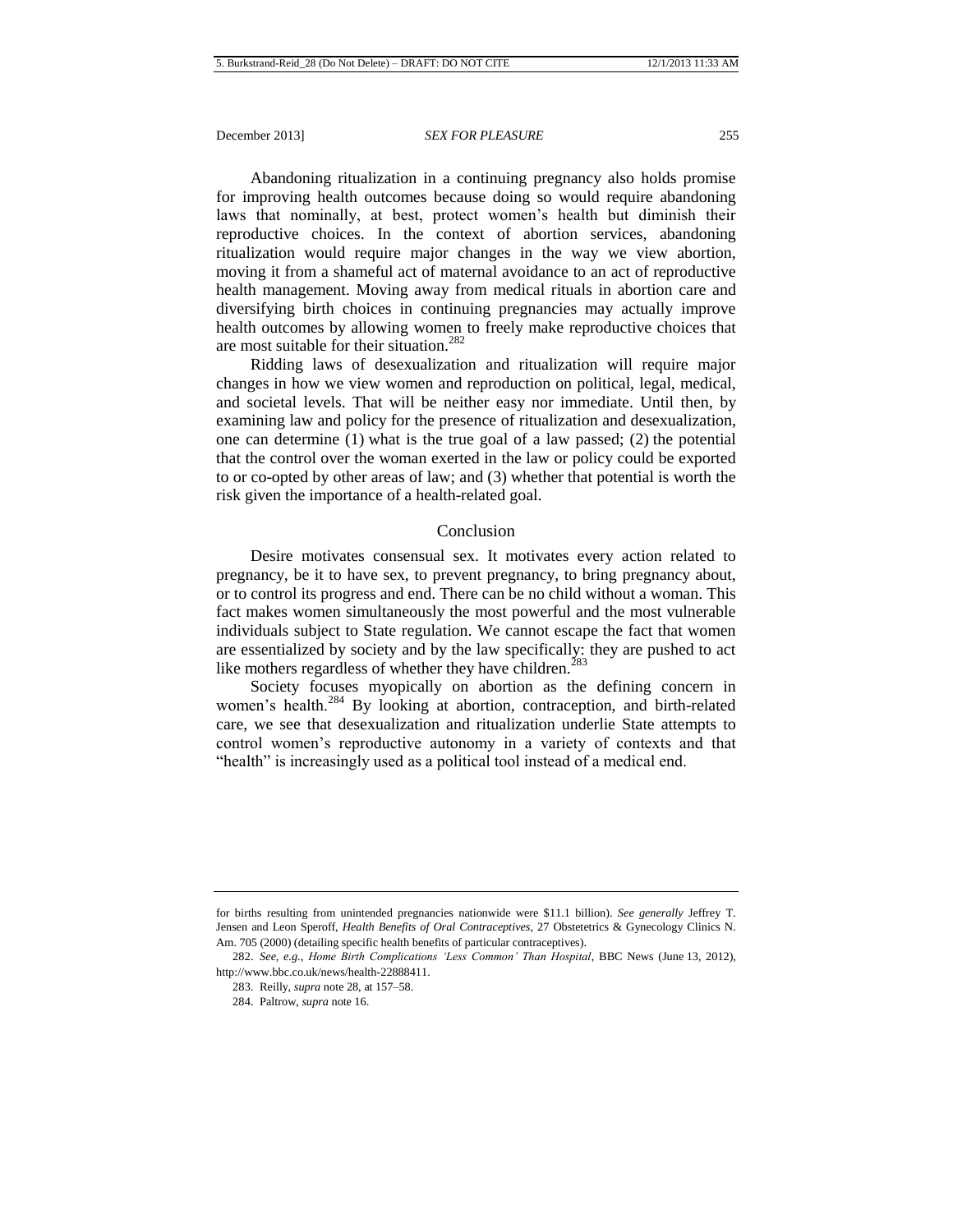Abandoning ritualization in a continuing pregnancy also holds promise for improving health outcomes because doing so would require abandoning laws that nominally, at best, protect women's health but diminish their reproductive choices. In the context of abortion services, abandoning ritualization would require major changes in the way we view abortion, moving it from a shameful act of maternal avoidance to an act of reproductive health management. Moving away from medical rituals in abortion care and diversifying birth choices in continuing pregnancies may actually improve health outcomes by allowing women to freely make reproductive choices that are most suitable for their situation.[282]

Ridding laws of desexualization and ritualization will require major changes in how we view women and reproduction on political, legal, medical, and societal levels. That will be neither easy nor immediate. Until then, by examining law and policy for the presence of ritualization and desexualization, one can determine (1) what is the true goal of a law passed; (2) the potential that the control over the woman exerted in the law or policy could be exported to or co-opted by other areas of law; and (3) whether that potential is worth the risk given the importance of a health-related goal.

## Conclusion

Desire motivates consensual sex. It motivates every action related to pregnancy, be it to have sex, to prevent pregnancy, to bring pregnancy about, or to control its progress and end. There can be no child without a woman. This fact makes women simultaneously the most powerful and the most vulnerable individuals subject to State regulation. We cannot escape the fact that women are essentialized by society and by the law specifically: they are pushed to act like mothers regardless of whether they have children.[283]

Society focuses myopically on abortion as the defining concern in women's health.[284] By looking at abortion, contraception, and birth-related care, we see that desexualization and ritualization underlie State attempts to control women's reproductive autonomy in a variety of contexts and that "health" is increasingly used as a political tool instead of a medical end.

---

for births resulting from unintended pregnancies nationwide were $11.1 billion). *See generally* Jeffrey T. Jensen and Leon Speroff, *Health Benefits of Oral Contraceptives*, 27 Obstetetrics & Gynecology Clinics N. Am. 705 (2000) (detailing specific health benefits of particular contraceptives).

282. *See, e.g.*, *Home Birth Complications 'Less Common' Than Hospital*, BBC News (June 13, 2012), http://www.bbc.co.uk/news/health-22888411.

283. Reilly, *supra* note 28, at 157–58.

284. Paltrow, *supra* note 16.